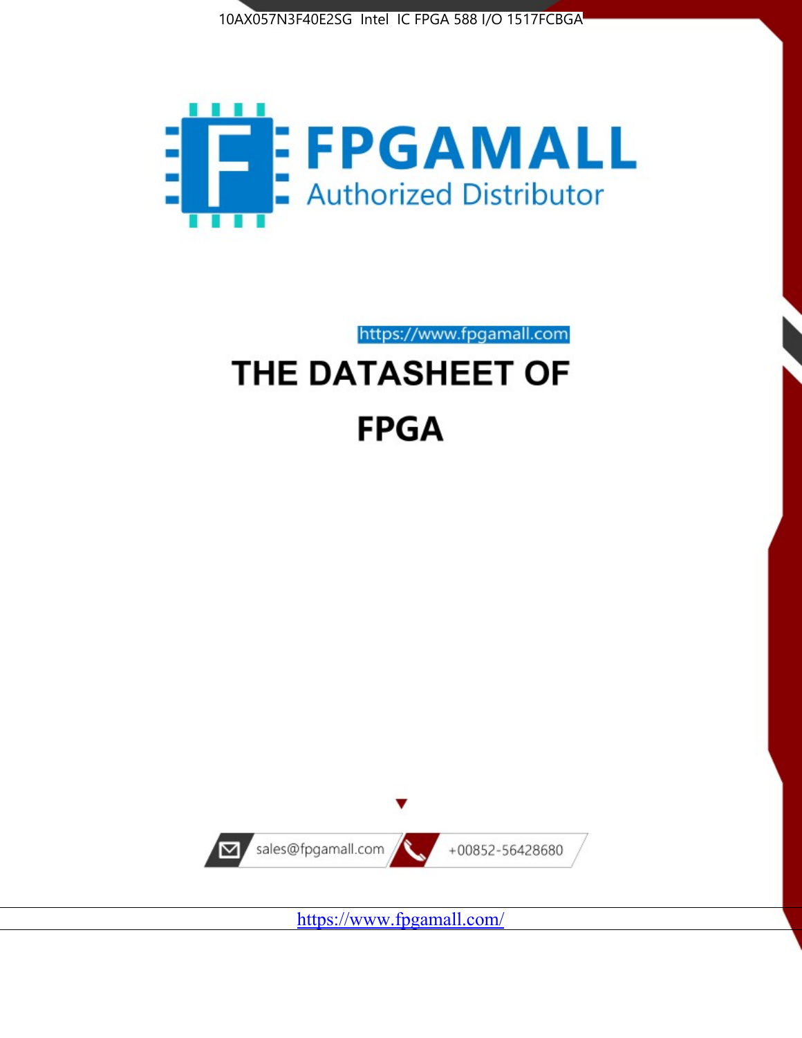10AX057N3F40E2SG Intel IC FPGA 588 I/O 1517FCBGA

FPGAMALL
Authorized Distributor

https://www.fpgamall.com

# THE DATASHEET OF

# FPGA

sales@fpgamall.com

+00852-56428680

https://www.fpgamall.com/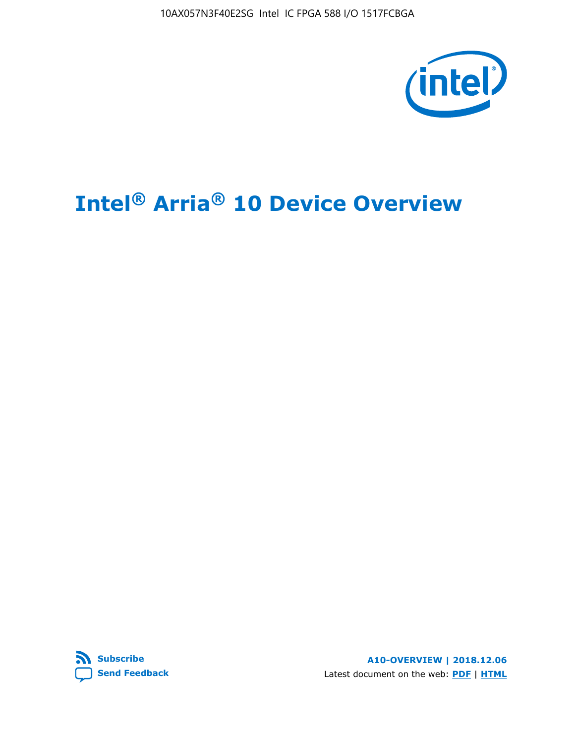# Intel® Arria® 10 Device Overview

Subscribe

Send Feedback

A10-OVERVIEW | 2018.12.06

Latest document on the web: PDF | HTML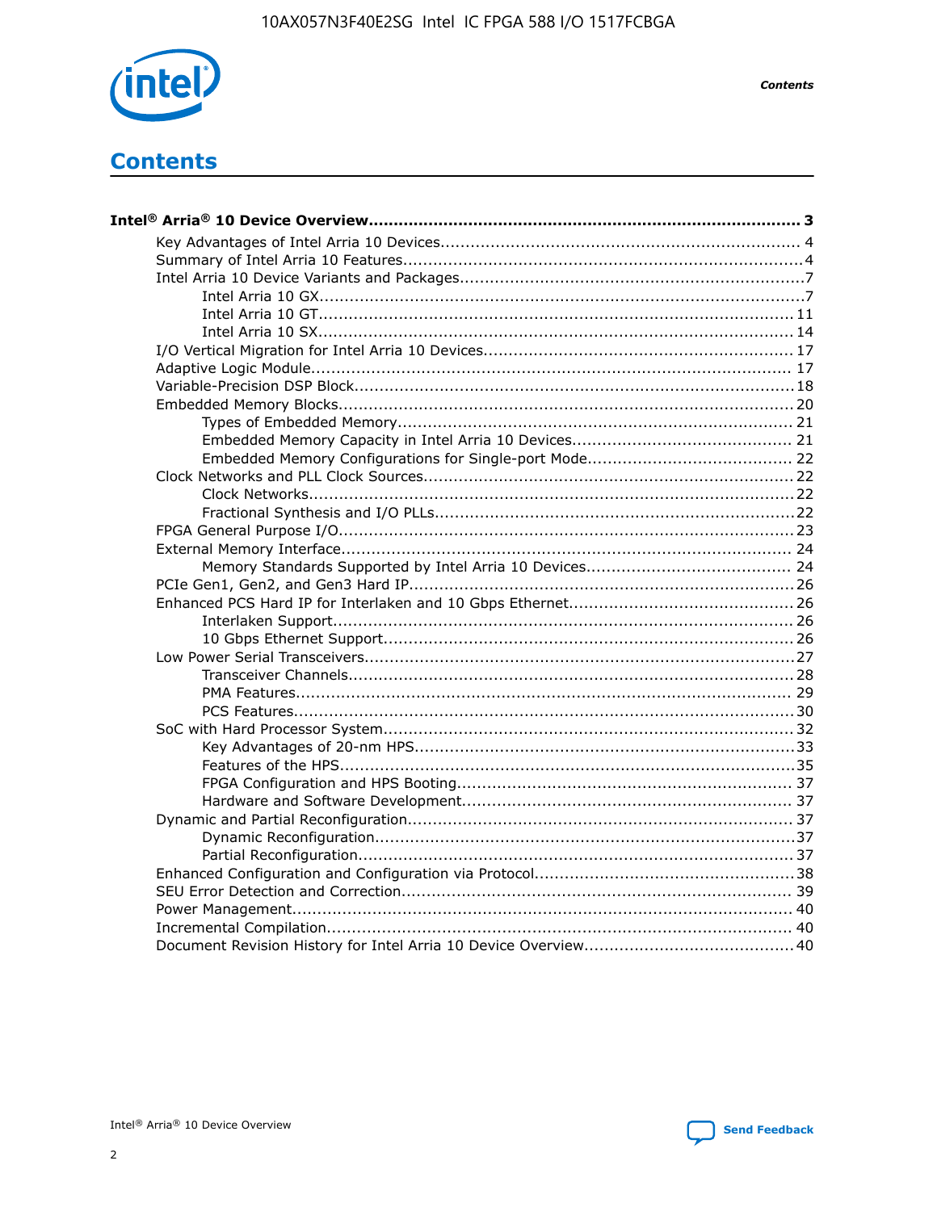# Contents

**Intel® Arria® 10 Device Overview** ..... 3

- Key Advantages of Intel Arria 10 Devices..... 4
- Summary of Intel Arria 10 Features..... 4
- Intel Arria 10 Device Variants and Packages..... 7
  - Intel Arria 10 GX..... 7
  - Intel Arria 10 GT..... 11
  - Intel Arria 10 SX..... 14
- I/O Vertical Migration for Intel Arria 10 Devices..... 17
- Adaptive Logic Module..... 17
- Variable-Precision DSP Block..... 18
- Embedded Memory Blocks..... 20
  - Types of Embedded Memory..... 21
  - Embedded Memory Capacity in Intel Arria 10 Devices..... 21
  - Embedded Memory Configurations for Single-port Mode..... 22
- Clock Networks and PLL Clock Sources..... 22
  - Clock Networks..... 22
  - Fractional Synthesis and I/O PLLs..... 22
- FPGA General Purpose I/O..... 23
- External Memory Interface..... 24
  - Memory Standards Supported by Intel Arria 10 Devices..... 24
- PCIe Gen1, Gen2, and Gen3 Hard IP..... 26
- Enhanced PCS Hard IP for Interlaken and 10 Gbps Ethernet..... 26
  - Interlaken Support..... 26
  - 10 Gbps Ethernet Support..... 26
- Low Power Serial Transceivers..... 27
  - Transceiver Channels..... 28
  - PMA Features..... 29
  - PCS Features..... 30
- SoC with Hard Processor System..... 32
  - Key Advantages of 20-nm HPS..... 33
  - Features of the HPS..... 35
  - FPGA Configuration and HPS Booting..... 37
  - Hardware and Software Development..... 37
- Dynamic and Partial Reconfiguration..... 37
  - Dynamic Reconfiguration..... 37
  - Partial Reconfiguration..... 37
- Enhanced Configuration and Configuration via Protocol..... 38
- SEU Error Detection and Correction..... 39
- Power Management..... 40
- Incremental Compilation..... 40
- Document Revision History for Intel Arria 10 Device Overview..... 40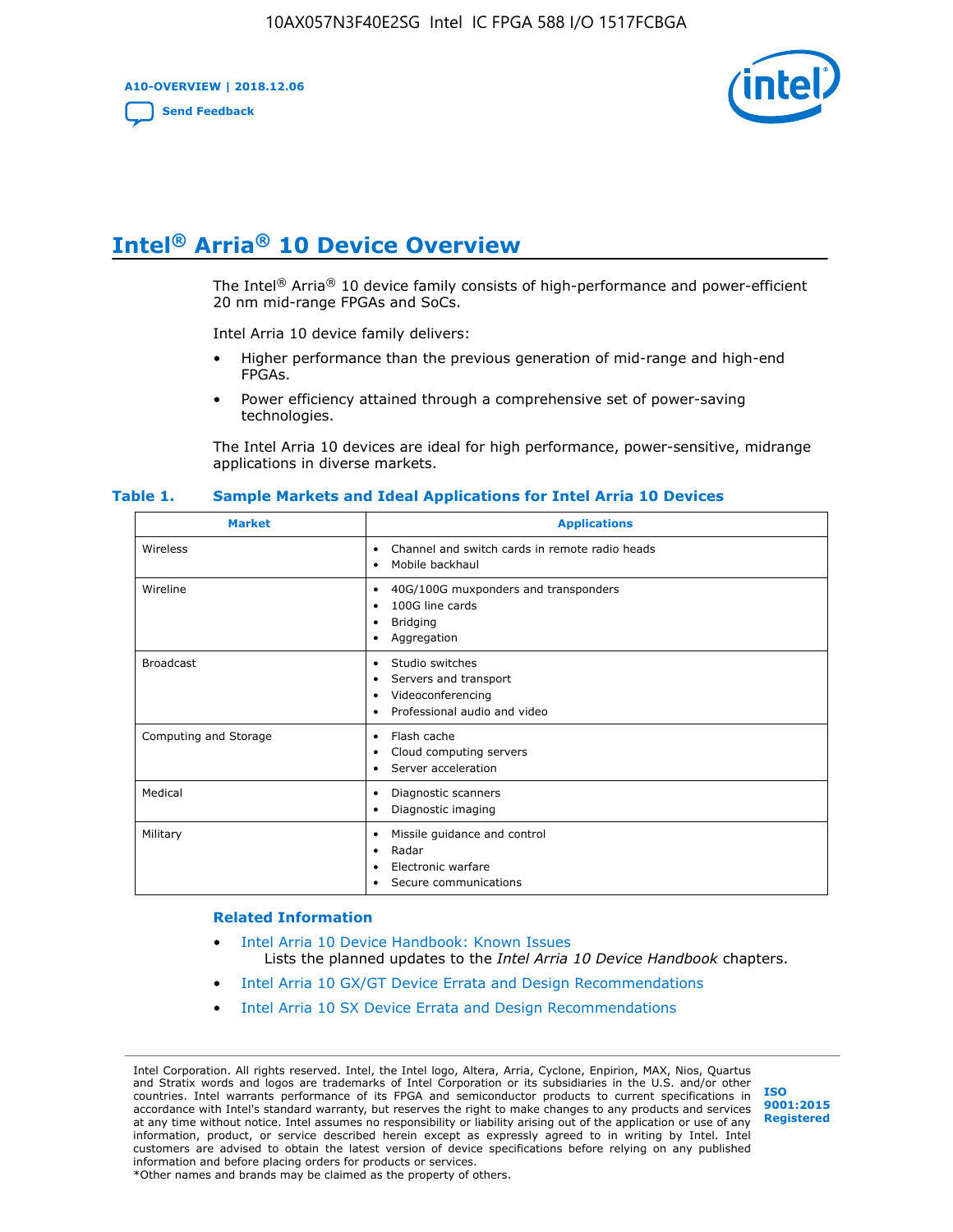# Intel® Arria® 10 Device Overview

The Intel® Arria® 10 device family consists of high-performance and power-efficient 20 nm mid-range FPGAs and SoCs.

Intel Arria 10 device family delivers:

- Higher performance than the previous generation of mid-range and high-end FPGAs.
- Power efficiency attained through a comprehensive set of power-saving technologies.

The Intel Arria 10 devices are ideal for high performance, power-sensitive, midrange applications in diverse markets.

**Table 1. Sample Markets and Ideal Applications for Intel Arria 10 Devices**

| Market | Applications |
|---|---|
| Wireless | • Channel and switch cards in remote radio heads<br>• Mobile backhaul |
| Wireline | • 40G/100G muxponders and transponders<br>• 100G line cards<br>• Bridging<br>• Aggregation |
| Broadcast | • Studio switches<br>• Servers and transport<br>• Videoconferencing<br>• Professional audio and video |
| Computing and Storage | • Flash cache<br>• Cloud computing servers<br>• Server acceleration |
| Medical | • Diagnostic scanners<br>• Diagnostic imaging |
| Military | • Missile guidance and control<br>• Radar<br>• Electronic warfare<br>• Secure communications |

### Related Information

- Intel Arria 10 Device Handbook: Known Issues
  Lists the planned updates to the *Intel Arria 10 Device Handbook* chapters.
- Intel Arria 10 GX/GT Device Errata and Design Recommendations
- Intel Arria 10 SX Device Errata and Design Recommendations

Intel Corporation. All rights reserved. Intel, the Intel logo, Altera, Arria, Cyclone, Enpirion, MAX, Nios, Quartus and Stratix words and logos are trademarks of Intel Corporation or its subsidiaries in the U.S. and/or other countries. Intel warrants performance of its FPGA and semiconductor products to current specifications in accordance with Intel's standard warranty, but reserves the right to make changes to any products and services at any time without notice. Intel assumes no responsibility or liability arising out of the application or use of any information, product, or service described herein except as expressly agreed to in writing by Intel. Intel customers are advised to obtain the latest version of device specifications before relying on any published information and before placing orders for products or services.
*Other names and brands may be claimed as the property of others.

ISO 9001:2015 Registered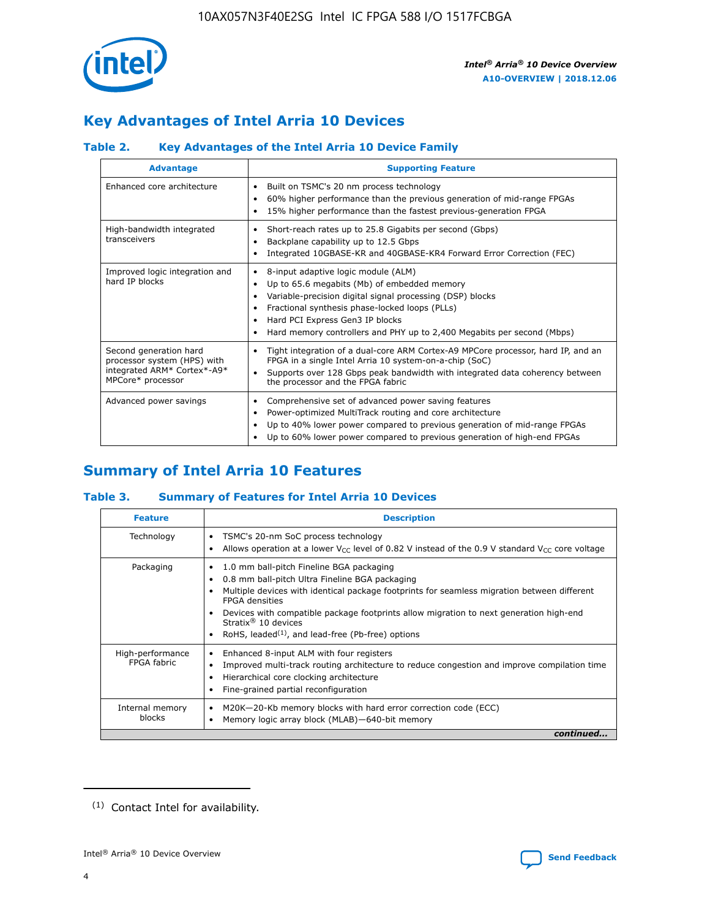## Key Advantages of Intel Arria 10 Devices

### Table 2. Key Advantages of the Intel Arria 10 Device Family

| Advantage | Supporting Feature |
| --- | --- |
| Enhanced core architecture | • Built on TSMC's 20 nm process technology<br>• 60% higher performance than the previous generation of mid-range FPGAs<br>• 15% higher performance than the fastest previous-generation FPGA |
| High-bandwidth integrated transceivers | • Short-reach rates up to 25.8 Gigabits per second (Gbps)<br>• Backplane capability up to 12.5 Gbps<br>• Integrated 10GBASE-KR and 40GBASE-KR4 Forward Error Correction (FEC) |
| Improved logic integration and hard IP blocks | • 8-input adaptive logic module (ALM)<br>• Up to 65.6 megabits (Mb) of embedded memory<br>• Variable-precision digital signal processing (DSP) blocks<br>• Fractional synthesis phase-locked loops (PLLs)<br>• Hard PCI Express Gen3 IP blocks<br>• Hard memory controllers and PHY up to 2,400 Megabits per second (Mbps) |
| Second generation hard processor system (HPS) with integrated ARM* Cortex*-A9* MPCore* processor | • Tight integration of a dual-core ARM Cortex-A9 MPCore processor, hard IP, and an FPGA in a single Intel Arria 10 system-on-a-chip (SoC)<br>• Supports over 128 Gbps peak bandwidth with integrated data coherency between the processor and the FPGA fabric |
| Advanced power savings | • Comprehensive set of advanced power saving features<br>• Power-optimized MultiTrack routing and core architecture<br>• Up to 40% lower power compared to previous generation of mid-range FPGAs<br>• Up to 60% lower power compared to previous generation of high-end FPGAs |

## Summary of Intel Arria 10 Features

### Table 3. Summary of Features for Intel Arria 10 Devices

| Feature | Description |
| --- | --- |
| Technology | • TSMC's 20-nm SoC process technology<br>• Allows operation at a lower $V_{CC}$ level of 0.82 V instead of the 0.9 V standard $V_{CC}$ core voltage |
| Packaging | • 1.0 mm ball-pitch Fineline BGA packaging<br>• 0.8 mm ball-pitch Ultra Fineline BGA packaging<br>• Multiple devices with identical package footprints for seamless migration between different FPGA densities<br>• Devices with compatible package footprints allow migration to next generation high-end Stratix® 10 devices<br>• RoHS, leaded[1], and lead-free (Pb-free) options |
| High-performance FPGA fabric | • Enhanced 8-input ALM with four registers<br>• Improved multi-track routing architecture to reduce congestion and improve compilation time<br>• Hierarchical core clocking architecture<br>• Fine-grained partial reconfiguration |
| Internal memory blocks | • M20K—20-Kb memory blocks with hard error correction code (ECC)<br>• Memory logic array block (MLAB)—640-bit memory |

*continued...*

(1) Contact Intel for availability.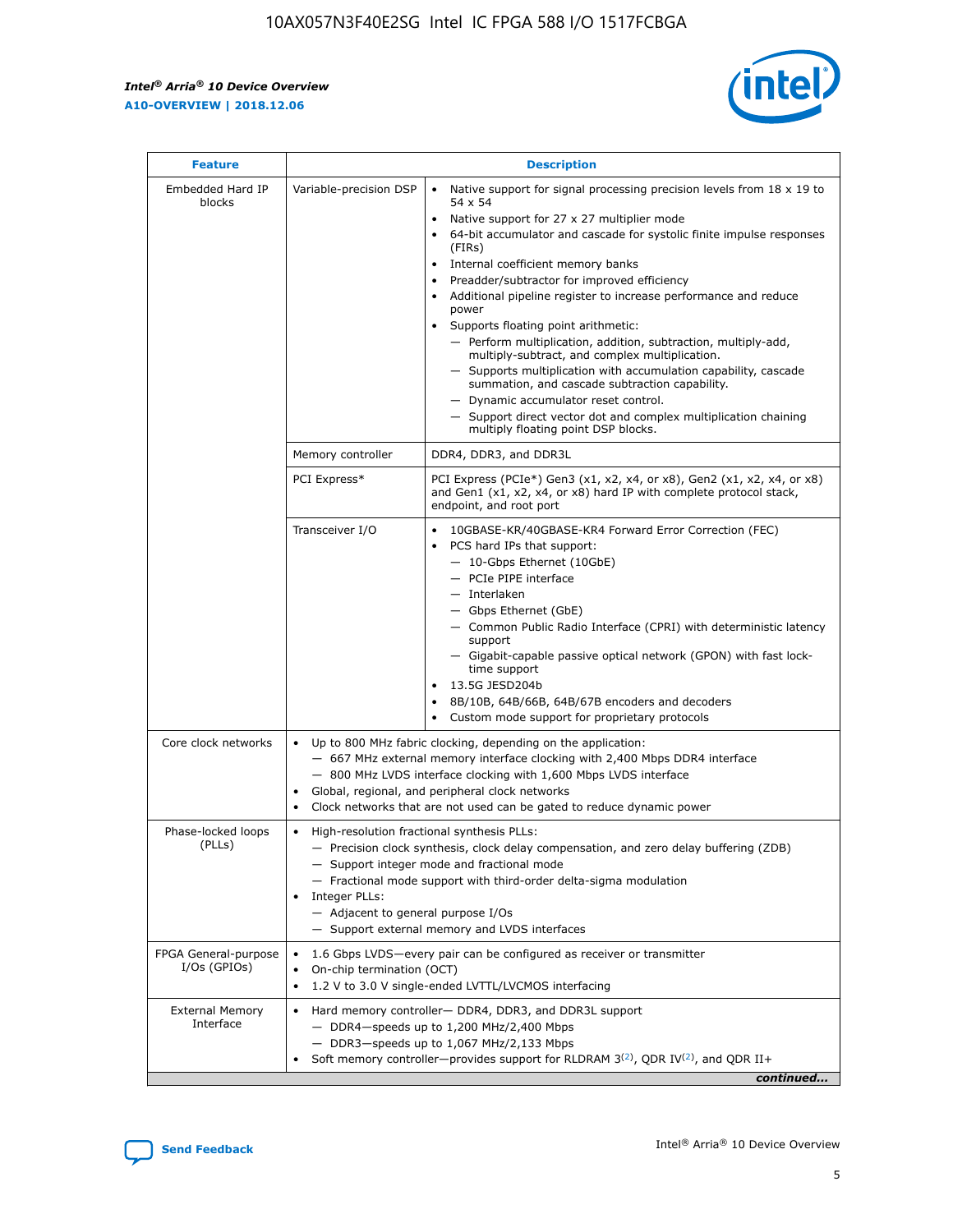| Feature | Description | |
|---|---|---|
| Embedded Hard IP blocks | Variable-precision DSP | • Native support for signal processing precision levels from 18 x 19 to 54 x 54<br>• Native support for 27 x 27 multiplier mode<br>• 64-bit accumulator and cascade for systolic finite impulse responses (FIRs)<br>• Internal coefficient memory banks<br>• Preadder/subtractor for improved efficiency<br>• Additional pipeline register to increase performance and reduce power<br>• Supports floating point arithmetic:<br>— Perform multiplication, addition, subtraction, multiply-add, multiply-subtract, and complex multiplication.<br>— Supports multiplication with accumulation capability, cascade summation, and cascade subtraction capability.<br>— Dynamic accumulator reset control.<br>— Support direct vector dot and complex multiplication chaining multiply floating point DSP blocks. |
| | Memory controller | DDR4, DDR3, and DDR3L |
| | PCI Express* | PCI Express (PCIe*) Gen3 (x1, x2, x4, or x8), Gen2 (x1, x2, x4, or x8) and Gen1 (x1, x2, x4, or x8) hard IP with complete protocol stack, endpoint, and root port |
| | Transceiver I/O | • 10GBASE-KR/40GBASE-KR4 Forward Error Correction (FEC)<br>• PCS hard IPs that support:<br>— 10-Gbps Ethernet (10GbE)<br>— PCIe PIPE interface<br>— Interlaken<br>— Gbps Ethernet (GbE)<br>— Common Public Radio Interface (CPRI) with deterministic latency support<br>— Gigabit-capable passive optical network (GPON) with fast lock-time support<br>• 13.5G JESD204b<br>• 8B/10B, 64B/66B, 64B/67B encoders and decoders<br>• Custom mode support for proprietary protocols |
| Core clock networks | • Up to 800 MHz fabric clocking, depending on the application:<br>— 667 MHz external memory interface clocking with 2,400 Mbps DDR4 interface<br>— 800 MHz LVDS interface clocking with 1,600 Mbps LVDS interface<br>• Global, regional, and peripheral clock networks<br>• Clock networks that are not used can be gated to reduce dynamic power | |
| Phase-locked loops (PLLs) | • High-resolution fractional synthesis PLLs:<br>— Precision clock synthesis, clock delay compensation, and zero delay buffering (ZDB)<br>— Support integer mode and fractional mode<br>— Fractional mode support with third-order delta-sigma modulation<br>• Integer PLLs:<br>— Adjacent to general purpose I/Os<br>— Support external memory and LVDS interfaces | |
| FPGA General-purpose I/Os (GPIOs) | • 1.6 Gbps LVDS—every pair can be configured as receiver or transmitter<br>• On-chip termination (OCT)<br>• 1.2 V to 3.0 V single-ended LVTTL/LVCMOS interfacing | |
| External Memory Interface | • Hard memory controller— DDR4, DDR3, and DDR3L support<br>— DDR4—speeds up to 1,200 MHz/2,400 Mbps<br>— DDR3—speeds up to 1,067 MHz/2,133 Mbps<br>• Soft memory controller—provides support for RLDRAM 3[(2)], QDR IV[(2)], and QDR II+ | |

*continued...*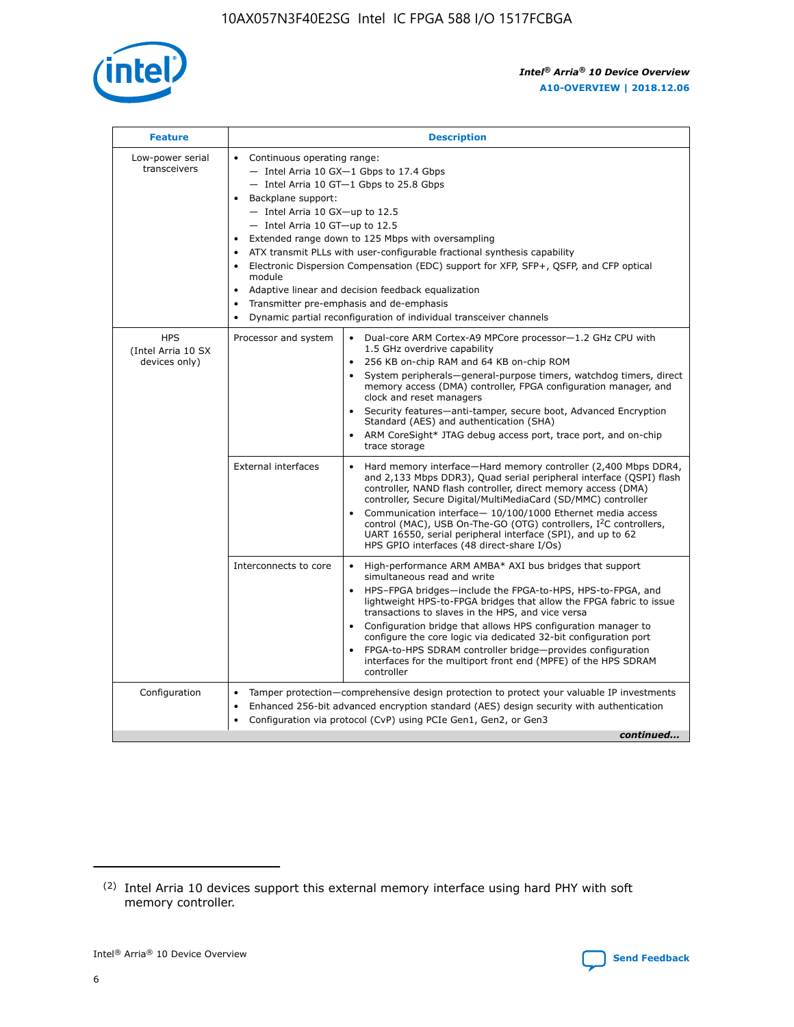| Feature | Description | |
|---|---|---|
| Low-power serial transceivers | • Continuous operating range:<br>— Intel Arria 10 GX—1 Gbps to 17.4 Gbps<br>— Intel Arria 10 GT—1 Gbps to 25.8 Gbps<br>• Backplane support:<br>— Intel Arria 10 GX—up to 12.5<br>— Intel Arria 10 GT—up to 12.5<br>• Extended range down to 125 Mbps with oversampling<br>• ATX transmit PLLs with user-configurable fractional synthesis capability<br>• Electronic Dispersion Compensation (EDC) support for XFP, SFP+, QSFP, and CFP optical module<br>• Adaptive linear and decision feedback equalization<br>• Transmitter pre-emphasis and de-emphasis<br>• Dynamic partial reconfiguration of individual transceiver channels | |
| HPS (Intel Arria 10 SX devices only) | Processor and system | • Dual-core ARM Cortex-A9 MPCore processor—1.2 GHz CPU with 1.5 GHz overdrive capability<br>• 256 KB on-chip RAM and 64 KB on-chip ROM<br>• System peripherals—general-purpose timers, watchdog timers, direct memory access (DMA) controller, FPGA configuration manager, and clock and reset managers<br>• Security features—anti-tamper, secure boot, Advanced Encryption Standard (AES) and authentication (SHA)<br>• ARM CoreSight* JTAG debug access port, trace port, and on-chip trace storage |
| | External interfaces | • Hard memory interface—Hard memory controller (2,400 Mbps DDR4, and 2,133 Mbps DDR3), Quad serial peripheral interface (QSPI) flash controller, NAND flash controller, direct memory access (DMA) controller, Secure Digital/MultiMediaCard (SD/MMC) controller<br>• Communication interface— 10/100/1000 Ethernet media access control (MAC), USB On-The-GO (OTG) controllers, I²C controllers, UART 16550, serial peripheral interface (SPI), and up to 62 HPS GPIO interfaces (48 direct-share I/Os) |
| | Interconnects to core | • High-performance ARM AMBA* AXI bus bridges that support simultaneous read and write<br>• HPS–FPGA bridges—include the FPGA-to-HPS, HPS-to-FPGA, and lightweight HPS-to-FPGA bridges that allow the FPGA fabric to issue transactions to slaves in the HPS, and vice versa<br>• Configuration bridge that allows HPS configuration manager to configure the core logic via dedicated 32-bit configuration port<br>• FPGA-to-HPS SDRAM controller bridge—provides configuration interfaces for the multiport front end (MPFE) of the HPS SDRAM controller |
| Configuration | • Tamper protection—comprehensive design protection to protect your valuable IP investments<br>• Enhanced 256-bit advanced encryption standard (AES) design security with authentication<br>• Configuration via protocol (CvP) using PCIe Gen1, Gen2, or Gen3 | |

*continued...*

(2) Intel Arria 10 devices support this external memory interface using hard PHY with soft memory controller.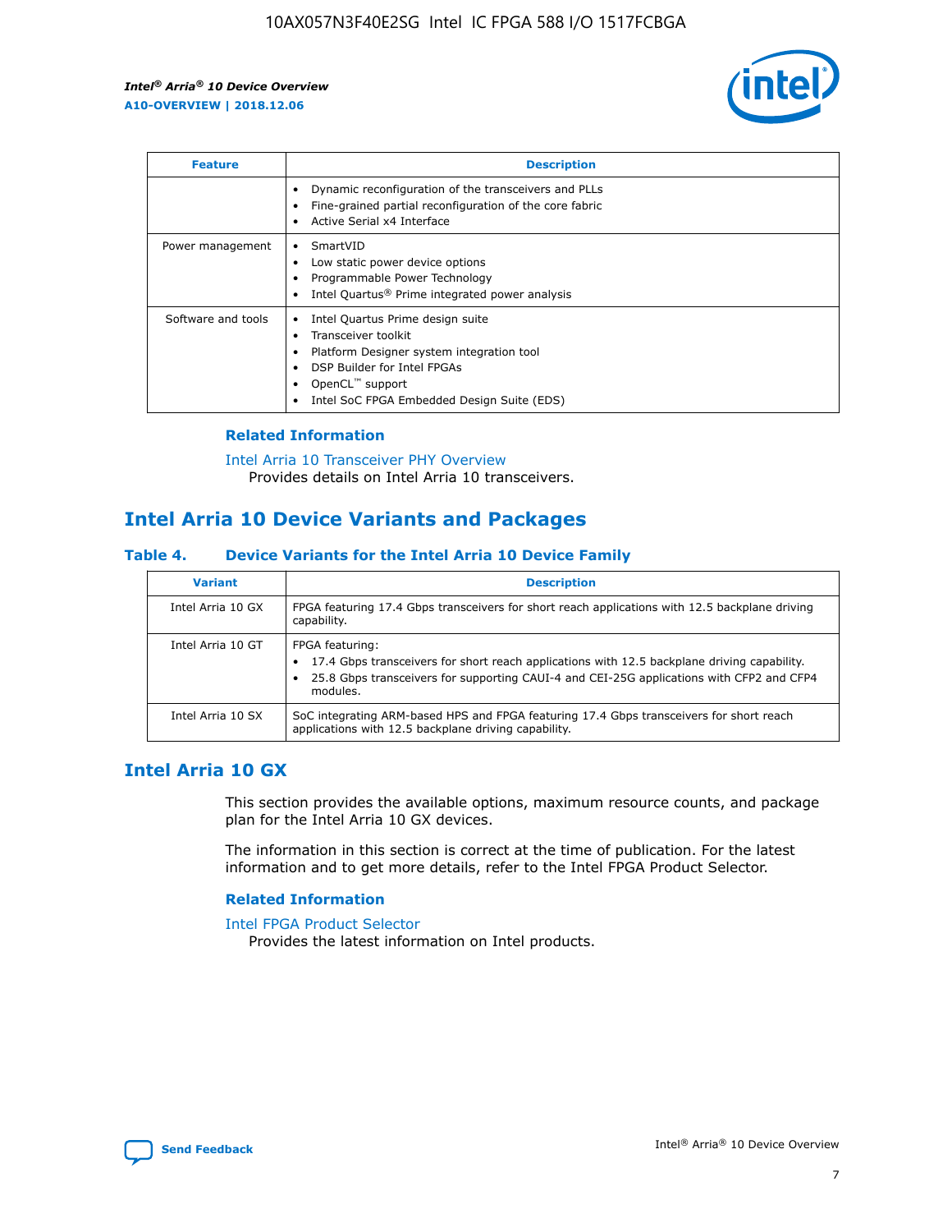| Feature | Description |
| --- | --- |
| | • Dynamic reconfiguration of the transceivers and PLLs<br>• Fine-grained partial reconfiguration of the core fabric<br>• Active Serial x4 Interface |
| Power management | • SmartVID<br>• Low static power device options<br>• Programmable Power Technology<br>• Intel Quartus® Prime integrated power analysis |
| Software and tools | • Intel Quartus Prime design suite<br>• Transceiver toolkit<br>• Platform Designer system integration tool<br>• DSP Builder for Intel FPGAs<br>• OpenCL™ support<br>• Intel SoC FPGA Embedded Design Suite (EDS) |

### Related Information

Intel Arria 10 Transceiver PHY Overview
Provides details on Intel Arria 10 transceivers.

## Intel Arria 10 Device Variants and Packages

### Table 4. Device Variants for the Intel Arria 10 Device Family

| Variant | Description |
| --- | --- |
| Intel Arria 10 GX | FPGA featuring 17.4 Gbps transceivers for short reach applications with 12.5 backplane driving capability. |
| Intel Arria 10 GT | FPGA featuring:<br>• 17.4 Gbps transceivers for short reach applications with 12.5 backplane driving capability.<br>• 25.8 Gbps transceivers for supporting CAUI-4 and CEI-25G applications with CFP2 and CFP4 modules. |
| Intel Arria 10 SX | SoC integrating ARM-based HPS and FPGA featuring 17.4 Gbps transceivers for short reach applications with 12.5 backplane driving capability. |

## Intel Arria 10 GX

This section provides the available options, maximum resource counts, and package plan for the Intel Arria 10 GX devices.

The information in this section is correct at the time of publication. For the latest information and to get more details, refer to the Intel FPGA Product Selector.

### Related Information

Intel FPGA Product Selector
Provides the latest information on Intel products.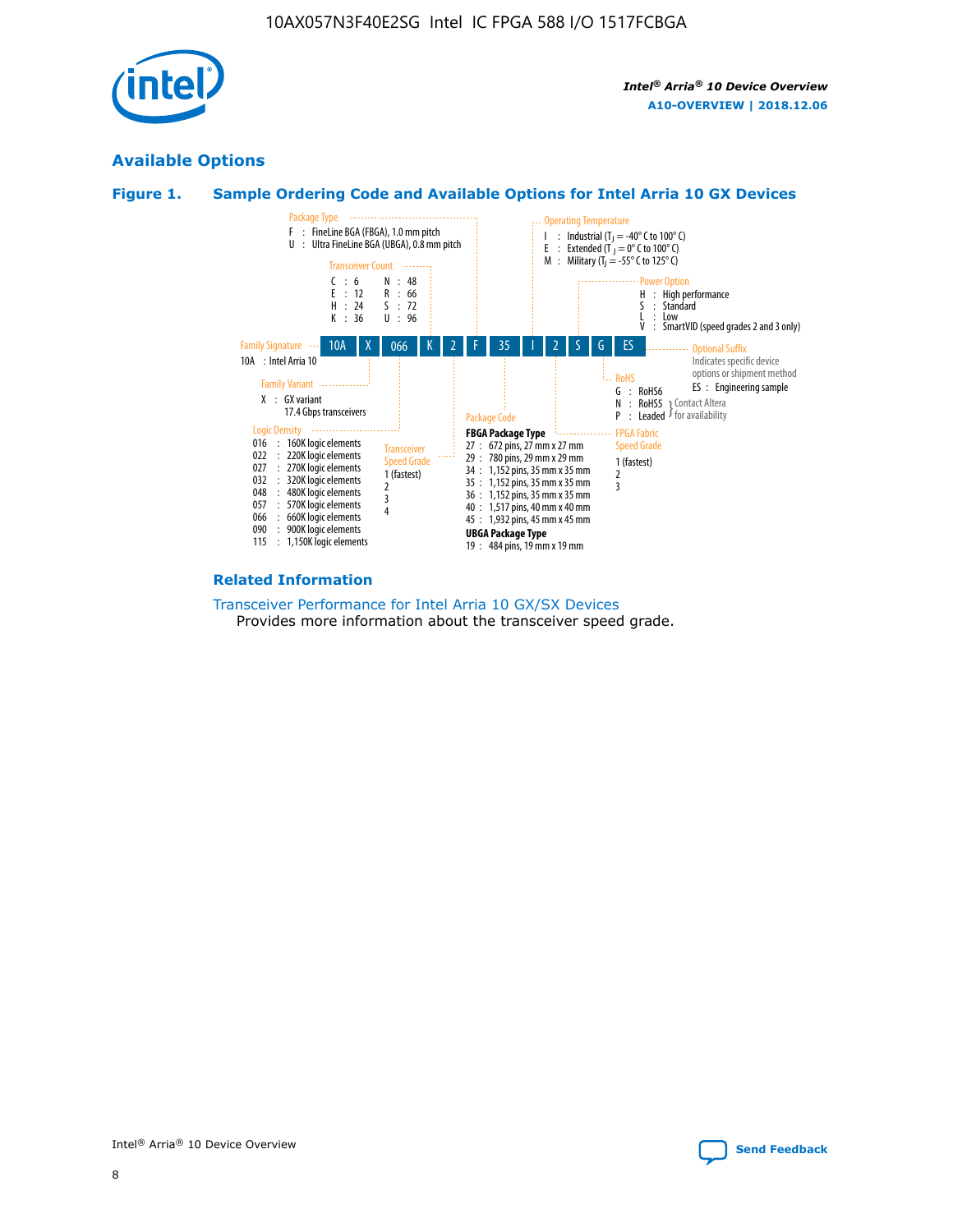## Available Options

### Figure 1. Sample Ordering Code and Available Options for Intel Arria 10 GX Devices

**Sample ordering code:** 10A X 066 K 2 F 35 I 2 S G ES

**Family Signature**
- 10A : Intel Arria 10

**Family Variant**
- X : GX variant, 17.4 Gbps transceivers

**Logic Density**
- 016 : 160K logic elements
- 022 : 220K logic elements
- 027 : 270K logic elements
- 032 : 320K logic elements
- 048 : 480K logic elements
- 057 : 570K logic elements
- 066 : 660K logic elements
- 090 : 900K logic elements
- 115 : 1,150K logic elements

**Transceiver Count**
- C : 6
- E : 12
- H : 24
- K : 36
- N : 48
- R : 66
- S : 72
- U : 96

**Transceiver Speed Grade**
- 1 (fastest)
- 2
- 3
- 4

**Package Type**
- F : FineLine BGA (FBGA), 1.0 mm pitch
- U : Ultra FineLine BGA (UBGA), 0.8 mm pitch

**Package Code**

FBGA Package Type
- 27 : 672 pins, 27 mm x 27 mm
- 29 : 780 pins, 29 mm x 29 mm
- 34 : 1,152 pins, 35 mm x 35 mm
- 35 : 1,152 pins, 35 mm x 35 mm
- 36 : 1,152 pins, 35 mm x 35 mm
- 40 : 1,517 pins, 40 mm x 40 mm
- 45 : 1,932 pins, 45 mm x 45 mm

UBGA Package Type
- 19 : 484 pins, 19 mm x 19 mm

**Operating Temperature**
- I : Industrial ($T_J$ = -40° C to 100° C)
- E : Extended ($T_J$ = 0° C to 100° C)
- M : Military ($T_J$ = -55° C to 125° C)

**FPGA Fabric Speed Grade**
- 1 (fastest)
- 2
- 3

**Power Option**
- H : High performance
- S : Standard
- L : Low
- V : SmartVID (speed grades 2 and 3 only)

**RoHS**
- G : RoHS6
- N : RoHS5 (Contact Altera for availability)
- P : Leaded (Contact Altera for availability)

**Optional Suffix**

Indicates specific device options or shipment method
- ES : Engineering sample

### Related Information

Transceiver Performance for Intel Arria 10 GX/SX Devices

Provides more information about the transceiver speed grade.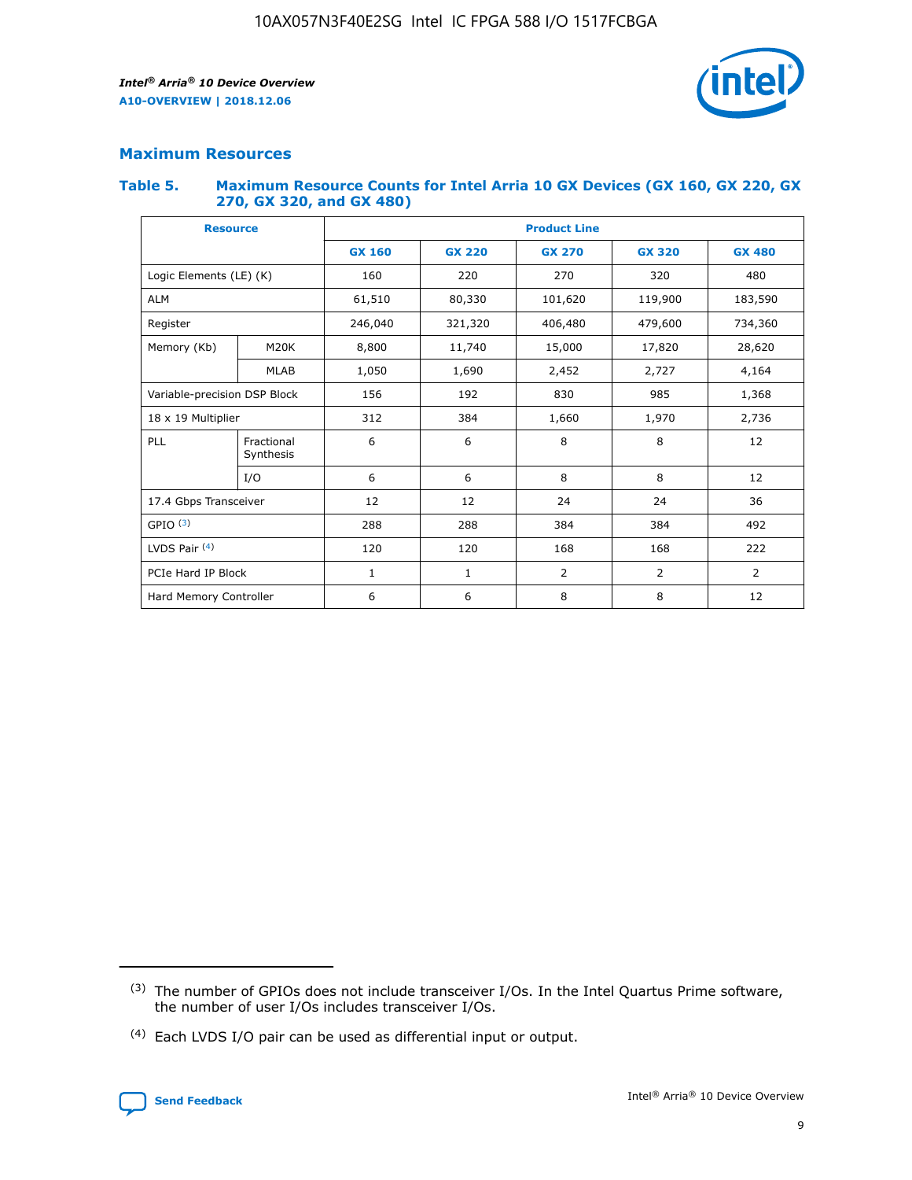## Maximum Resources

### Table 5. Maximum Resource Counts for Intel Arria 10 GX Devices (GX 160, GX 220, GX 270, GX 320, and GX 480)

| Resource | | Product Line | | | | |
|---|---|---|---|---|---|---|
| | | GX 160 | GX 220 | GX 270 | GX 320 | GX 480 |
| Logic Elements (LE) (K) | | 160 | 220 | 270 | 320 | 480 |
| ALM | | 61,510 | 80,330 | 101,620 | 119,900 | 183,590 |
| Register | | 246,040 | 321,320 | 406,480 | 479,600 | 734,360 |
| Memory (Kb) | M20K | 8,800 | 11,740 | 15,000 | 17,820 | 28,620 |
| | MLAB | 1,050 | 1,690 | 2,452 | 2,727 | 4,164 |
| Variable-precision DSP Block | | 156 | 192 | 830 | 985 | 1,368 |
| 18 x 19 Multiplier | | 312 | 384 | 1,660 | 1,970 | 2,736 |
| PLL | Fractional Synthesis | 6 | 6 | 8 | 8 | 12 |
| | I/O | 6 | 6 | 8 | 8 | 12 |
| 17.4 Gbps Transceiver | | 12 | 12 | 24 | 24 | 36 |
| GPIO (3) | | 288 | 288 | 384 | 384 | 492 |
| LVDS Pair (4) | | 120 | 120 | 168 | 168 | 222 |
| PCIe Hard IP Block | | 1 | 1 | 2 | 2 | 2 |
| Hard Memory Controller | | 6 | 6 | 8 | 8 | 12 |

(3) The number of GPIOs does not include transceiver I/Os. In the Intel Quartus Prime software, the number of user I/Os includes transceiver I/Os.

(4) Each LVDS I/O pair can be used as differential input or output.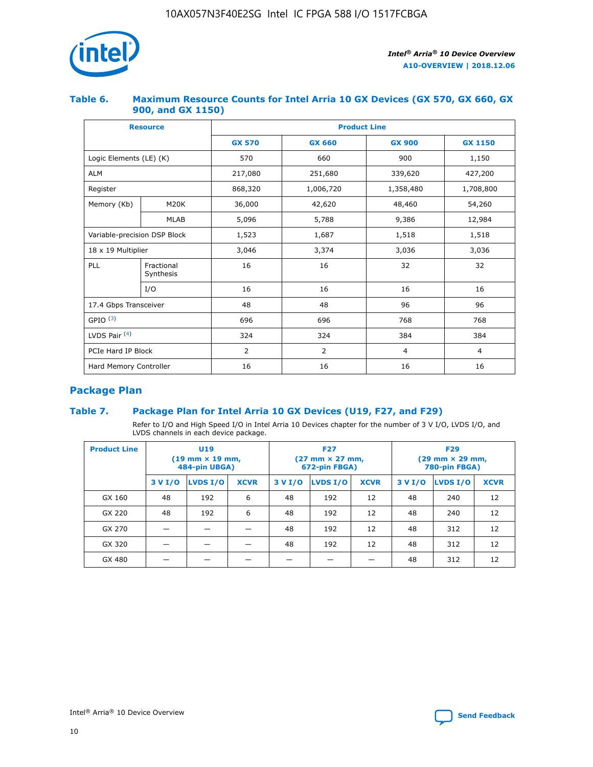## Table 6. Maximum Resource Counts for Intel Arria 10 GX Devices (GX 570, GX 660, GX 900, and GX 1150)

| Resource | | Product Line | | | |
|---|---|---|---|---|---|
| | | GX 570 | GX 660 | GX 900 | GX 1150 |
| Logic Elements (LE) (K) | | 570 | 660 | 900 | 1,150 |
| ALM | | 217,080 | 251,680 | 339,620 | 427,200 |
| Register | | 868,320 | 1,006,720 | 1,358,480 | 1,708,800 |
| Memory (Kb) | M20K | 36,000 | 42,620 | 48,460 | 54,260 |
| | MLAB | 5,096 | 5,788 | 9,386 | 12,984 |
| Variable-precision DSP Block | | 1,523 | 1,687 | 1,518 | 1,518 |
| 18 x 19 Multiplier | | 3,046 | 3,374 | 3,036 | 3,036 |
| PLL | Fractional Synthesis | 16 | 16 | 32 | 32 |
| | I/O | 16 | 16 | 16 | 16 |
| 17.4 Gbps Transceiver | | 48 | 48 | 96 | 96 |
| GPIO [(3)] | | 696 | 696 | 768 | 768 |
| LVDS Pair [(4)] | | 324 | 324 | 384 | 384 |
| PCIe Hard IP Block | | 2 | 2 | 4 | 4 |
| Hard Memory Controller | | 16 | 16 | 16 | 16 |

## Package Plan

## Table 7. Package Plan for Intel Arria 10 GX Devices (U19, F27, and F29)

Refer to I/O and High Speed I/O in Intel Arria 10 Devices chapter for the number of 3 V I/O, LVDS I/O, and LVDS channels in each device package.

| Product Line | U19 (19 mm × 19 mm, 484-pin UBGA) | | | F27 (27 mm × 27 mm, 672-pin FBGA) | | | F29 (29 mm × 29 mm, 780-pin FBGA) | | |
|---|---|---|---|---|---|---|---|---|---|
| | 3 V I/O | LVDS I/O | XCVR | 3 V I/O | LVDS I/O | XCVR | 3 V I/O | LVDS I/O | XCVR |
| GX 160 | 48 | 192 | 6 | 48 | 192 | 12 | 48 | 240 | 12 |
| GX 220 | 48 | 192 | 6 | 48 | 192 | 12 | 48 | 240 | 12 |
| GX 270 | — | — | — | 48 | 192 | 12 | 48 | 312 | 12 |
| GX 320 | — | — | — | 48 | 192 | 12 | 48 | 312 | 12 |
| GX 480 | — | — | — | — | — | — | 48 | 312 | 12 |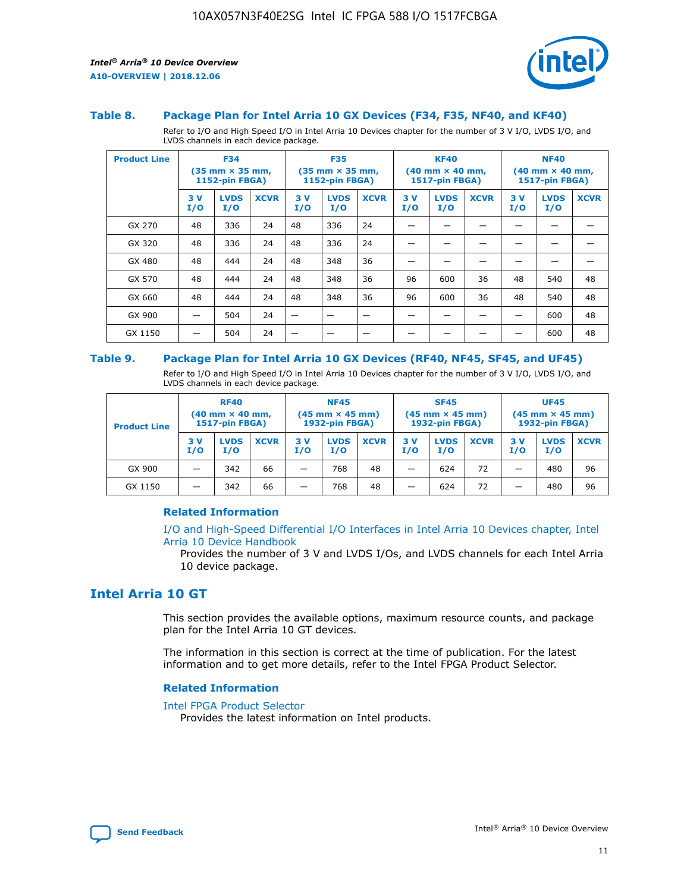### Table 8. Package Plan for Intel Arria 10 GX Devices (F34, F35, NF40, and KF40)

Refer to I/O and High Speed I/O in Intel Arria 10 Devices chapter for the number of 3 V I/O, LVDS I/O, and LVDS channels in each device package.

| Product Line | F34 (35 mm × 35 mm, 1152-pin FBGA) | | | F35 (35 mm × 35 mm, 1152-pin FBGA) | | | KF40 (40 mm × 40 mm, 1517-pin FBGA) | | | NF40 (40 mm × 40 mm, 1517-pin FBGA) | | |
|---|---|---|---|---|---|---|---|---|---|---|---|---|
| | 3 V I/O | LVDS I/O | XCVR | 3 V I/O | LVDS I/O | XCVR | 3 V I/O | LVDS I/O | XCVR | 3 V I/O | LVDS I/O | XCVR |
| GX 270 | 48 | 336 | 24 | 48 | 336 | 24 | — | — | — | — | — | — |
| GX 320 | 48 | 336 | 24 | 48 | 336 | 24 | — | — | — | — | — | — |
| GX 480 | 48 | 444 | 24 | 48 | 348 | 36 | — | — | — | — | — | — |
| GX 570 | 48 | 444 | 24 | 48 | 348 | 36 | 96 | 600 | 36 | 48 | 540 | 48 |
| GX 660 | 48 | 444 | 24 | 48 | 348 | 36 | 96 | 600 | 36 | 48 | 540 | 48 |
| GX 900 | — | 504 | 24 | — | — | — | — | — | — | — | 600 | 48 |
| GX 1150 | — | 504 | 24 | — | — | — | — | — | — | — | 600 | 48 |

### Table 9. Package Plan for Intel Arria 10 GX Devices (RF40, NF45, SF45, and UF45)

Refer to I/O and High Speed I/O in Intel Arria 10 Devices chapter for the number of 3 V I/O, LVDS I/O, and LVDS channels in each device package.

| Product Line | RF40 (40 mm × 40 mm, 1517-pin FBGA) | | | NF45 (45 mm × 45 mm) 1932-pin FBGA) | | | SF45 (45 mm × 45 mm) 1932-pin FBGA) | | | UF45 (45 mm × 45 mm) 1932-pin FBGA) | | |
|---|---|---|---|---|---|---|---|---|---|---|---|---|
| | 3 V I/O | LVDS I/O | XCVR | 3 V I/O | LVDS I/O | XCVR | 3 V I/O | LVDS I/O | XCVR | 3 V I/O | LVDS I/O | XCVR |
| GX 900 | — | 342 | 66 | — | 768 | 48 | — | 624 | 72 | — | 480 | 96 |
| GX 1150 | — | 342 | 66 | — | 768 | 48 | — | 624 | 72 | — | 480 | 96 |

#### Related Information

I/O and High-Speed Differential I/O Interfaces in Intel Arria 10 Devices chapter, Intel Arria 10 Device Handbook

Provides the number of 3 V and LVDS I/Os, and LVDS channels for each Intel Arria 10 device package.

## Intel Arria 10 GT

This section provides the available options, maximum resource counts, and package plan for the Intel Arria 10 GT devices.

The information in this section is correct at the time of publication. For the latest information and to get more details, refer to the Intel FPGA Product Selector.

#### Related Information

Intel FPGA Product Selector

Provides the latest information on Intel products.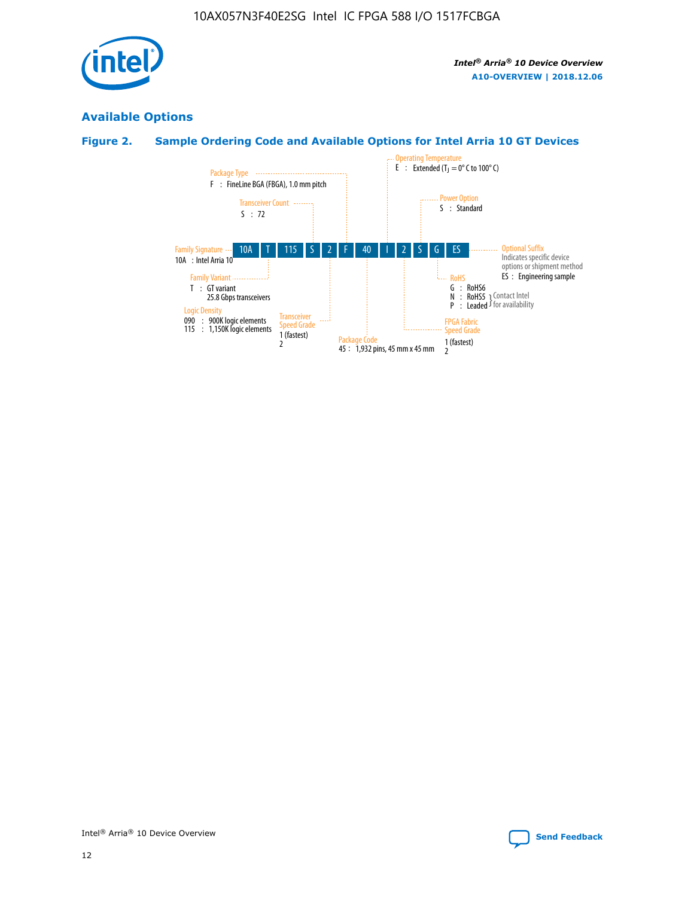## Available Options

### Figure 2. Sample Ordering Code and Available Options for Intel Arria 10 GT Devices

| 10A | T | 115 | S | 2 | F | 40 | I | 2 | S | G | ES |
|---|---|---|---|---|---|---|---|---|---|---|---|

**Family Signature**
10A : Intel Arria 10

**Family Variant**
T : GT variant
25.8 Gbps transceivers

**Logic Density**
090 : 900K logic elements
115 : 1,150K logic elements

**Transceiver Count**
S : 72

**Transceiver Speed Grade**
1 (fastest)
2

**Package Type**
F : FineLine BGA (FBGA), 1.0 mm pitch

**Package Code**
45 : 1,932 pins, 45 mm x 45 mm

**Operating Temperature**
E : Extended ($T_J$ = 0° C to 100° C)

**FPGA Fabric Speed Grade**
1 (fastest)
2

**Power Option**
S : Standard

**RoHS**
G : RoHS6
N : RoHS5 } Contact Intel for availability
P : Leaded } Contact Intel for availability

**Optional Suffix**
Indicates specific device options or shipment method
ES : Engineering sample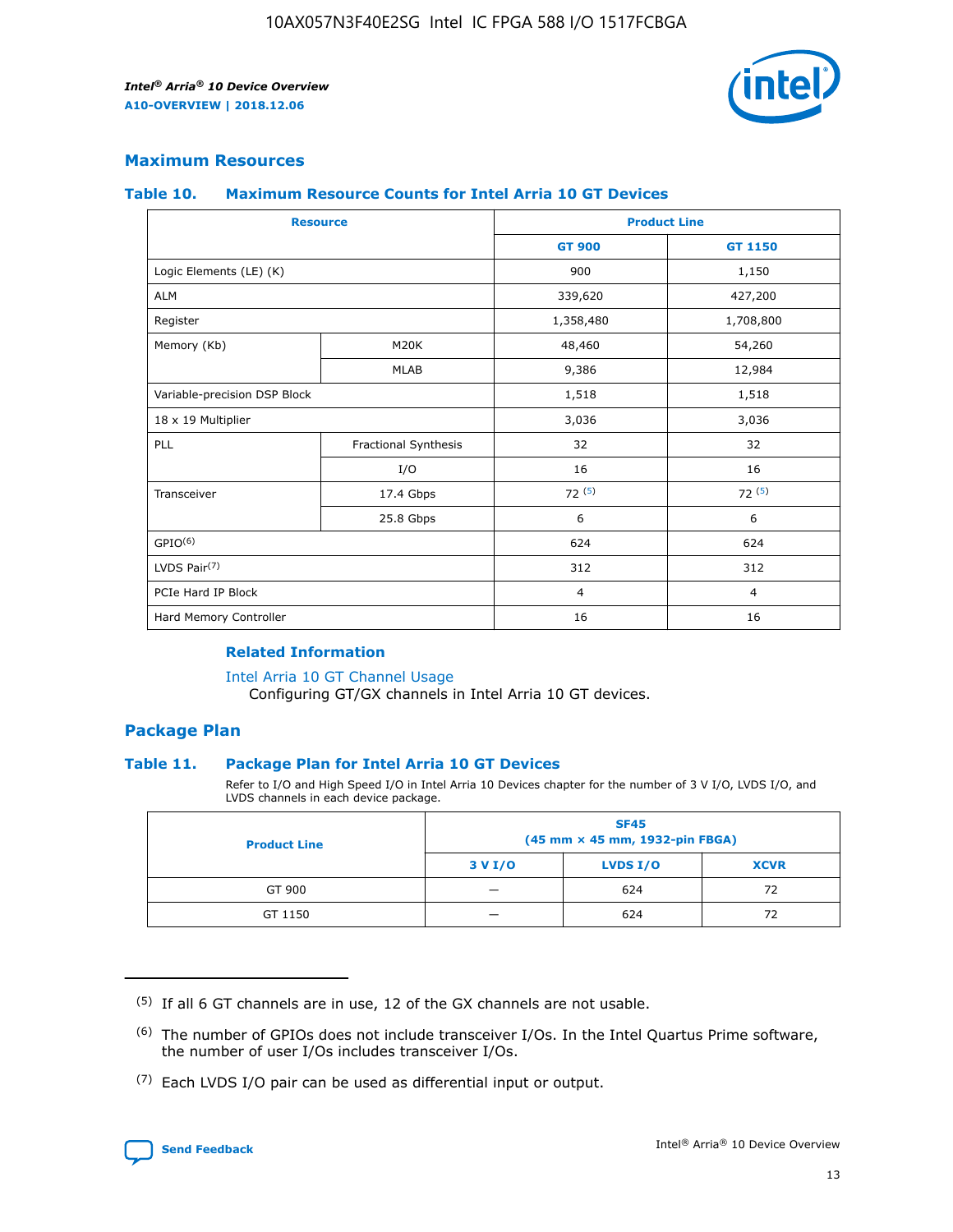## Maximum Resources

### Table 10. Maximum Resource Counts for Intel Arria 10 GT Devices

| Resource | | Product Line | |
|---|---|---|---|
| | | GT 900 | GT 1150 |
| Logic Elements (LE) (K) | | 900 | 1,150 |
| ALM | | 339,620 | 427,200 |
| Register | | 1,358,480 | 1,708,800 |
| Memory (Kb) | M20K | 48,460 | 54,260 |
| | MLAB | 9,386 | 12,984 |
| Variable-precision DSP Block | | 1,518 | 1,518 |
| 18 x 19 Multiplier | | 3,036 | 3,036 |
| PLL | Fractional Synthesis | 32 | 32 |
| | I/O | 16 | 16 |
| Transceiver | 17.4 Gbps | 72 (5) | 72 (5) |
| | 25.8 Gbps | 6 | 6 |
| GPIO(6) | | 624 | 624 |
| LVDS Pair(7) | | 312 | 312 |
| PCIe Hard IP Block | | 4 | 4 |
| Hard Memory Controller | | 16 | 16 |

#### Related Information

Intel Arria 10 GT Channel Usage
Configuring GT/GX channels in Intel Arria 10 GT devices.

## Package Plan

### Table 11. Package Plan for Intel Arria 10 GT Devices

Refer to I/O and High Speed I/O in Intel Arria 10 Devices chapter for the number of 3 V I/O, LVDS I/O, and LVDS channels in each device package.

| Product Line | SF45 (45 mm × 45 mm, 1932-pin FBGA) | | |
|---|---|---|---|
| | 3 V I/O | LVDS I/O | XCVR |
| GT 900 | — | 624 | 72 |
| GT 1150 | — | 624 | 72 |

(5) If all 6 GT channels are in use, 12 of the GX channels are not usable.

(6) The number of GPIOs does not include transceiver I/Os. In the Intel Quartus Prime software, the number of user I/Os includes transceiver I/Os.

(7) Each LVDS I/O pair can be used as differential input or output.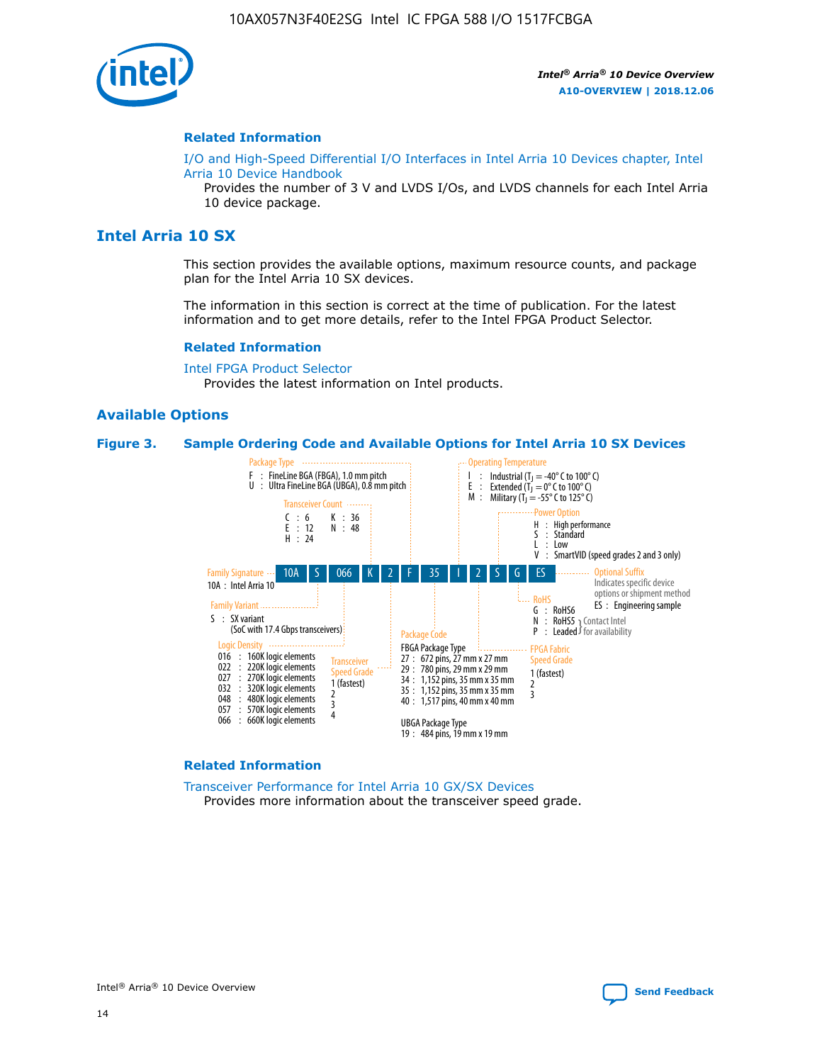## Related Information

I/O and High-Speed Differential I/O Interfaces in Intel Arria 10 Devices chapter, Intel Arria 10 Device Handbook

Provides the number of 3 V and LVDS I/Os, and LVDS channels for each Intel Arria 10 device package.

# Intel Arria 10 SX

This section provides the available options, maximum resource counts, and package plan for the Intel Arria 10 SX devices.

The information in this section is correct at the time of publication. For the latest information and to get more details, refer to the Intel FPGA Product Selector.

## Related Information

Intel FPGA Product Selector

Provides the latest information on Intel products.

## Available Options

**Figure 3. Sample Ordering Code and Available Options for Intel Arria 10 SX Devices**

Sample ordering code: 10A | S | 066 | K | 2 | F | 35 | I | 2 | S | G | ES

Family Signature
- 10A : Intel Arria 10

Family Variant
- S : SX variant (SoC with 17.4 Gbps transceivers)

Logic Density
- 016 : 160K logic elements
- 022 : 220K logic elements
- 027 : 270K logic elements
- 032 : 320K logic elements
- 048 : 480K logic elements
- 057 : 570K logic elements
- 066 : 660K logic elements

Transceiver Count
- C : 6
- E : 12
- H : 24
- K : 36
- N : 48

Transceiver Speed Grade
- 1 (fastest)
- 2
- 3
- 4

Package Type
- F : FineLine BGA (FBGA), 1.0 mm pitch
- U : Ultra FineLine BGA (UBGA), 0.8 mm pitch

Package Code

FBGA Package Type
- 27 : 672 pins, 27 mm x 27 mm
- 29 : 780 pins, 29 mm x 29 mm
- 34 : 1,152 pins, 35 mm x 35 mm
- 35 : 1,152 pins, 35 mm x 35 mm
- 40 : 1,517 pins, 40 mm x 40 mm

UBGA Package Type
- 19 : 484 pins, 19 mm x 19 mm

Operating Temperature
- I : Industrial ($T_J$ = -40° C to 100° C)
- E : Extended ($T_J$ = 0° C to 100° C)
- M : Military ($T_J$ = -55° C to 125° C)

FPGA Fabric Speed Grade
- 1 (fastest)
- 2
- 3

Power Option
- H : High performance
- S : Standard
- L : Low
- V : SmartVID (speed grades 2 and 3 only)

RoHS
- G : RoHS6
- N : RoHS5 } Contact Intel for availability
- P : Leaded } Contact Intel for availability

Optional Suffix

Indicates specific device options or shipment method
- ES : Engineering sample

## Related Information

Transceiver Performance for Intel Arria 10 GX/SX Devices

Provides more information about the transceiver speed grade.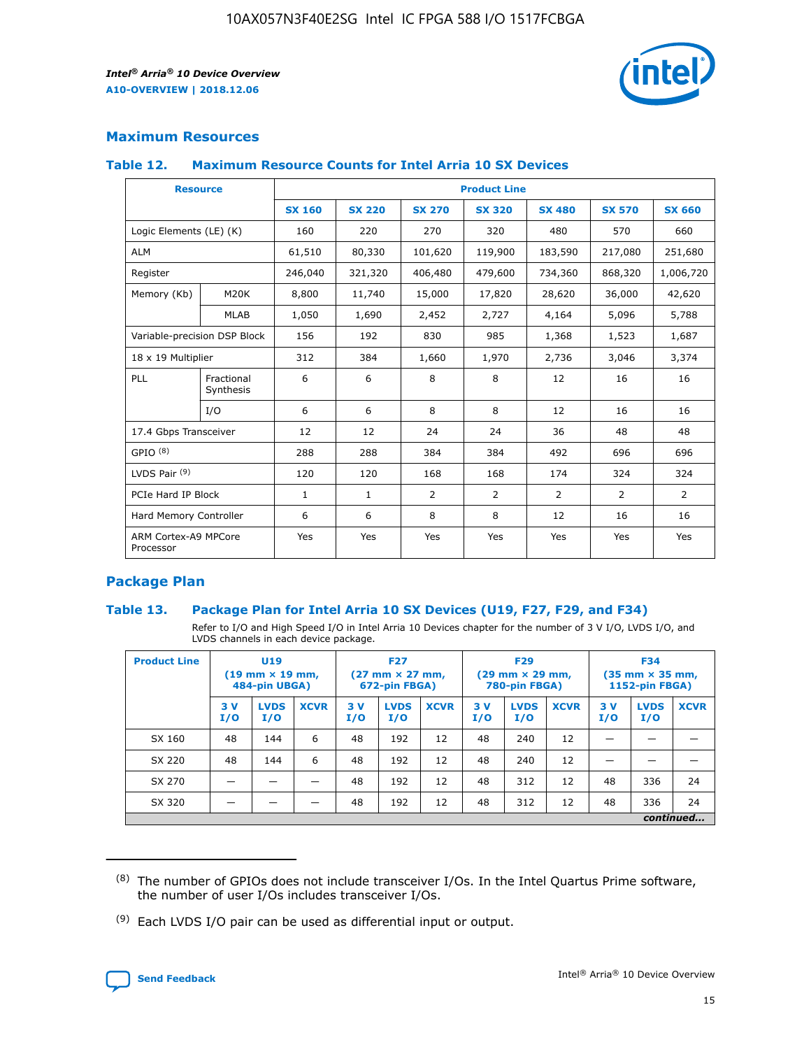## Maximum Resources

### Table 12. Maximum Resource Counts for Intel Arria 10 SX Devices

| Resource | | Product Line | | | | | | |
|---|---|---|---|---|---|---|---|---|
| | | SX 160 | SX 220 | SX 270 | SX 320 | SX 480 | SX 570 | SX 660 |
| Logic Elements (LE) (K) | | 160 | 220 | 270 | 320 | 480 | 570 | 660 |
| ALM | | 61,510 | 80,330 | 101,620 | 119,900 | 183,590 | 217,080 | 251,680 |
| Register | | 246,040 | 321,320 | 406,480 | 479,600 | 734,360 | 868,320 | 1,006,720 |
| Memory (Kb) | M20K | 8,800 | 11,740 | 15,000 | 17,820 | 28,620 | 36,000 | 42,620 |
| | MLAB | 1,050 | 1,690 | 2,452 | 2,727 | 4,164 | 5,096 | 5,788 |
| Variable-precision DSP Block | | 156 | 192 | 830 | 985 | 1,368 | 1,523 | 1,687 |
| 18 x 19 Multiplier | | 312 | 384 | 1,660 | 1,970 | 2,736 | 3,046 | 3,374 |
| PLL | Fractional Synthesis | 6 | 6 | 8 | 8 | 12 | 16 | 16 |
| | I/O | 6 | 6 | 8 | 8 | 12 | 16 | 16 |
| 17.4 Gbps Transceiver | | 12 | 12 | 24 | 24 | 36 | 48 | 48 |
| GPIO [8] | | 288 | 288 | 384 | 384 | 492 | 696 | 696 |
| LVDS Pair [9] | | 120 | 120 | 168 | 168 | 174 | 324 | 324 |
| PCIe Hard IP Block | | 1 | 1 | 2 | 2 | 2 | 2 | 2 |
| Hard Memory Controller | | 6 | 6 | 8 | 8 | 12 | 16 | 16 |
| ARM Cortex-A9 MPCore Processor | | Yes | Yes | Yes | Yes | Yes | Yes | Yes |

## Package Plan

### Table 13. Package Plan for Intel Arria 10 SX Devices (U19, F27, F29, and F34)

Refer to I/O and High Speed I/O in Intel Arria 10 Devices chapter for the number of 3 V I/O, LVDS I/O, and LVDS channels in each device package.

| Product Line | U19 (19 mm × 19 mm, 484-pin UBGA) | | | F27 (27 mm × 27 mm, 672-pin FBGA) | | | F29 (29 mm × 29 mm, 780-pin FBGA) | | | F34 (35 mm × 35 mm, 1152-pin FBGA) | | |
|---|---|---|---|---|---|---|---|---|---|---|---|---|
| | 3 V I/O | LVDS I/O | XCVR | 3 V I/O | LVDS I/O | XCVR | 3 V I/O | LVDS I/O | XCVR | 3 V I/O | LVDS I/O | XCVR |
| SX 160 | 48 | 144 | 6 | 48 | 192 | 12 | 48 | 240 | 12 | — | — | — |
| SX 220 | 48 | 144 | 6 | 48 | 192 | 12 | 48 | 240 | 12 | — | — | — |
| SX 270 | — | — | — | 48 | 192 | 12 | 48 | 312 | 12 | 48 | 336 | 24 |
| SX 320 | — | — | — | 48 | 192 | 12 | 48 | 312 | 12 | 48 | 336 | 24 |

*continued...*

(8) The number of GPIOs does not include transceiver I/Os. In the Intel Quartus Prime software, the number of user I/Os includes transceiver I/Os.

(9) Each LVDS I/O pair can be used as differential input or output.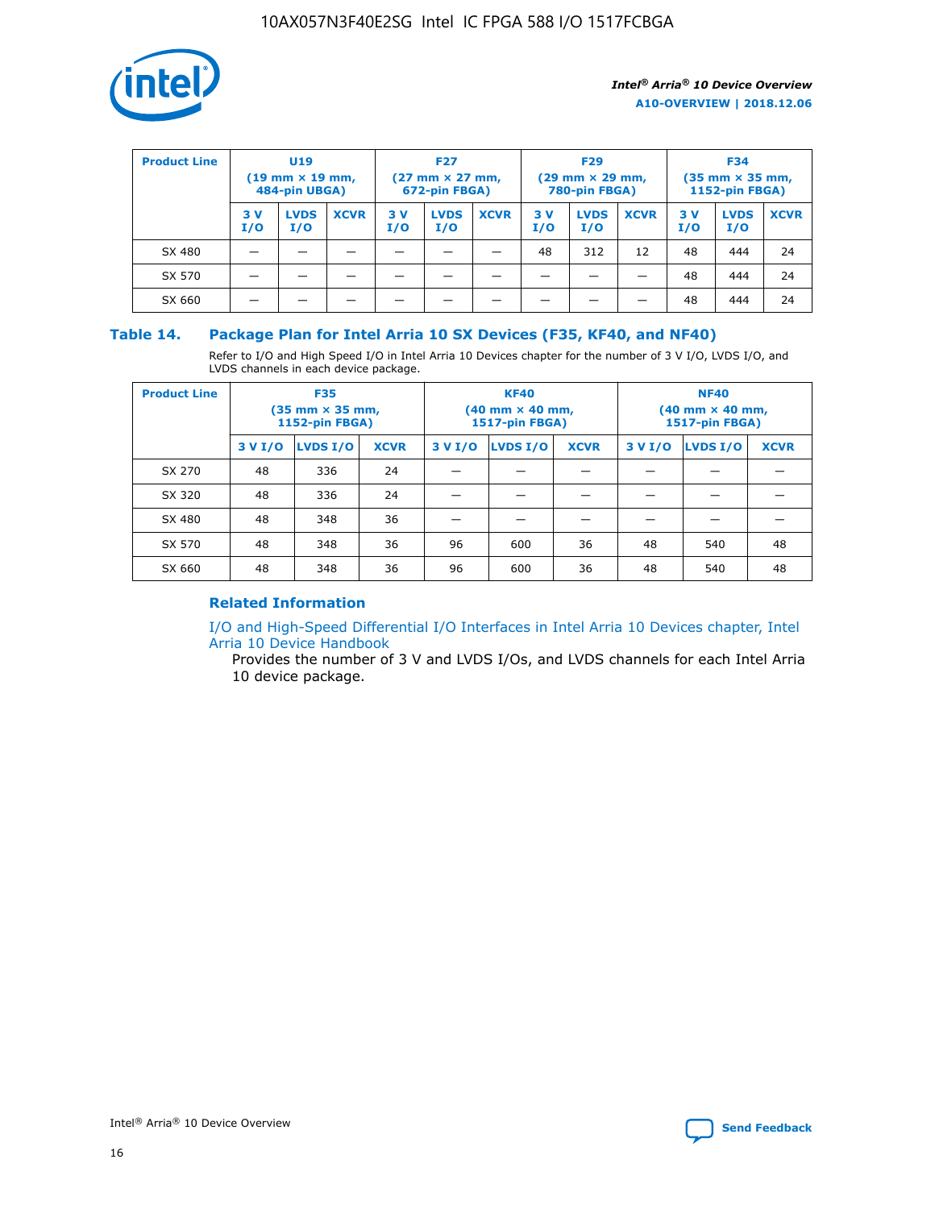| Product Line | U19 (19 mm × 19 mm, 484-pin UBGA) | | | F27 (27 mm × 27 mm, 672-pin FBGA) | | | F29 (29 mm × 29 mm, 780-pin FBGA) | | | F34 (35 mm × 35 mm, 1152-pin FBGA) | | |
|---|---|---|---|---|---|---|---|---|---|---|---|---|
| | 3 V I/O | LVDS I/O | XCVR | 3 V I/O | LVDS I/O | XCVR | 3 V I/O | LVDS I/O | XCVR | 3 V I/O | LVDS I/O | XCVR |
| SX 480 | — | — | — | — | — | — | 48 | 312 | 12 | 48 | 444 | 24 |
| SX 570 | — | — | — | — | — | — | — | — | — | 48 | 444 | 24 |
| SX 660 | — | — | — | — | — | — | — | — | — | 48 | 444 | 24 |

## Table 14. Package Plan for Intel Arria 10 SX Devices (F35, KF40, and NF40)

Refer to I/O and High Speed I/O in Intel Arria 10 Devices chapter for the number of 3 V I/O, LVDS I/O, and LVDS channels in each device package.

| Product Line | F35 (35 mm × 35 mm, 1152-pin FBGA) | | | KF40 (40 mm × 40 mm, 1517-pin FBGA) | | | NF40 (40 mm × 40 mm, 1517-pin FBGA) | | |
|---|---|---|---|---|---|---|---|---|---|
| | 3 V I/O | LVDS I/O | XCVR | 3 V I/O | LVDS I/O | XCVR | 3 V I/O | LVDS I/O | XCVR |
| SX 270 | 48 | 336 | 24 | — | — | — | — | — | — |
| SX 320 | 48 | 336 | 24 | — | — | — | — | — | — |
| SX 480 | 48 | 348 | 36 | — | — | — | — | — | — |
| SX 570 | 48 | 348 | 36 | 96 | 600 | 36 | 48 | 540 | 48 |
| SX 660 | 48 | 348 | 36 | 96 | 600 | 36 | 48 | 540 | 48 |

### Related Information

I/O and High-Speed Differential I/O Interfaces in Intel Arria 10 Devices chapter, Intel Arria 10 Device Handbook

Provides the number of 3 V and LVDS I/Os, and LVDS channels for each Intel Arria 10 device package.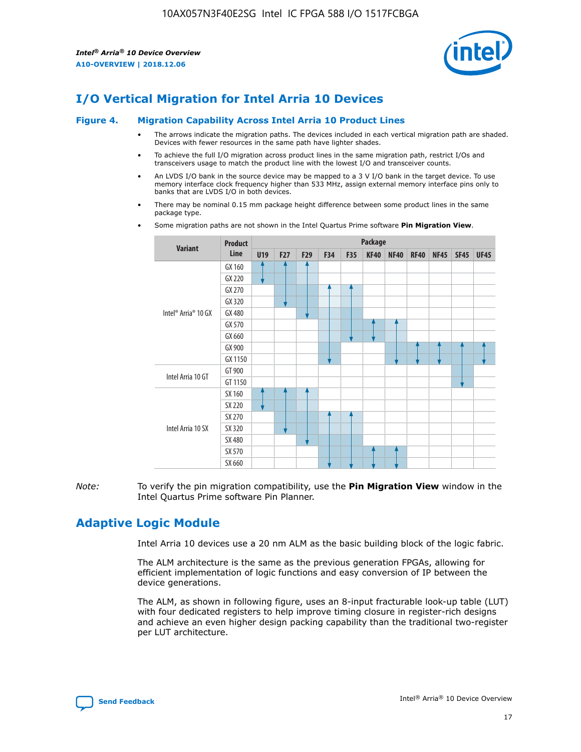# I/O Vertical Migration for Intel Arria 10 Devices

**Figure 4. Migration Capability Across Intel Arria 10 Product Lines**

- The arrows indicate the migration paths. The devices included in each vertical migration path are shaded. Devices with fewer resources in the same path have lighter shades.
- To achieve the full I/O migration across product lines in the same migration path, restrict I/Os and transceivers usage to match the product line with the lowest I/O and transceiver counts.
- An LVDS I/O bank in the source device may be mapped to a 3 V I/O bank in the target device. To use memory interface clock frequency higher than 533 MHz, assign external memory interface pins only to banks that are LVDS I/O in both devices.
- There may be nominal 0.15 mm package height difference between some product lines in the same package type.
- Some migration paths are not shown in the Intel Quartus Prime software **Pin Migration View**.

| Variant | Product Line | Package | | | | | | | | | | |
|---|---|---|---|---|---|---|---|---|---|---|---|---|
| | | U19 | F27 | F29 | F34 | F35 | KF40 | NF40 | RF40 | NF45 | SF45 | UF45 |
| Intel® Arria® 10 GX | GX 160 | | | | | | | | | | | |
| | GX 220 | | | | | | | | | | | |
| | GX 270 | | | | | | | | | | | |
| | GX 320 | | | | | | | | | | | |
| | GX 480 | | | | | | | | | | | |
| | GX 570 | | | | | | | | | | | |
| | GX 660 | | | | | | | | | | | |
| | GX 900 | | | | | | | | | | | |
| | GX 1150 | | | | | | | | | | | |
| Intel Arria 10 GT | GT 900 | | | | | | | | | | | |
| | GT 1150 | | | | | | | | | | | |
| Intel Arria 10 SX | SX 160 | | | | | | | | | | | |
| | SX 220 | | | | | | | | | | | |
| | SX 270 | | | | | | | | | | | |
| | SX 320 | | | | | | | | | | | |
| | SX 480 | | | | | | | | | | | |
| | SX 570 | | | | | | | | | | | |
| | SX 660 | | | | | | | | | | | |

*Note:* To verify the pin migration compatibility, use the **Pin Migration View** window in the Intel Quartus Prime software Pin Planner.

# Adaptive Logic Module

Intel Arria 10 devices use a 20 nm ALM as the basic building block of the logic fabric.

The ALM architecture is the same as the previous generation FPGAs, allowing for efficient implementation of logic functions and easy conversion of IP between the device generations.

The ALM, as shown in following figure, uses an 8-input fracturable look-up table (LUT) with four dedicated registers to help improve timing closure in register-rich designs and achieve an even higher design packing capability than the traditional two-register per LUT architecture.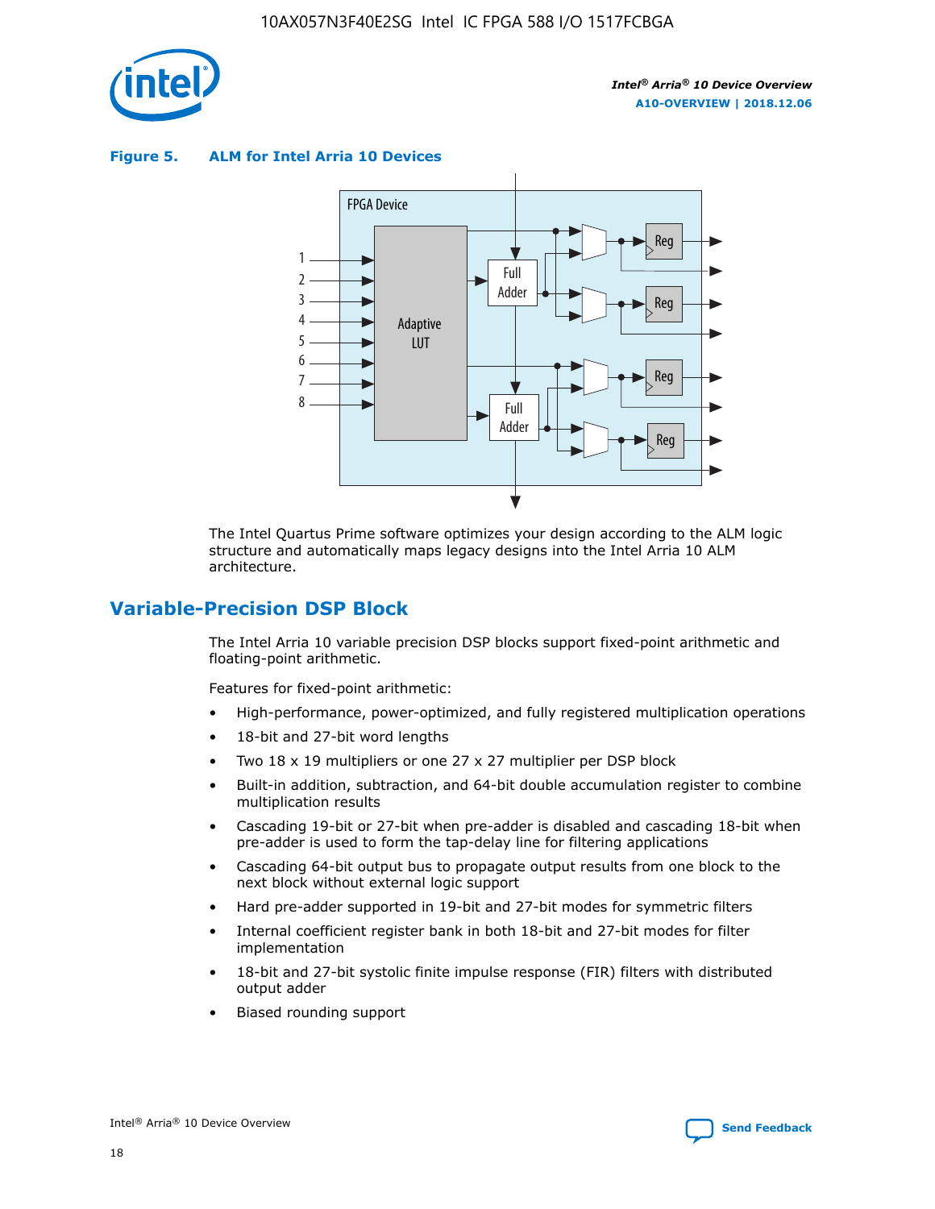**Figure 5. ALM for Intel Arria 10 Devices**

The Intel Quartus Prime software optimizes your design according to the ALM logic structure and automatically maps legacy designs into the Intel Arria 10 ALM architecture.

## Variable-Precision DSP Block

The Intel Arria 10 variable precision DSP blocks support fixed-point arithmetic and floating-point arithmetic.

Features for fixed-point arithmetic:

- High-performance, power-optimized, and fully registered multiplication operations
- 18-bit and 27-bit word lengths
- Two 18 x 19 multipliers or one 27 x 27 multiplier per DSP block
- Built-in addition, subtraction, and 64-bit double accumulation register to combine multiplication results
- Cascading 19-bit or 27-bit when pre-adder is disabled and cascading 18-bit when pre-adder is used to form the tap-delay line for filtering applications
- Cascading 64-bit output bus to propagate output results from one block to the next block without external logic support
- Hard pre-adder supported in 19-bit and 27-bit modes for symmetric filters
- Internal coefficient register bank in both 18-bit and 27-bit modes for filter implementation
- 18-bit and 27-bit systolic finite impulse response (FIR) filters with distributed output adder
- Biased rounding support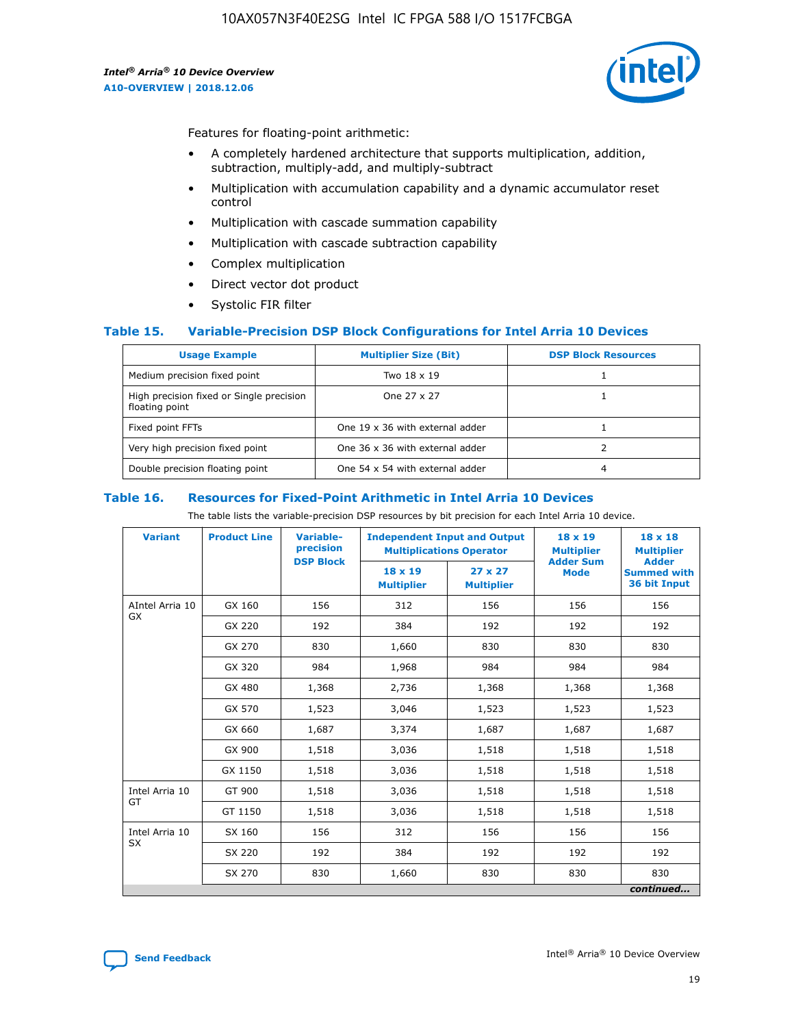Features for floating-point arithmetic:

- A completely hardened architecture that supports multiplication, addition, subtraction, multiply-add, and multiply-subtract
- Multiplication with accumulation capability and a dynamic accumulator reset control
- Multiplication with cascade summation capability
- Multiplication with cascade subtraction capability
- Complex multiplication
- Direct vector dot product
- Systolic FIR filter

### Table 15. Variable-Precision DSP Block Configurations for Intel Arria 10 Devices

| Usage Example | Multiplier Size (Bit) | DSP Block Resources |
|---|---|---|
| Medium precision fixed point | Two 18 x 19 | 1 |
| High precision fixed or Single precision floating point | One 27 x 27 | 1 |
| Fixed point FFTs | One 19 x 36 with external adder | 1 |
| Very high precision fixed point | One 36 x 36 with external adder | 2 |
| Double precision floating point | One 54 x 54 with external adder | 4 |

### Table 16. Resources for Fixed-Point Arithmetic in Intel Arria 10 Devices

The table lists the variable-precision DSP resources by bit precision for each Intel Arria 10 device.

| Variant | Product Line | Variable-precision DSP Block | Independent Input and Output Multiplications Operator | | 18 x 19 Multiplier Adder Sum Mode | 18 x 18 Multiplier Adder Summed with 36 bit Input |
|---|---|---|---|---|---|---|
| | | | 18 x 19 Multiplier | 27 x 27 Multiplier | | |
| AIntel Arria 10 GX | GX 160 | 156 | 312 | 156 | 156 | 156 |
| | GX 220 | 192 | 384 | 192 | 192 | 192 |
| | GX 270 | 830 | 1,660 | 830 | 830 | 830 |
| | GX 320 | 984 | 1,968 | 984 | 984 | 984 |
| | GX 480 | 1,368 | 2,736 | 1,368 | 1,368 | 1,368 |
| | GX 570 | 1,523 | 3,046 | 1,523 | 1,523 | 1,523 |
| | GX 660 | 1,687 | 3,374 | 1,687 | 1,687 | 1,687 |
| | GX 900 | 1,518 | 3,036 | 1,518 | 1,518 | 1,518 |
| | GX 1150 | 1,518 | 3,036 | 1,518 | 1,518 | 1,518 |
| Intel Arria 10 GT | GT 900 | 1,518 | 3,036 | 1,518 | 1,518 | 1,518 |
| | GT 1150 | 1,518 | 3,036 | 1,518 | 1,518 | 1,518 |
| Intel Arria 10 SX | SX 160 | 156 | 312 | 156 | 156 | 156 |
| | SX 220 | 192 | 384 | 192 | 192 | 192 |
| | SX 270 | 830 | 1,660 | 830 | 830 | 830 |

*continued...*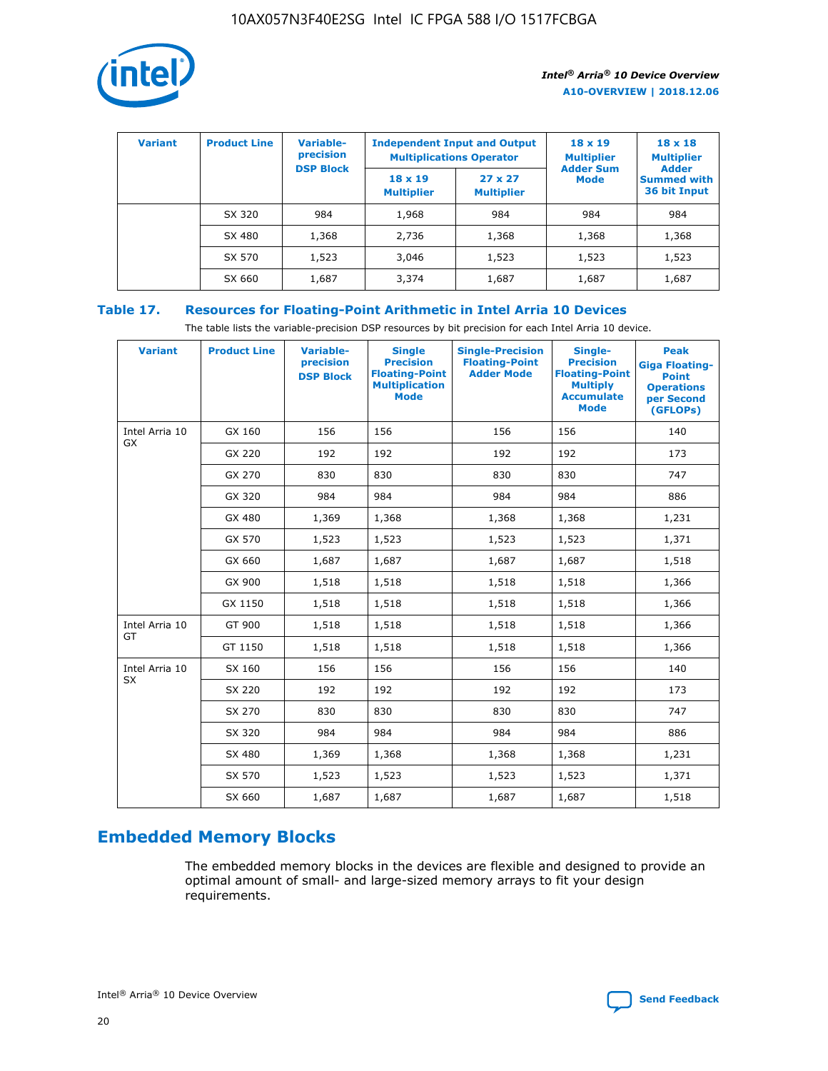| Variant | Product Line | Variable-precision DSP Block | Independent Input and Output Multiplications Operator | | 18 x 19 Multiplier Adder Sum Mode | 18 x 18 Multiplier Adder Summed with 36 bit Input |
|---|---|---|---|---|---|---|
| | | | 18 x 19 Multiplier | 27 x 27 Multiplier | | |
| | SX 320 | 984 | 1,968 | 984 | 984 | 984 |
| | SX 480 | 1,368 | 2,736 | 1,368 | 1,368 | 1,368 |
| | SX 570 | 1,523 | 3,046 | 1,523 | 1,523 | 1,523 |
| | SX 660 | 1,687 | 3,374 | 1,687 | 1,687 | 1,687 |

**Table 17. Resources for Floating-Point Arithmetic in Intel Arria 10 Devices**

The table lists the variable-precision DSP resources by bit precision for each Intel Arria 10 device.

| Variant | Product Line | Variable-precision DSP Block | Single Precision Floating-Point Multiplication Mode | Single-Precision Floating-Point Adder Mode | Single-Precision Floating-Point Multiply Accumulate Mode | Peak Giga Floating-Point Operations per Second (GFLOPs) |
|---|---|---|---|---|---|---|
| Intel Arria 10 GX | GX 160 | 156 | 156 | 156 | 156 | 140 |
| | GX 220 | 192 | 192 | 192 | 192 | 173 |
| | GX 270 | 830 | 830 | 830 | 830 | 747 |
| | GX 320 | 984 | 984 | 984 | 984 | 886 |
| | GX 480 | 1,369 | 1,368 | 1,368 | 1,368 | 1,231 |
| | GX 570 | 1,523 | 1,523 | 1,523 | 1,523 | 1,371 |
| | GX 660 | 1,687 | 1,687 | 1,687 | 1,687 | 1,518 |
| | GX 900 | 1,518 | 1,518 | 1,518 | 1,518 | 1,366 |
| | GX 1150 | 1,518 | 1,518 | 1,518 | 1,518 | 1,366 |
| Intel Arria 10 GT | GT 900 | 1,518 | 1,518 | 1,518 | 1,518 | 1,366 |
| | GT 1150 | 1,518 | 1,518 | 1,518 | 1,518 | 1,366 |
| Intel Arria 10 SX | SX 160 | 156 | 156 | 156 | 156 | 140 |
| | SX 220 | 192 | 192 | 192 | 192 | 173 |
| | SX 270 | 830 | 830 | 830 | 830 | 747 |
| | SX 320 | 984 | 984 | 984 | 984 | 886 |
| | SX 480 | 1,369 | 1,368 | 1,368 | 1,368 | 1,231 |
| | SX 570 | 1,523 | 1,523 | 1,523 | 1,523 | 1,371 |
| | SX 660 | 1,687 | 1,687 | 1,687 | 1,687 | 1,518 |

## Embedded Memory Blocks

The embedded memory blocks in the devices are flexible and designed to provide an optimal amount of small- and large-sized memory arrays to fit your design requirements.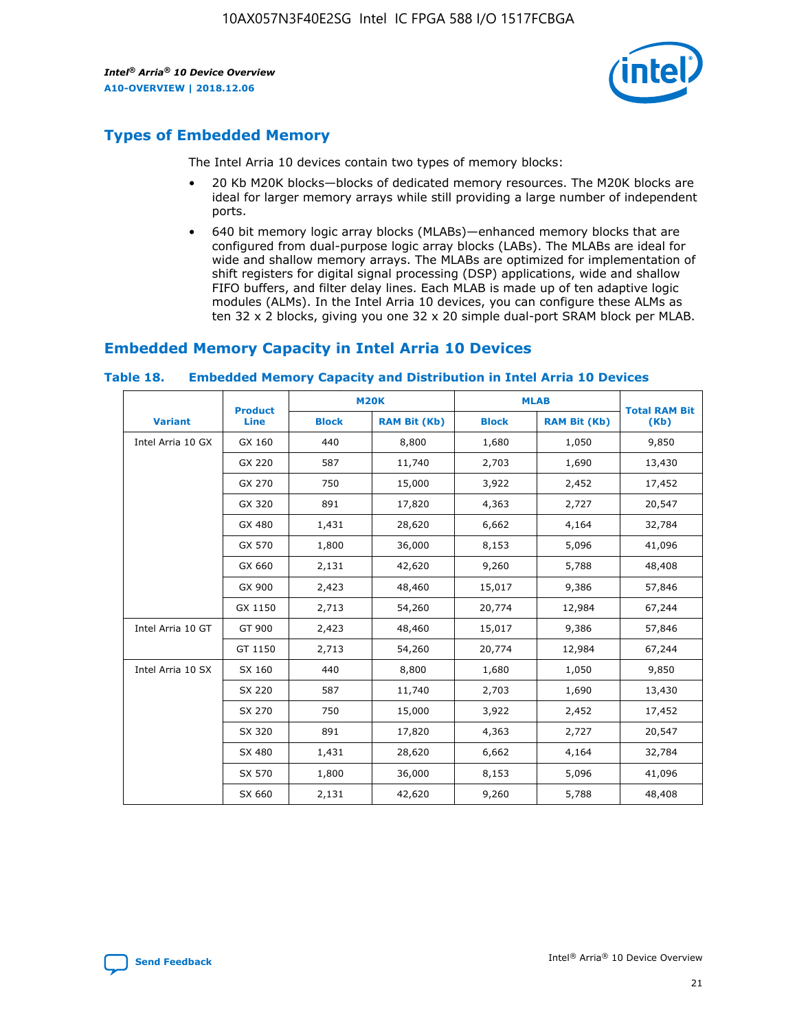## Types of Embedded Memory

The Intel Arria 10 devices contain two types of memory blocks:

- 20 Kb M20K blocks—blocks of dedicated memory resources. The M20K blocks are ideal for larger memory arrays while still providing a large number of independent ports.
- 640 bit memory logic array blocks (MLABs)—enhanced memory blocks that are configured from dual-purpose logic array blocks (LABs). The MLABs are ideal for wide and shallow memory arrays. The MLABs are optimized for implementation of shift registers for digital signal processing (DSP) applications, wide and shallow FIFO buffers, and filter delay lines. Each MLAB is made up of ten adaptive logic modules (ALMs). In the Intel Arria 10 devices, you can configure these ALMs as ten 32 x 2 blocks, giving you one 32 x 20 simple dual-port SRAM block per MLAB.

## Embedded Memory Capacity in Intel Arria 10 Devices

**Table 18. Embedded Memory Capacity and Distribution in Intel Arria 10 Devices**

| Variant | Product Line | M20K | | MLAB | | Total RAM Bit (Kb) |
|---|---|---|---|---|---|---|
| | | Block | RAM Bit (Kb) | Block | RAM Bit (Kb) | |
| Intel Arria 10 GX | GX 160 | 440 | 8,800 | 1,680 | 1,050 | 9,850 |
| | GX 220 | 587 | 11,740 | 2,703 | 1,690 | 13,430 |
| | GX 270 | 750 | 15,000 | 3,922 | 2,452 | 17,452 |
| | GX 320 | 891 | 17,820 | 4,363 | 2,727 | 20,547 |
| | GX 480 | 1,431 | 28,620 | 6,662 | 4,164 | 32,784 |
| | GX 570 | 1,800 | 36,000 | 8,153 | 5,096 | 41,096 |
| | GX 660 | 2,131 | 42,620 | 9,260 | 5,788 | 48,408 |
| | GX 900 | 2,423 | 48,460 | 15,017 | 9,386 | 57,846 |
| | GX 1150 | 2,713 | 54,260 | 20,774 | 12,984 | 67,244 |
| Intel Arria 10 GT | GT 900 | 2,423 | 48,460 | 15,017 | 9,386 | 57,846 |
| | GT 1150 | 2,713 | 54,260 | 20,774 | 12,984 | 67,244 |
| Intel Arria 10 SX | SX 160 | 440 | 8,800 | 1,680 | 1,050 | 9,850 |
| | SX 220 | 587 | 11,740 | 2,703 | 1,690 | 13,430 |
| | SX 270 | 750 | 15,000 | 3,922 | 2,452 | 17,452 |
| | SX 320 | 891 | 17,820 | 4,363 | 2,727 | 20,547 |
| | SX 480 | 1,431 | 28,620 | 6,662 | 4,164 | 32,784 |
| | SX 570 | 1,800 | 36,000 | 8,153 | 5,096 | 41,096 |
| | SX 660 | 2,131 | 42,620 | 9,260 | 5,788 | 48,408 |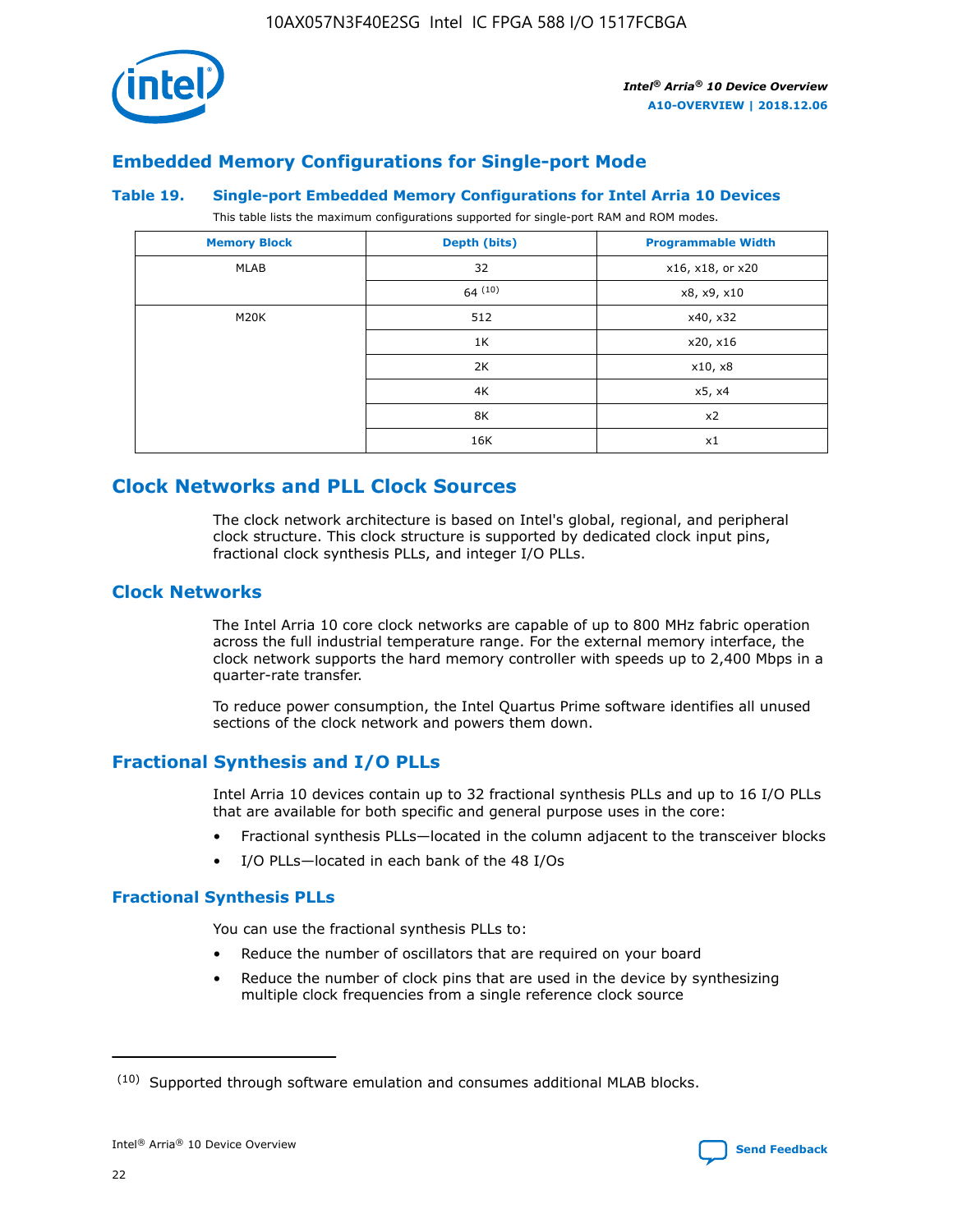## Embedded Memory Configurations for Single-port Mode

### Table 19. Single-port Embedded Memory Configurations for Intel Arria 10 Devices

This table lists the maximum configurations supported for single-port RAM and ROM modes.

| Memory Block | Depth (bits) | Programmable Width |
|---|---|---|
| MLAB | 32 | x16, x18, or x20 |
| | 64 [10] | x8, x9, x10 |
| M20K | 512 | x40, x32 |
| | 1K | x20, x16 |
| | 2K | x10, x8 |
| | 4K | x5, x4 |
| | 8K | x2 |
| | 16K | x1 |

## Clock Networks and PLL Clock Sources

The clock network architecture is based on Intel's global, regional, and peripheral clock structure. This clock structure is supported by dedicated clock input pins, fractional clock synthesis PLLs, and integer I/O PLLs.

## Clock Networks

The Intel Arria 10 core clock networks are capable of up to 800 MHz fabric operation across the full industrial temperature range. For the external memory interface, the clock network supports the hard memory controller with speeds up to 2,400 Mbps in a quarter-rate transfer.

To reduce power consumption, the Intel Quartus Prime software identifies all unused sections of the clock network and powers them down.

## Fractional Synthesis and I/O PLLs

Intel Arria 10 devices contain up to 32 fractional synthesis PLLs and up to 16 I/O PLLs that are available for both specific and general purpose uses in the core:

- Fractional synthesis PLLs—located in the column adjacent to the transceiver blocks
- I/O PLLs—located in each bank of the 48 I/Os

### Fractional Synthesis PLLs

You can use the fractional synthesis PLLs to:

- Reduce the number of oscillators that are required on your board
- Reduce the number of clock pins that are used in the device by synthesizing multiple clock frequencies from a single reference clock source

[10] Supported through software emulation and consumes additional MLAB blocks.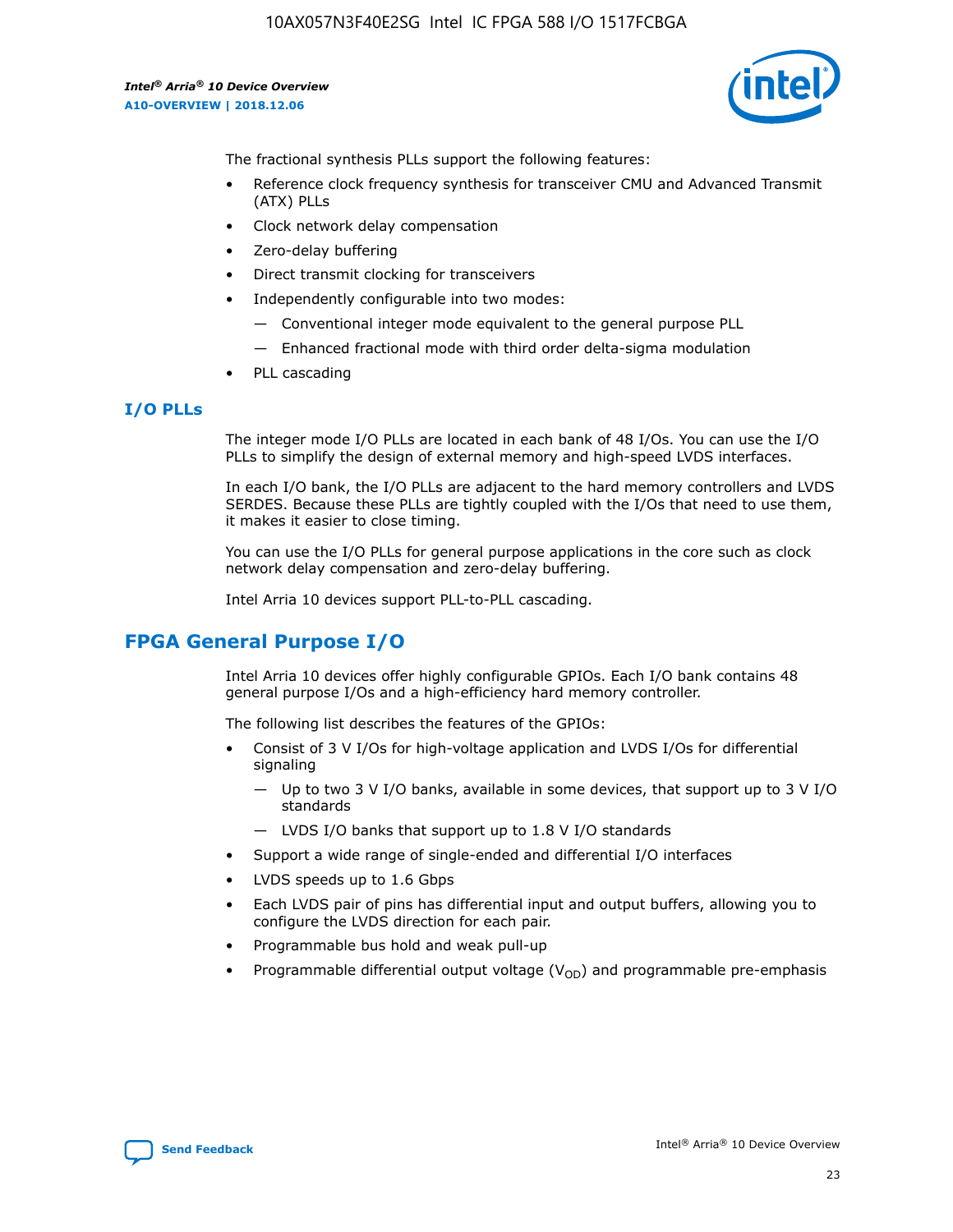The fractional synthesis PLLs support the following features:

- Reference clock frequency synthesis for transceiver CMU and Advanced Transmit (ATX) PLLs
- Clock network delay compensation
- Zero-delay buffering
- Direct transmit clocking for transceivers
- Independently configurable into two modes:
  - — Conventional integer mode equivalent to the general purpose PLL
  - — Enhanced fractional mode with third order delta-sigma modulation
- PLL cascading

### I/O PLLs

The integer mode I/O PLLs are located in each bank of 48 I/Os. You can use the I/O PLLs to simplify the design of external memory and high-speed LVDS interfaces.

In each I/O bank, the I/O PLLs are adjacent to the hard memory controllers and LVDS SERDES. Because these PLLs are tightly coupled with the I/Os that need to use them, it makes it easier to close timing.

You can use the I/O PLLs for general purpose applications in the core such as clock network delay compensation and zero-delay buffering.

Intel Arria 10 devices support PLL-to-PLL cascading.

## FPGA General Purpose I/O

Intel Arria 10 devices offer highly configurable GPIOs. Each I/O bank contains 48 general purpose I/Os and a high-efficiency hard memory controller.

The following list describes the features of the GPIOs:

- Consist of 3 V I/Os for high-voltage application and LVDS I/Os for differential signaling
  - — Up to two 3 V I/O banks, available in some devices, that support up to 3 V I/O standards
  - — LVDS I/O banks that support up to 1.8 V I/O standards
- Support a wide range of single-ended and differential I/O interfaces
- LVDS speeds up to 1.6 Gbps
- Each LVDS pair of pins has differential input and output buffers, allowing you to configure the LVDS direction for each pair.
- Programmable bus hold and weak pull-up
- Programmable differential output voltage ($V_{OD}$) and programmable pre-emphasis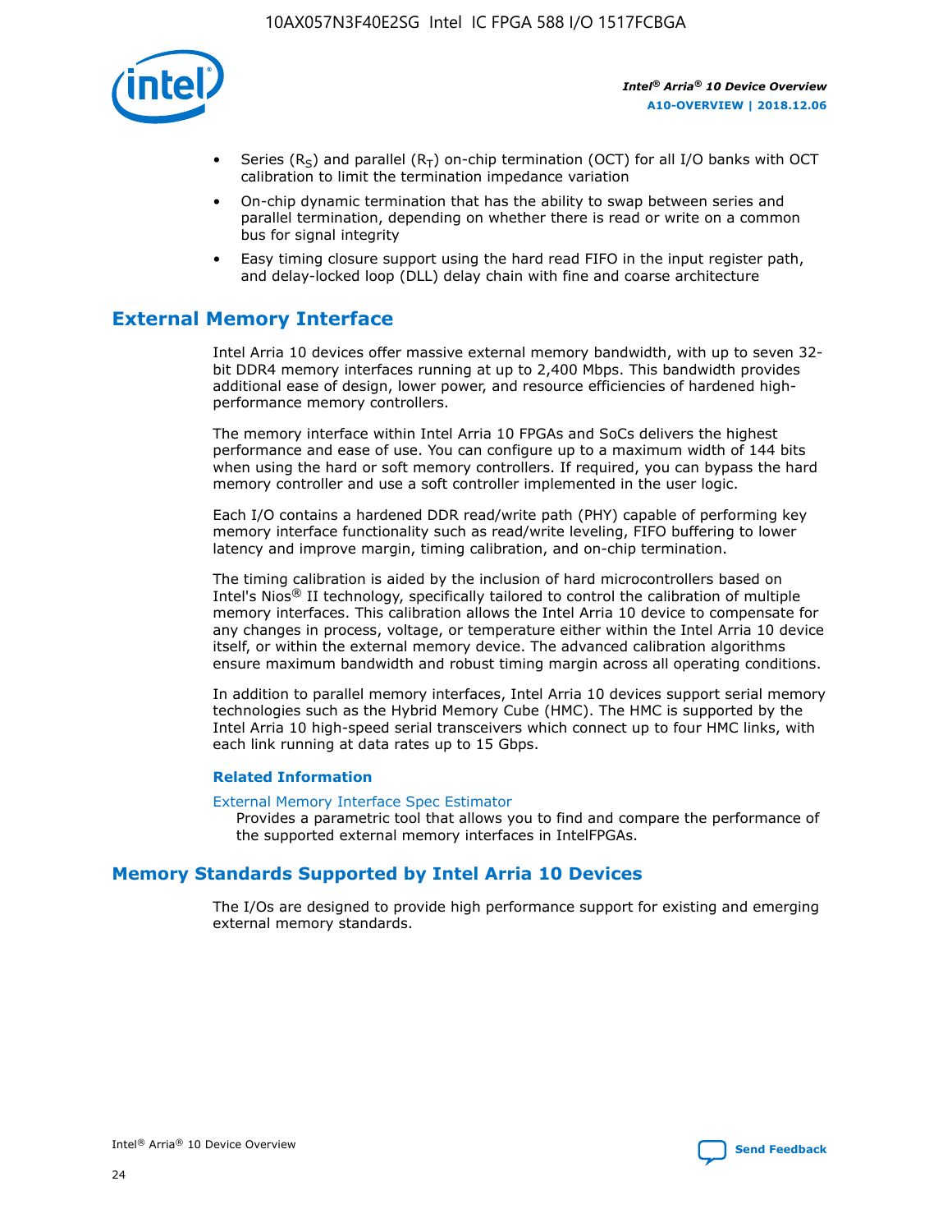- Series ($R_S$) and parallel ($R_T$) on-chip termination (OCT) for all I/O banks with OCT calibration to limit the termination impedance variation
- On-chip dynamic termination that has the ability to swap between series and parallel termination, depending on whether there is read or write on a common bus for signal integrity
- Easy timing closure support using the hard read FIFO in the input register path, and delay-locked loop (DLL) delay chain with fine and coarse architecture

## External Memory Interface

Intel Arria 10 devices offer massive external memory bandwidth, with up to seven 32-bit DDR4 memory interfaces running at up to 2,400 Mbps. This bandwidth provides additional ease of design, lower power, and resource efficiencies of hardened high-performance memory controllers.

The memory interface within Intel Arria 10 FPGAs and SoCs delivers the highest performance and ease of use. You can configure up to a maximum width of 144 bits when using the hard or soft memory controllers. If required, you can bypass the hard memory controller and use a soft controller implemented in the user logic.

Each I/O contains a hardened DDR read/write path (PHY) capable of performing key memory interface functionality such as read/write leveling, FIFO buffering to lower latency and improve margin, timing calibration, and on-chip termination.

The timing calibration is aided by the inclusion of hard microcontrollers based on Intel's Nios® II technology, specifically tailored to control the calibration of multiple memory interfaces. This calibration allows the Intel Arria 10 device to compensate for any changes in process, voltage, or temperature either within the Intel Arria 10 device itself, or within the external memory device. The advanced calibration algorithms ensure maximum bandwidth and robust timing margin across all operating conditions.

In addition to parallel memory interfaces, Intel Arria 10 devices support serial memory technologies such as the Hybrid Memory Cube (HMC). The HMC is supported by the Intel Arria 10 high-speed serial transceivers which connect up to four HMC links, with each link running at data rates up to 15 Gbps.

### Related Information

External Memory Interface Spec Estimator
Provides a parametric tool that allows you to find and compare the performance of the supported external memory interfaces in IntelFPGAs.

## Memory Standards Supported by Intel Arria 10 Devices

The I/Os are designed to provide high performance support for existing and emerging external memory standards.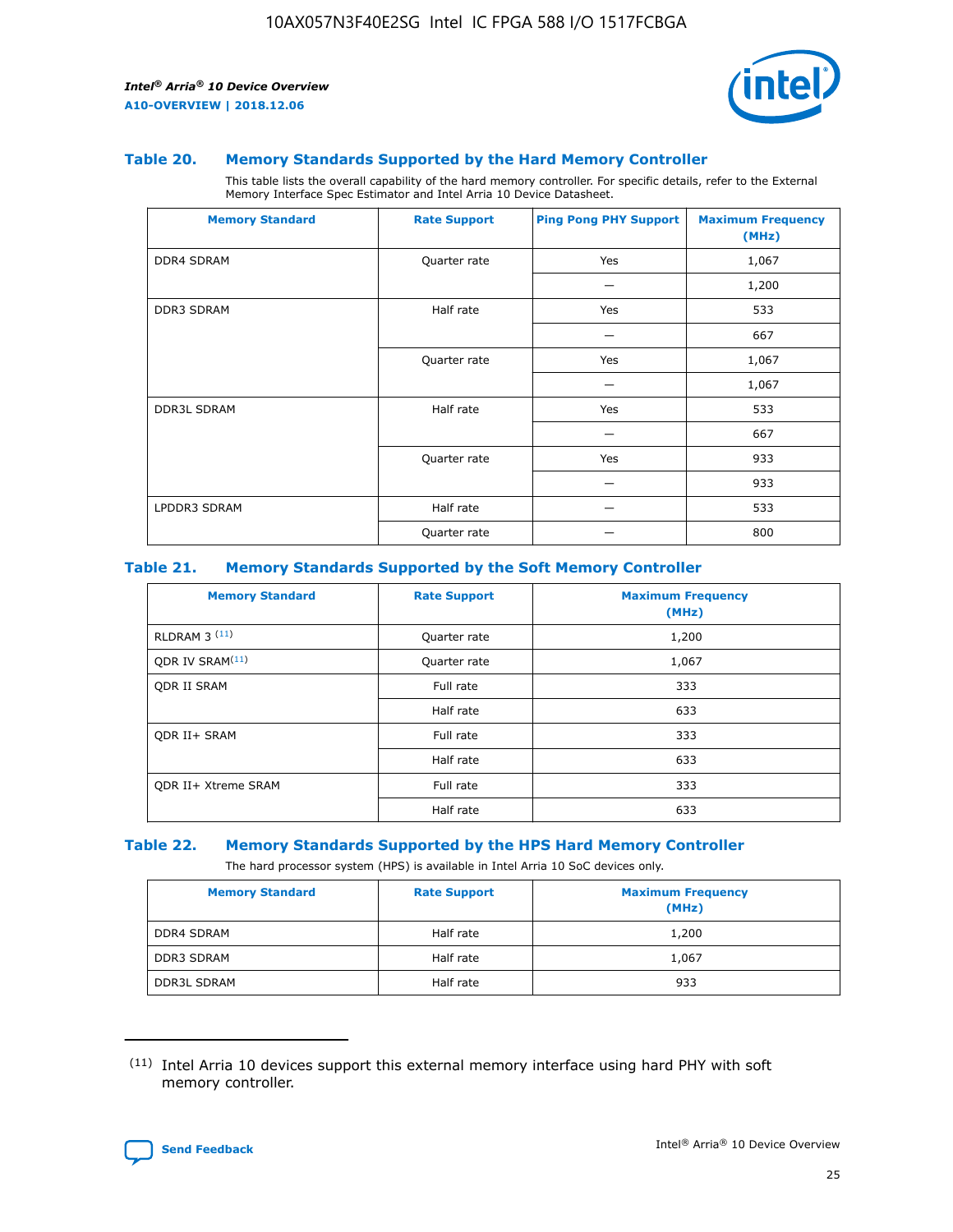### Table 20. Memory Standards Supported by the Hard Memory Controller

This table lists the overall capability of the hard memory controller. For specific details, refer to the External Memory Interface Spec Estimator and Intel Arria 10 Device Datasheet.

| Memory Standard | Rate Support | Ping Pong PHY Support | Maximum Frequency (MHz) |
|---|---|---|---|
| DDR4 SDRAM | Quarter rate | Yes | 1,067 |
| | | — | 1,200 |
| DDR3 SDRAM | Half rate | Yes | 533 |
| | | — | 667 |
| | Quarter rate | Yes | 1,067 |
| | | — | 1,067 |
| DDR3L SDRAM | Half rate | Yes | 533 |
| | | — | 667 |
| | Quarter rate | Yes | 933 |
| | | — | 933 |
| LPDDR3 SDRAM | Half rate | — | 533 |
| | Quarter rate | — | 800 |

### Table 21. Memory Standards Supported by the Soft Memory Controller

| Memory Standard | Rate Support | Maximum Frequency (MHz) |
|---|---|---|
| RLDRAM 3 [(11)] | Quarter rate | 1,200 |
| QDR IV SRAM[(11)] | Quarter rate | 1,067 |
| QDR II SRAM | Full rate | 333 |
| | Half rate | 633 |
| QDR II+ SRAM | Full rate | 333 |
| | Half rate | 633 |
| QDR II+ Xtreme SRAM | Full rate | 333 |
| | Half rate | 633 |

### Table 22. Memory Standards Supported by the HPS Hard Memory Controller

The hard processor system (HPS) is available in Intel Arria 10 SoC devices only.

| Memory Standard | Rate Support | Maximum Frequency (MHz) |
|---|---|---|
| DDR4 SDRAM | Half rate | 1,200 |
| DDR3 SDRAM | Half rate | 1,067 |
| DDR3L SDRAM | Half rate | 933 |

(11) Intel Arria 10 devices support this external memory interface using hard PHY with soft memory controller.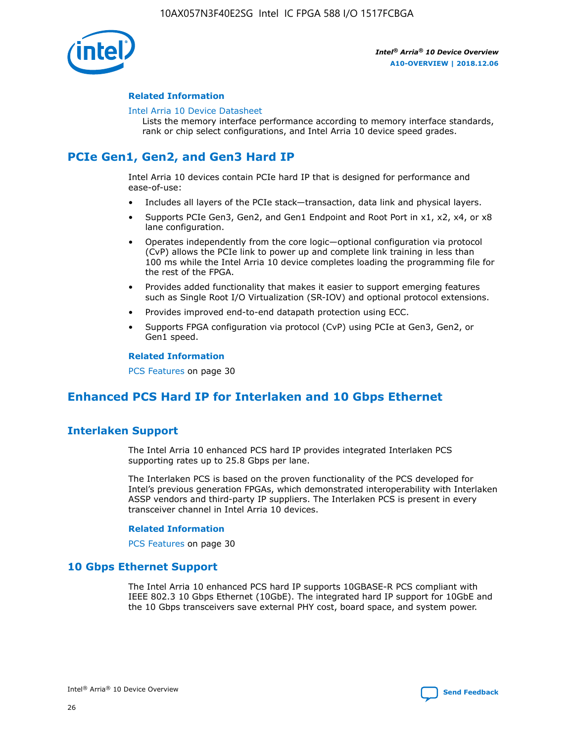#### Related Information

Intel Arria 10 Device Datasheet
Lists the memory interface performance according to memory interface standards, rank or chip select configurations, and Intel Arria 10 device speed grades.

## PCIe Gen1, Gen2, and Gen3 Hard IP

Intel Arria 10 devices contain PCIe hard IP that is designed for performance and ease-of-use:

- Includes all layers of the PCIe stack—transaction, data link and physical layers.
- Supports PCIe Gen3, Gen2, and Gen1 Endpoint and Root Port in x1, x2, x4, or x8 lane configuration.
- Operates independently from the core logic—optional configuration via protocol (CvP) allows the PCIe link to power up and complete link training in less than 100 ms while the Intel Arria 10 device completes loading the programming file for the rest of the FPGA.
- Provides added functionality that makes it easier to support emerging features such as Single Root I/O Virtualization (SR-IOV) and optional protocol extensions.
- Provides improved end-to-end datapath protection using ECC.
- Supports FPGA configuration via protocol (CvP) using PCIe at Gen3, Gen2, or Gen1 speed.

#### Related Information

PCS Features on page 30

## Enhanced PCS Hard IP for Interlaken and 10 Gbps Ethernet

### Interlaken Support

The Intel Arria 10 enhanced PCS hard IP provides integrated Interlaken PCS supporting rates up to 25.8 Gbps per lane.

The Interlaken PCS is based on the proven functionality of the PCS developed for Intel's previous generation FPGAs, which demonstrated interoperability with Interlaken ASSP vendors and third-party IP suppliers. The Interlaken PCS is present in every transceiver channel in Intel Arria 10 devices.

#### Related Information

PCS Features on page 30

### 10 Gbps Ethernet Support

The Intel Arria 10 enhanced PCS hard IP supports 10GBASE-R PCS compliant with IEEE 802.3 10 Gbps Ethernet (10GbE). The integrated hard IP support for 10GbE and the 10 Gbps transceivers save external PHY cost, board space, and system power.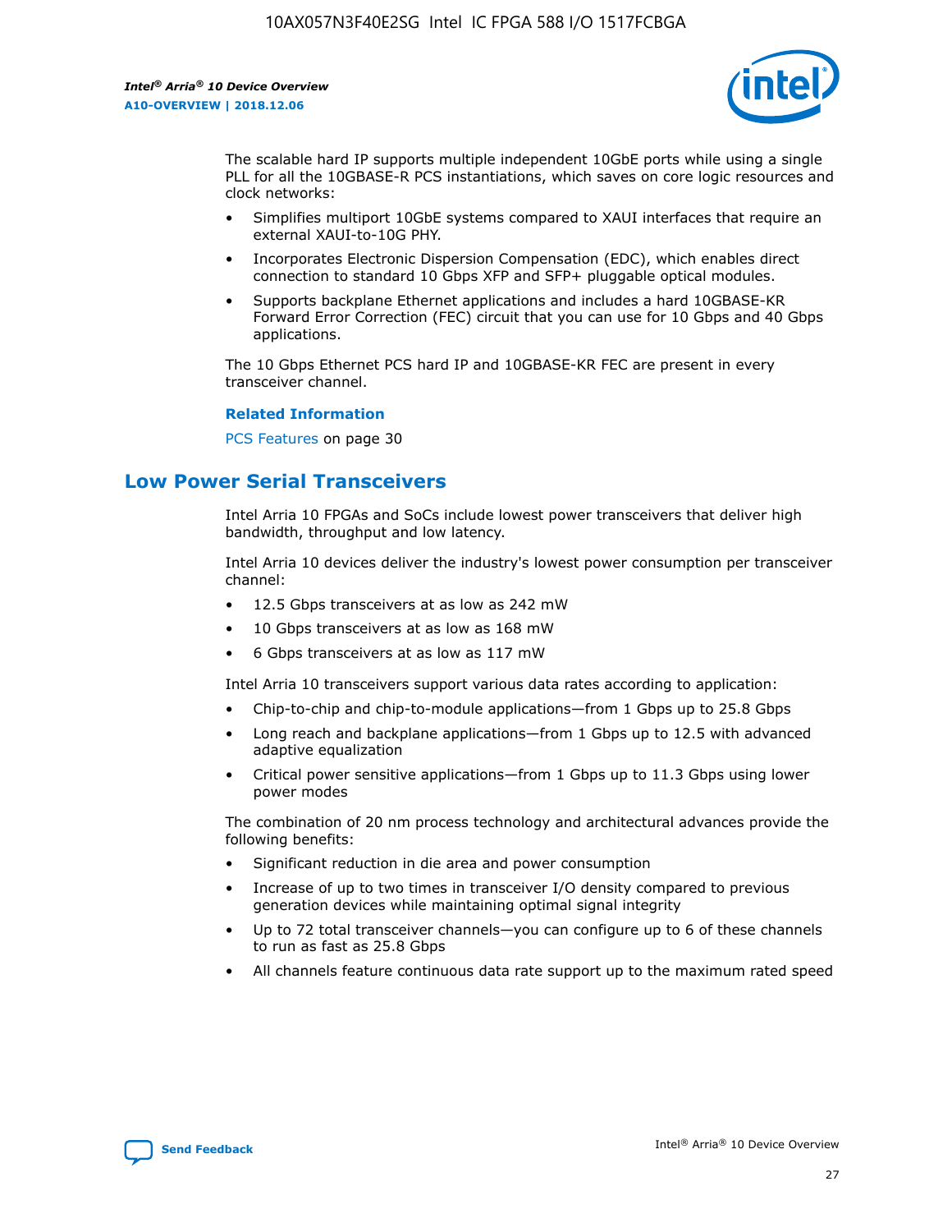The scalable hard IP supports multiple independent 10GbE ports while using a single PLL for all the 10GBASE-R PCS instantiations, which saves on core logic resources and clock networks:

- Simplifies multiport 10GbE systems compared to XAUI interfaces that require an external XAUI-to-10G PHY.
- Incorporates Electronic Dispersion Compensation (EDC), which enables direct connection to standard 10 Gbps XFP and SFP+ pluggable optical modules.
- Supports backplane Ethernet applications and includes a hard 10GBASE-KR Forward Error Correction (FEC) circuit that you can use for 10 Gbps and 40 Gbps applications.

The 10 Gbps Ethernet PCS hard IP and 10GBASE-KR FEC are present in every transceiver channel.

**Related Information**

PCS Features on page 30

## Low Power Serial Transceivers

Intel Arria 10 FPGAs and SoCs include lowest power transceivers that deliver high bandwidth, throughput and low latency.

Intel Arria 10 devices deliver the industry's lowest power consumption per transceiver channel:

- 12.5 Gbps transceivers at as low as 242 mW
- 10 Gbps transceivers at as low as 168 mW
- 6 Gbps transceivers at as low as 117 mW

Intel Arria 10 transceivers support various data rates according to application:

- Chip-to-chip and chip-to-module applications—from 1 Gbps up to 25.8 Gbps
- Long reach and backplane applications—from 1 Gbps up to 12.5 with advanced adaptive equalization
- Critical power sensitive applications—from 1 Gbps up to 11.3 Gbps using lower power modes

The combination of 20 nm process technology and architectural advances provide the following benefits:

- Significant reduction in die area and power consumption
- Increase of up to two times in transceiver I/O density compared to previous generation devices while maintaining optimal signal integrity
- Up to 72 total transceiver channels—you can configure up to 6 of these channels to run as fast as 25.8 Gbps
- All channels feature continuous data rate support up to the maximum rated speed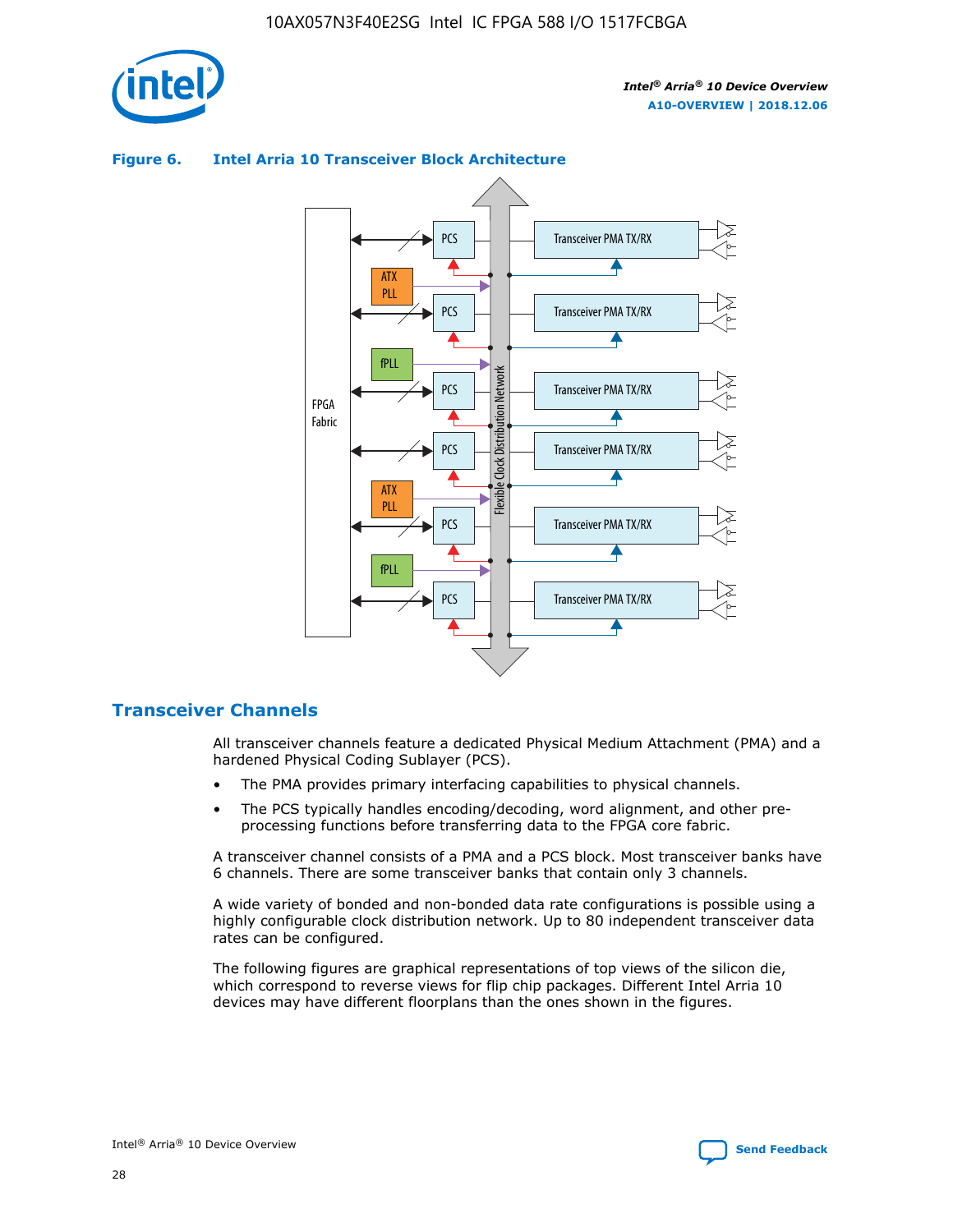## Figure 6. Intel Arria 10 Transceiver Block Architecture

## Transceiver Channels

All transceiver channels feature a dedicated Physical Medium Attachment (PMA) and a hardened Physical Coding Sublayer (PCS).

- The PMA provides primary interfacing capabilities to physical channels.
- The PCS typically handles encoding/decoding, word alignment, and other pre-processing functions before transferring data to the FPGA core fabric.

A transceiver channel consists of a PMA and a PCS block. Most transceiver banks have 6 channels. There are some transceiver banks that contain only 3 channels.

A wide variety of bonded and non-bonded data rate configurations is possible using a highly configurable clock distribution network. Up to 80 independent transceiver data rates can be configured.

The following figures are graphical representations of top views of the silicon die, which correspond to reverse views for flip chip packages. Different Intel Arria 10 devices may have different floorplans than the ones shown in the figures.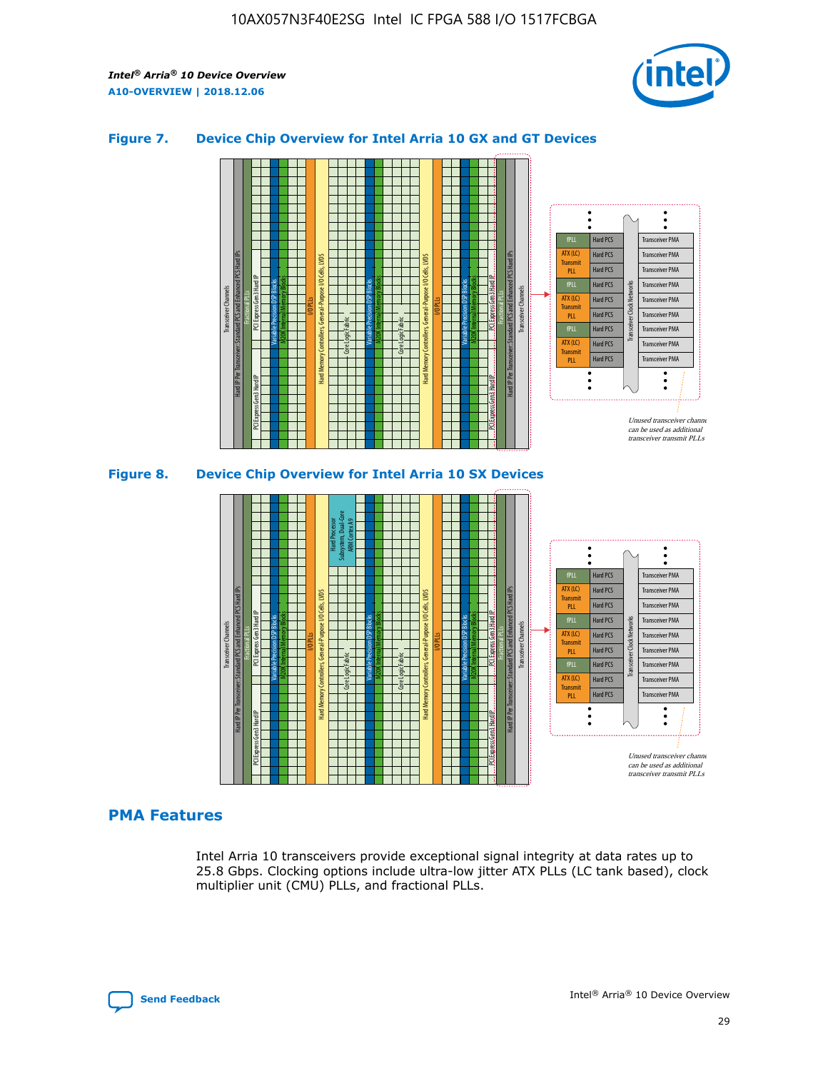### Figure 7. Device Chip Overview for Intel Arria 10 GX and GT Devices

### Figure 8. Device Chip Overview for Intel Arria 10 SX Devices

## PMA Features

Intel Arria 10 transceivers provide exceptional signal integrity at data rates up to 25.8 Gbps. Clocking options include ultra-low jitter ATX PLLs (LC tank based), clock multiplier unit (CMU) PLLs, and fractional PLLs.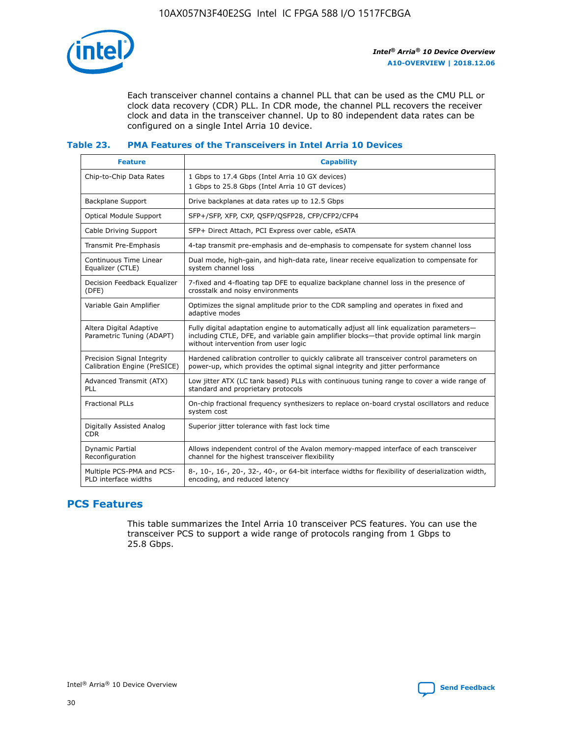Each transceiver channel contains a channel PLL that can be used as the CMU PLL or clock data recovery (CDR) PLL. In CDR mode, the channel PLL recovers the receiver clock and data in the transceiver channel. Up to 80 independent data rates can be configured on a single Intel Arria 10 device.

### Table 23. PMA Features of the Transceivers in Intel Arria 10 Devices

| Feature | Capability |
| --- | --- |
| Chip-to-Chip Data Rates | 1 Gbps to 17.4 Gbps (Intel Arria 10 GX devices)<br>1 Gbps to 25.8 Gbps (Intel Arria 10 GT devices) |
| Backplane Support | Drive backplanes at data rates up to 12.5 Gbps |
| Optical Module Support | SFP+/SFP, XFP, CXP, QSFP/QSFP28, CFP/CFP2/CFP4 |
| Cable Driving Support | SFP+ Direct Attach, PCI Express over cable, eSATA |
| Transmit Pre-Emphasis | 4-tap transmit pre-emphasis and de-emphasis to compensate for system channel loss |
| Continuous Time Linear Equalizer (CTLE) | Dual mode, high-gain, and high-data rate, linear receive equalization to compensate for system channel loss |
| Decision Feedback Equalizer (DFE) | 7-fixed and 4-floating tap DFE to equalize backplane channel loss in the presence of crosstalk and noisy environments |
| Variable Gain Amplifier | Optimizes the signal amplitude prior to the CDR sampling and operates in fixed and adaptive modes |
| Altera Digital Adaptive Parametric Tuning (ADAPT) | Fully digital adaptation engine to automatically adjust all link equalization parameters—including CTLE, DFE, and variable gain amplifier blocks—that provide optimal link margin without intervention from user logic |
| Precision Signal Integrity Calibration Engine (PreSICE) | Hardened calibration controller to quickly calibrate all transceiver control parameters on power-up, which provides the optimal signal integrity and jitter performance |
| Advanced Transmit (ATX) PLL | Low jitter ATX (LC tank based) PLLs with continuous tuning range to cover a wide range of standard and proprietary protocols |
| Fractional PLLs | On-chip fractional frequency synthesizers to replace on-board crystal oscillators and reduce system cost |
| Digitally Assisted Analog CDR | Superior jitter tolerance with fast lock time |
| Dynamic Partial Reconfiguration | Allows independent control of the Avalon memory-mapped interface of each transceiver channel for the highest transceiver flexibility |
| Multiple PCS-PMA and PCS-PLD interface widths | 8-, 10-, 16-, 20-, 32-, 40-, or 64-bit interface widths for flexibility of deserialization width, encoding, and reduced latency |

## PCS Features

This table summarizes the Intel Arria 10 transceiver PCS features. You can use the transceiver PCS to support a wide range of protocols ranging from 1 Gbps to 25.8 Gbps.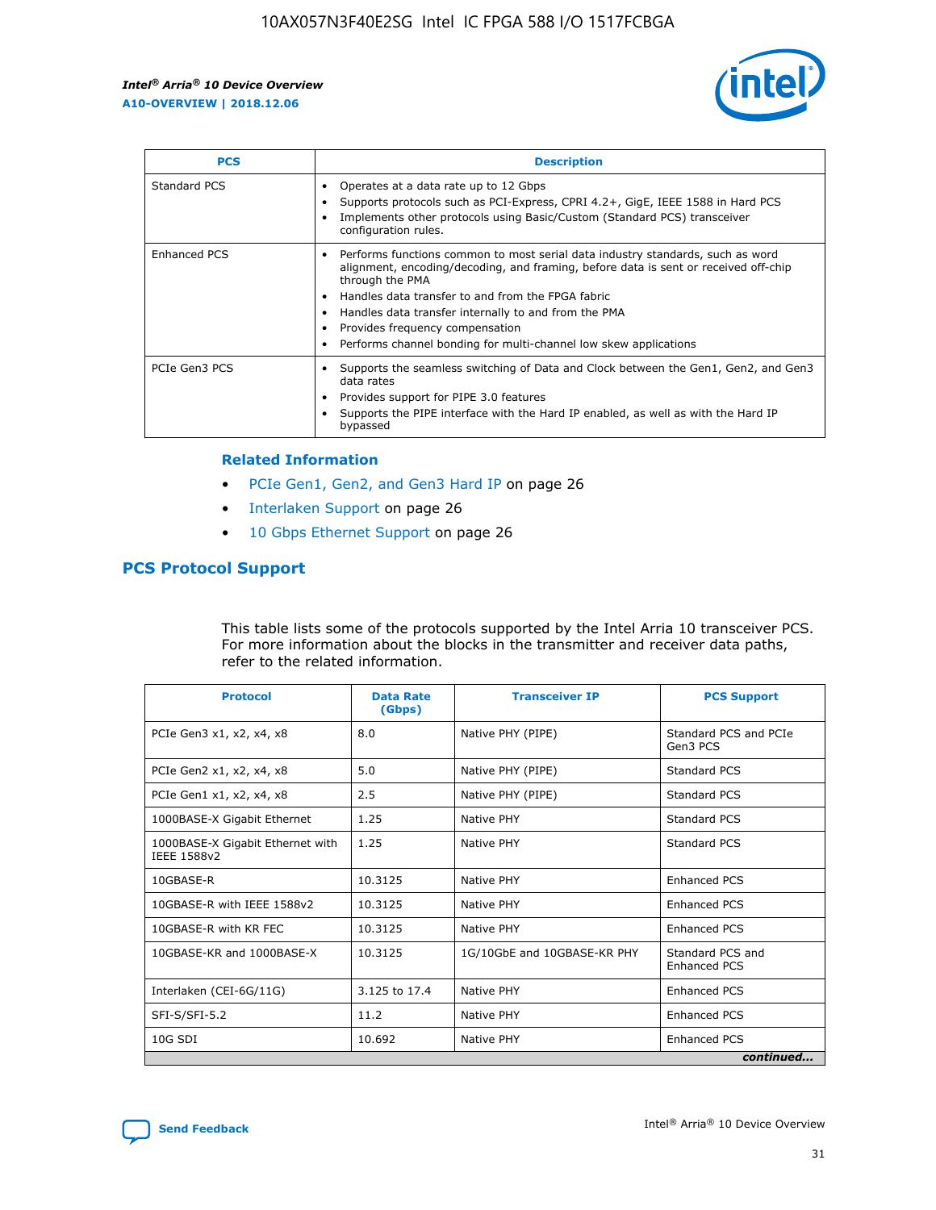| PCS | Description |
| --- | --- |
| Standard PCS | • Operates at a data rate up to 12 Gbps<br>• Supports protocols such as PCI-Express, CPRI 4.2+, GigE, IEEE 1588 in Hard PCS<br>• Implements other protocols using Basic/Custom (Standard PCS) transceiver configuration rules. |
| Enhanced PCS | • Performs functions common to most serial data industry standards, such as word alignment, encoding/decoding, and framing, before data is sent or received off-chip through the PMA<br>• Handles data transfer to and from the FPGA fabric<br>• Handles data transfer internally to and from the PMA<br>• Provides frequency compensation<br>• Performs channel bonding for multi-channel low skew applications |
| PCIe Gen3 PCS | • Supports the seamless switching of Data and Clock between the Gen1, Gen2, and Gen3 data rates<br>• Provides support for PIPE 3.0 features<br>• Supports the PIPE interface with the Hard IP enabled, as well as with the Hard IP bypassed |

**Related Information**

- PCIe Gen1, Gen2, and Gen3 Hard IP on page 26
- Interlaken Support on page 26
- 10 Gbps Ethernet Support on page 26

## PCS Protocol Support

This table lists some of the protocols supported by the Intel Arria 10 transceiver PCS. For more information about the blocks in the transmitter and receiver data paths, refer to the related information.

| Protocol | Data Rate (Gbps) | Transceiver IP | PCS Support |
| --- | --- | --- | --- |
| PCIe Gen3 x1, x2, x4, x8 | 8.0 | Native PHY (PIPE) | Standard PCS and PCIe Gen3 PCS |
| PCIe Gen2 x1, x2, x4, x8 | 5.0 | Native PHY (PIPE) | Standard PCS |
| PCIe Gen1 x1, x2, x4, x8 | 2.5 | Native PHY (PIPE) | Standard PCS |
| 1000BASE-X Gigabit Ethernet | 1.25 | Native PHY | Standard PCS |
| 1000BASE-X Gigabit Ethernet with IEEE 1588v2 | 1.25 | Native PHY | Standard PCS |
| 10GBASE-R | 10.3125 | Native PHY | Enhanced PCS |
| 10GBASE-R with IEEE 1588v2 | 10.3125 | Native PHY | Enhanced PCS |
| 10GBASE-R with KR FEC | 10.3125 | Native PHY | Enhanced PCS |
| 10GBASE-KR and 1000BASE-X | 10.3125 | 1G/10GbE and 10GBASE-KR PHY | Standard PCS and Enhanced PCS |
| Interlaken (CEI-6G/11G) | 3.125 to 17.4 | Native PHY | Enhanced PCS |
| SFI-S/SFI-5.2 | 11.2 | Native PHY | Enhanced PCS |
| 10G SDI | 10.692 | Native PHY | Enhanced PCS |

*continued...*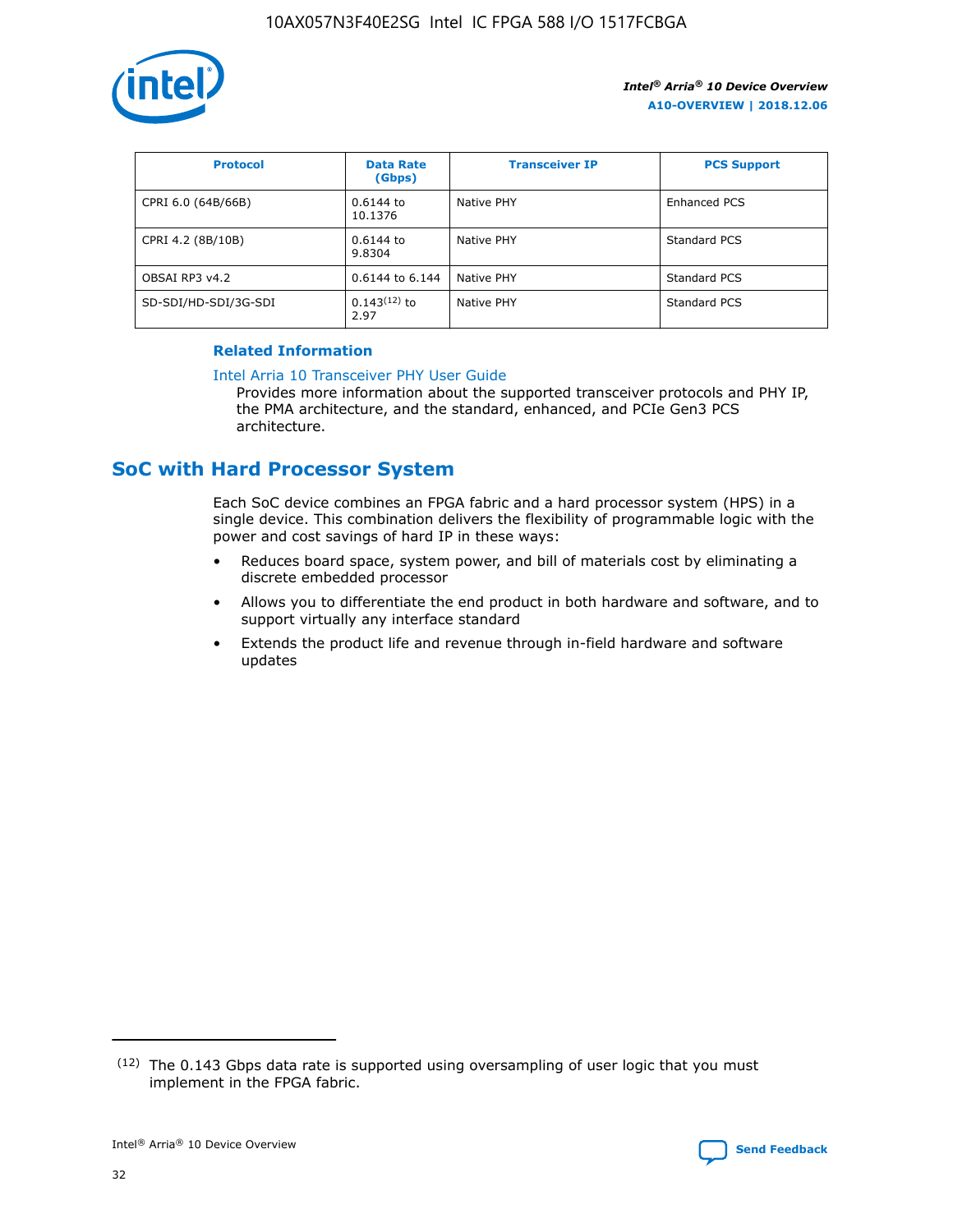| Protocol | Data Rate (Gbps) | Transceiver IP | PCS Support |
| --- | --- | --- | --- |
| CPRI 6.0 (64B/66B) | 0.6144 to 10.1376 | Native PHY | Enhanced PCS |
| CPRI 4.2 (8B/10B) | 0.6144 to 9.8304 | Native PHY | Standard PCS |
| OBSAI RP3 v4.2 | 0.6144 to 6.144 | Native PHY | Standard PCS |
| SD-SDI/HD-SDI/3G-SDI | 0.143[12] to 2.97 | Native PHY | Standard PCS |

**Related Information**

Intel Arria 10 Transceiver PHY User Guide

Provides more information about the supported transceiver protocols and PHY IP, the PMA architecture, and the standard, enhanced, and PCIe Gen3 PCS architecture.

## SoC with Hard Processor System

Each SoC device combines an FPGA fabric and a hard processor system (HPS) in a single device. This combination delivers the flexibility of programmable logic with the power and cost savings of hard IP in these ways:

- Reduces board space, system power, and bill of materials cost by eliminating a discrete embedded processor
- Allows you to differentiate the end product in both hardware and software, and to support virtually any interface standard
- Extends the product life and revenue through in-field hardware and software updates

(12) The 0.143 Gbps data rate is supported using oversampling of user logic that you must implement in the FPGA fabric.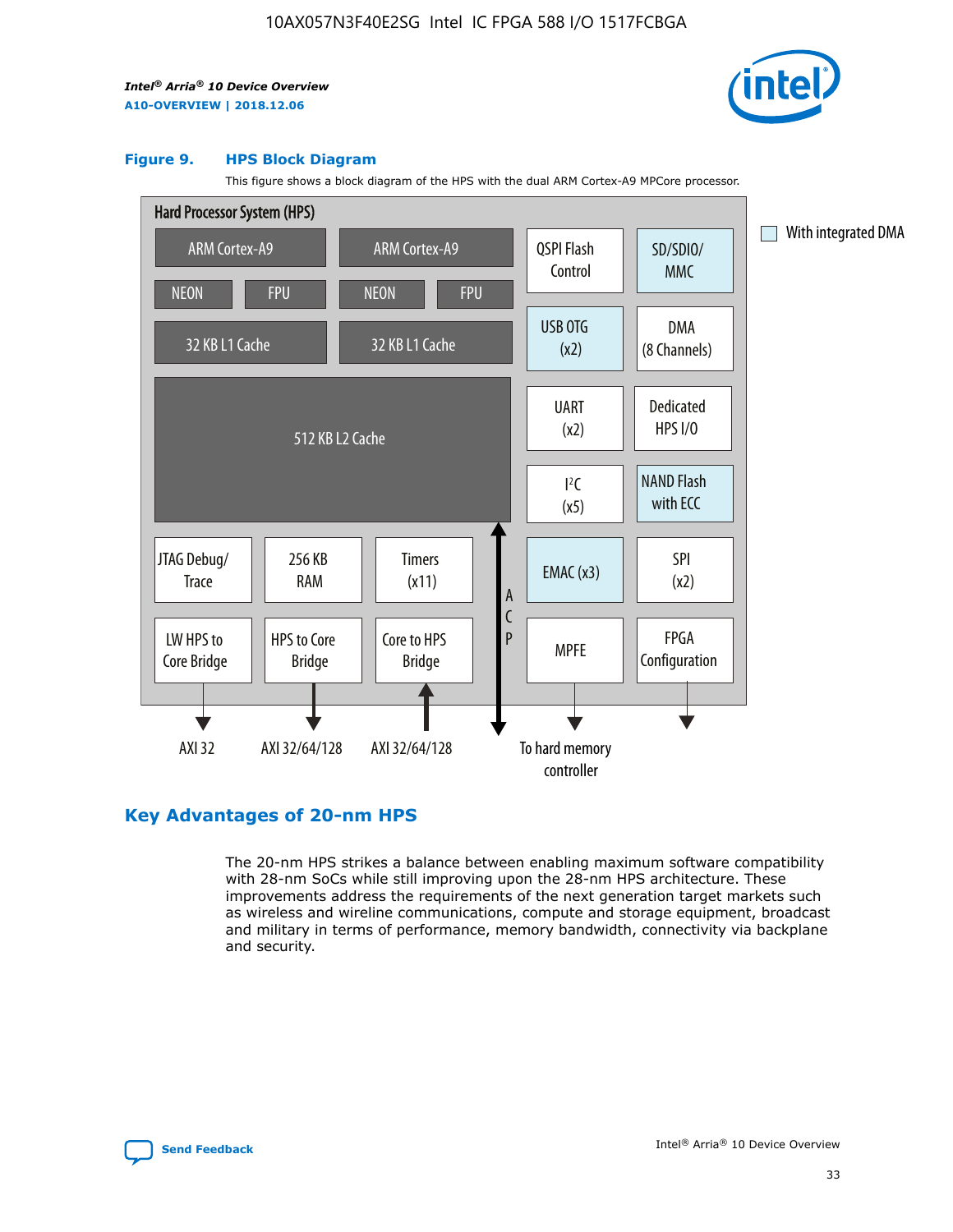**Figure 9. HPS Block Diagram**

This figure shows a block diagram of the HPS with the dual ARM Cortex-A9 MPCore processor.

Hard Processor System (HPS)

ARM Cortex-A9 | ARM Cortex-A9
NEON | FPU | NEON | FPU
32 KB L1 Cache | 32 KB L1 Cache
512 KB L2 Cache

QSPI Flash Control | SD/SDIO/MMC | USB OTG (x2) | DMA (8 Channels) | UART (x2) | Dedicated HPS I/O | I²C (x5) | NAND Flash with ECC | EMAC (x3) | SPI (x2) | MPFE | FPGA Configuration

JTAG Debug/Trace | 256 KB RAM | Timers (x11) | LW HPS to Core Bridge | HPS to Core Bridge | Core to HPS Bridge | ACP

AXI 32 | AXI 32/64/128 | AXI 32/64/128 | To hard memory controller

With integrated DMA

## Key Advantages of 20-nm HPS

The 20-nm HPS strikes a balance between enabling maximum software compatibility with 28-nm SoCs while still improving upon the 28-nm HPS architecture. These improvements address the requirements of the next generation target markets such as wireless and wireline communications, compute and storage equipment, broadcast and military in terms of performance, memory bandwidth, connectivity via backplane and security.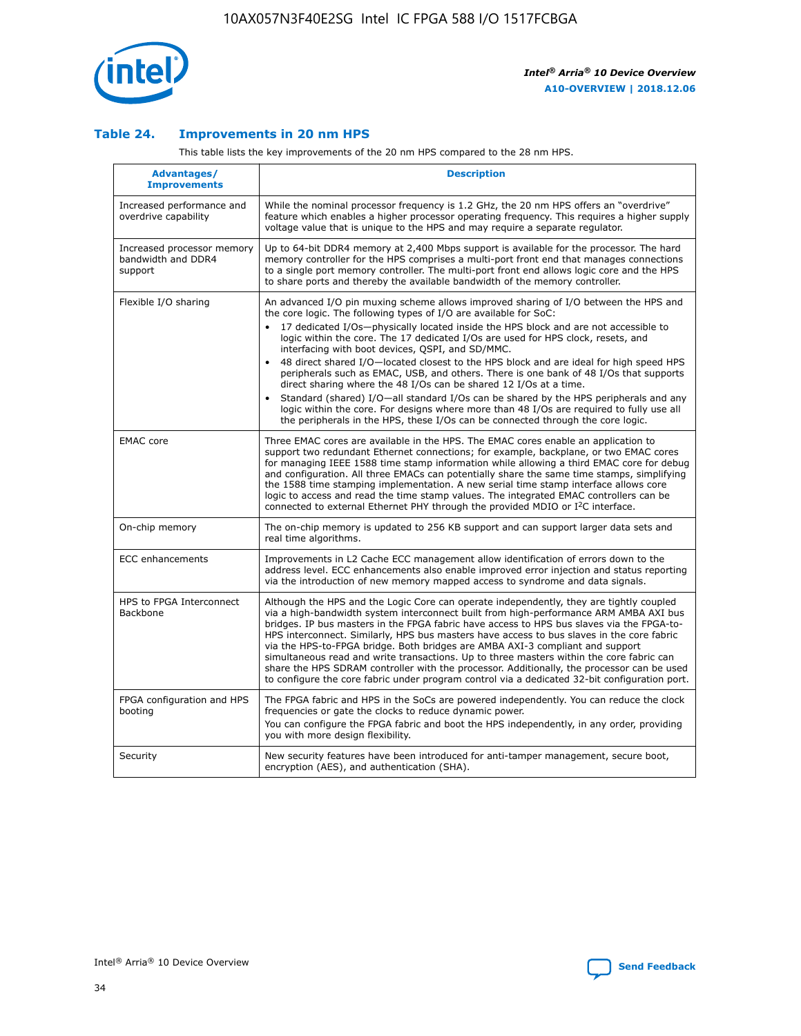### Table 24. Improvements in 20 nm HPS

This table lists the key improvements of the 20 nm HPS compared to the 28 nm HPS.

| Advantages/ Improvements | Description |
|---|---|
| Increased performance and overdrive capability | While the nominal processor frequency is 1.2 GHz, the 20 nm HPS offers an "overdrive" feature which enables a higher processor operating frequency. This requires a higher supply voltage value that is unique to the HPS and may require a separate regulator. |
| Increased processor memory bandwidth and DDR4 support | Up to 64-bit DDR4 memory at 2,400 Mbps support is available for the processor. The hard memory controller for the HPS comprises a multi-port front end that manages connections to a single port memory controller. The multi-port front end allows logic core and the HPS to share ports and thereby the available bandwidth of the memory controller. |
| Flexible I/O sharing | An advanced I/O pin muxing scheme allows improved sharing of I/O between the HPS and the core logic. The following types of I/O are available for SoC:<br>• 17 dedicated I/Os—physically located inside the HPS block and are not accessible to logic within the core. The 17 dedicated I/Os are used for HPS clock, resets, and interfacing with boot devices, QSPI, and SD/MMC.<br>• 48 direct shared I/O—located closest to the HPS block and are ideal for high speed HPS peripherals such as EMAC, USB, and others. There is one bank of 48 I/Os that supports direct sharing where the 48 I/Os can be shared 12 I/Os at a time.<br>• Standard (shared) I/O—all standard I/Os can be shared by the HPS peripherals and any logic within the core. For designs where more than 48 I/Os are required to fully use all the peripherals in the HPS, these I/Os can be connected through the core logic. |
| EMAC core | Three EMAC cores are available in the HPS. The EMAC cores enable an application to support two redundant Ethernet connections; for example, backplane, or two EMAC cores for managing IEEE 1588 time stamp information while allowing a third EMAC core for debug and configuration. All three EMACs can potentially share the same time stamps, simplifying the 1588 time stamping implementation. A new serial time stamp interface allows core logic to access and read the time stamp values. The integrated EMAC controllers can be connected to external Ethernet PHY through the provided MDIO or I²C interface. |
| On-chip memory | The on-chip memory is updated to 256 KB support and can support larger data sets and real time algorithms. |
| ECC enhancements | Improvements in L2 Cache ECC management allow identification of errors down to the address level. ECC enhancements also enable improved error injection and status reporting via the introduction of new memory mapped access to syndrome and data signals. |
| HPS to FPGA Interconnect Backbone | Although the HPS and the Logic Core can operate independently, they are tightly coupled via a high-bandwidth system interconnect built from high-performance ARM AMBA AXI bus bridges. IP bus masters in the FPGA fabric have access to HPS bus slaves via the FPGA-to-HPS interconnect. Similarly, HPS bus masters have access to bus slaves in the core fabric via the HPS-to-FPGA bridge. Both bridges are AMBA AXI-3 compliant and support simultaneous read and write transactions. Up to three masters within the core fabric can share the HPS SDRAM controller with the processor. Additionally, the processor can be used to configure the core fabric under program control via a dedicated 32-bit configuration port. |
| FPGA configuration and HPS booting | The FPGA fabric and HPS in the SoCs are powered independently. You can reduce the clock frequencies or gate the clocks to reduce dynamic power.<br>You can configure the FPGA fabric and boot the HPS independently, in any order, providing you with more design flexibility. |
| Security | New security features have been introduced for anti-tamper management, secure boot, encryption (AES), and authentication (SHA). |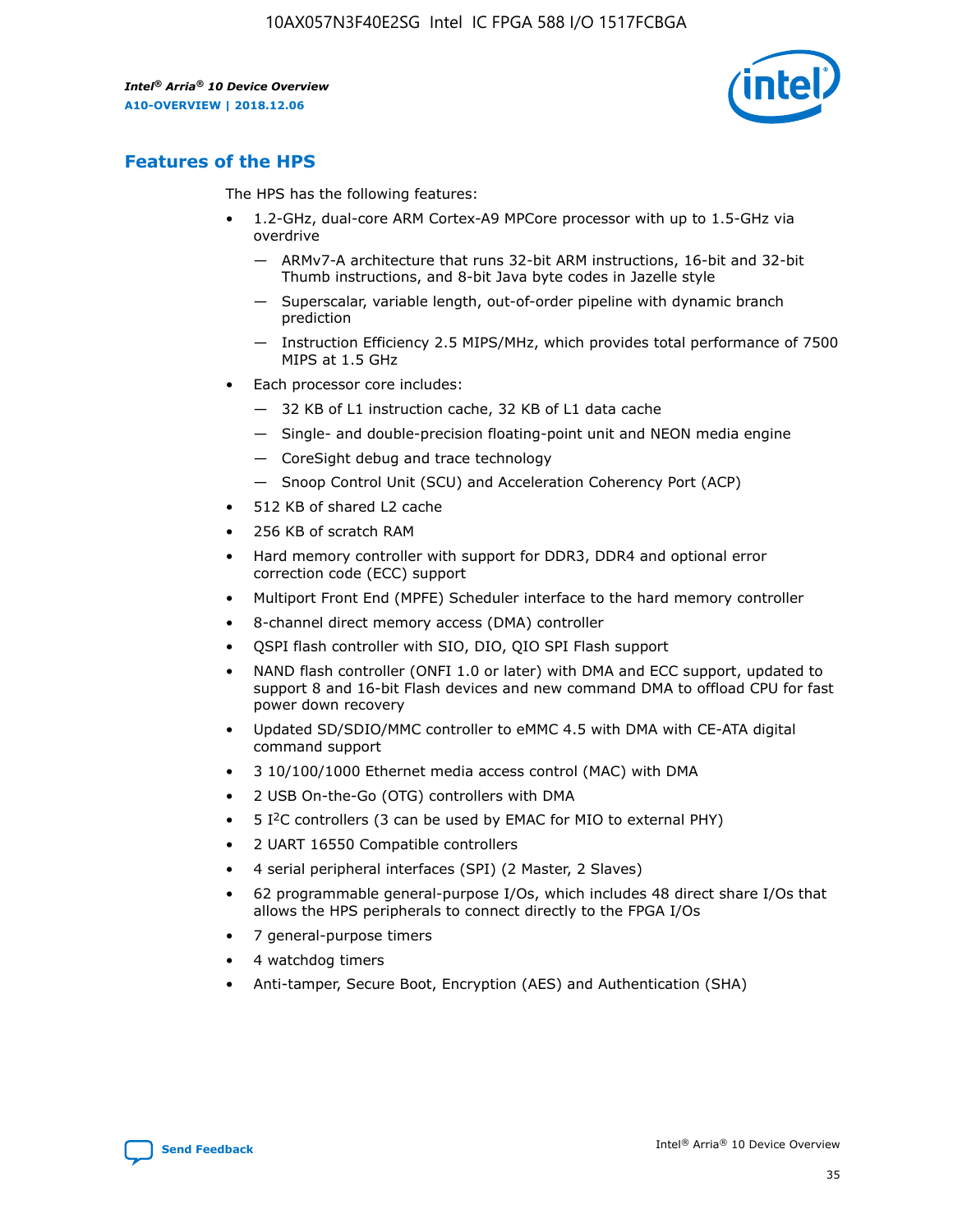## Features of the HPS

The HPS has the following features:

- 1.2-GHz, dual-core ARM Cortex-A9 MPCore processor with up to 1.5-GHz via overdrive
  - — ARMv7-A architecture that runs 32-bit ARM instructions, 16-bit and 32-bit Thumb instructions, and 8-bit Java byte codes in Jazelle style
  - — Superscalar, variable length, out-of-order pipeline with dynamic branch prediction
  - — Instruction Efficiency 2.5 MIPS/MHz, which provides total performance of 7500 MIPS at 1.5 GHz
- Each processor core includes:
  - — 32 KB of L1 instruction cache, 32 KB of L1 data cache
  - — Single- and double-precision floating-point unit and NEON media engine
  - — CoreSight debug and trace technology
  - — Snoop Control Unit (SCU) and Acceleration Coherency Port (ACP)
- 512 KB of shared L2 cache
- 256 KB of scratch RAM
- Hard memory controller with support for DDR3, DDR4 and optional error correction code (ECC) support
- Multiport Front End (MPFE) Scheduler interface to the hard memory controller
- 8-channel direct memory access (DMA) controller
- QSPI flash controller with SIO, DIO, QIO SPI Flash support
- NAND flash controller (ONFI 1.0 or later) with DMA and ECC support, updated to support 8 and 16-bit Flash devices and new command DMA to offload CPU for fast power down recovery
- Updated SD/SDIO/MMC controller to eMMC 4.5 with DMA with CE-ATA digital command support
- 3 10/100/1000 Ethernet media access control (MAC) with DMA
- 2 USB On-the-Go (OTG) controllers with DMA
- 5 I²C controllers (3 can be used by EMAC for MIO to external PHY)
- 2 UART 16550 Compatible controllers
- 4 serial peripheral interfaces (SPI) (2 Master, 2 Slaves)
- 62 programmable general-purpose I/Os, which includes 48 direct share I/Os that allows the HPS peripherals to connect directly to the FPGA I/Os
- 7 general-purpose timers
- 4 watchdog timers
- Anti-tamper, Secure Boot, Encryption (AES) and Authentication (SHA)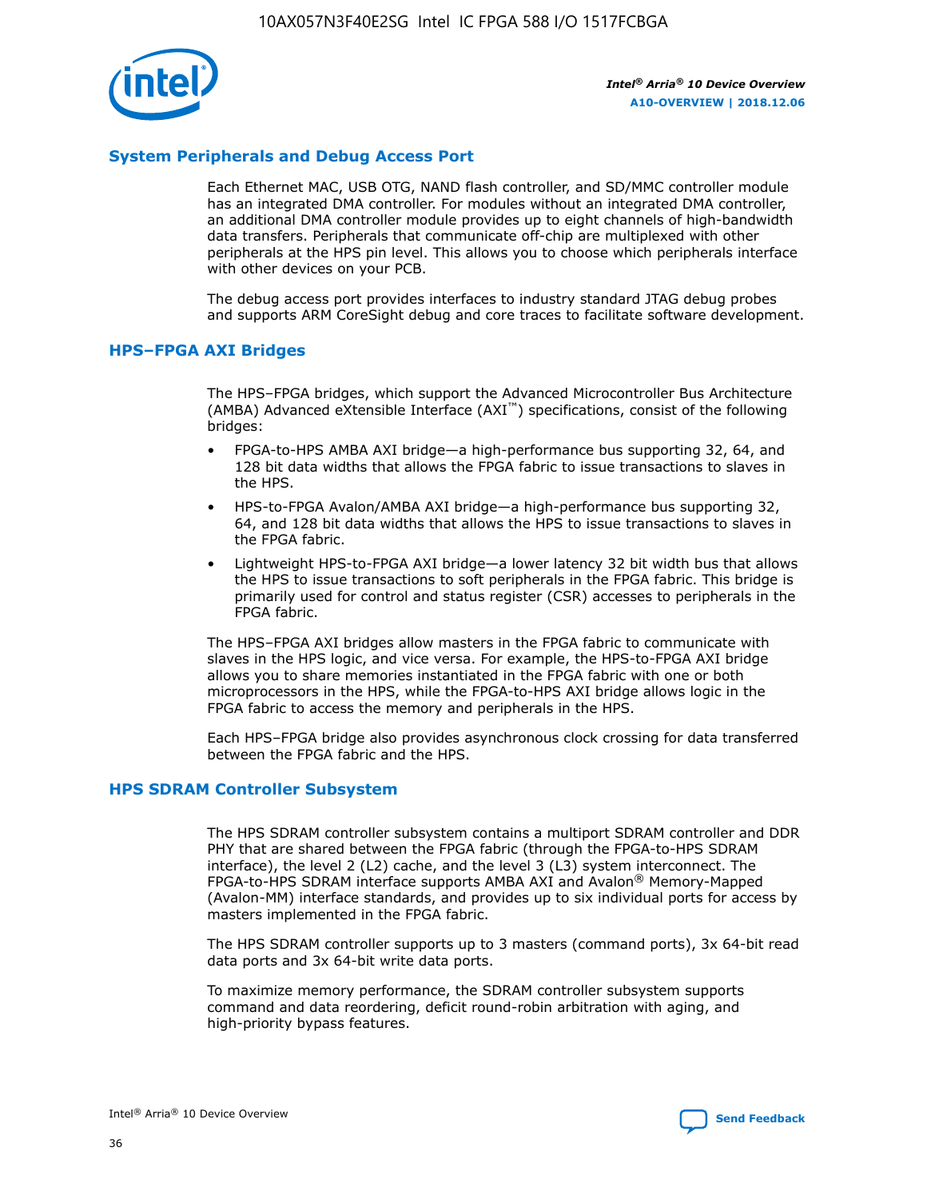## System Peripherals and Debug Access Port

Each Ethernet MAC, USB OTG, NAND flash controller, and SD/MMC controller module has an integrated DMA controller. For modules without an integrated DMA controller, an additional DMA controller module provides up to eight channels of high-bandwidth data transfers. Peripherals that communicate off-chip are multiplexed with other peripherals at the HPS pin level. This allows you to choose which peripherals interface with other devices on your PCB.

The debug access port provides interfaces to industry standard JTAG debug probes and supports ARM CoreSight debug and core traces to facilitate software development.

## HPS–FPGA AXI Bridges

The HPS–FPGA bridges, which support the Advanced Microcontroller Bus Architecture (AMBA) Advanced eXtensible Interface (AXI™) specifications, consist of the following bridges:

- FPGA-to-HPS AMBA AXI bridge—a high-performance bus supporting 32, 64, and 128 bit data widths that allows the FPGA fabric to issue transactions to slaves in the HPS.
- HPS-to-FPGA Avalon/AMBA AXI bridge—a high-performance bus supporting 32, 64, and 128 bit data widths that allows the HPS to issue transactions to slaves in the FPGA fabric.
- Lightweight HPS-to-FPGA AXI bridge—a lower latency 32 bit width bus that allows the HPS to issue transactions to soft peripherals in the FPGA fabric. This bridge is primarily used for control and status register (CSR) accesses to peripherals in the FPGA fabric.

The HPS–FPGA AXI bridges allow masters in the FPGA fabric to communicate with slaves in the HPS logic, and vice versa. For example, the HPS-to-FPGA AXI bridge allows you to share memories instantiated in the FPGA fabric with one or both microprocessors in the HPS, while the FPGA-to-HPS AXI bridge allows logic in the FPGA fabric to access the memory and peripherals in the HPS.

Each HPS–FPGA bridge also provides asynchronous clock crossing for data transferred between the FPGA fabric and the HPS.

## HPS SDRAM Controller Subsystem

The HPS SDRAM controller subsystem contains a multiport SDRAM controller and DDR PHY that are shared between the FPGA fabric (through the FPGA-to-HPS SDRAM interface), the level 2 (L2) cache, and the level 3 (L3) system interconnect. The FPGA-to-HPS SDRAM interface supports AMBA AXI and Avalon® Memory-Mapped (Avalon-MM) interface standards, and provides up to six individual ports for access by masters implemented in the FPGA fabric.

The HPS SDRAM controller supports up to 3 masters (command ports), 3x 64-bit read data ports and 3x 64-bit write data ports.

To maximize memory performance, the SDRAM controller subsystem supports command and data reordering, deficit round-robin arbitration with aging, and high-priority bypass features.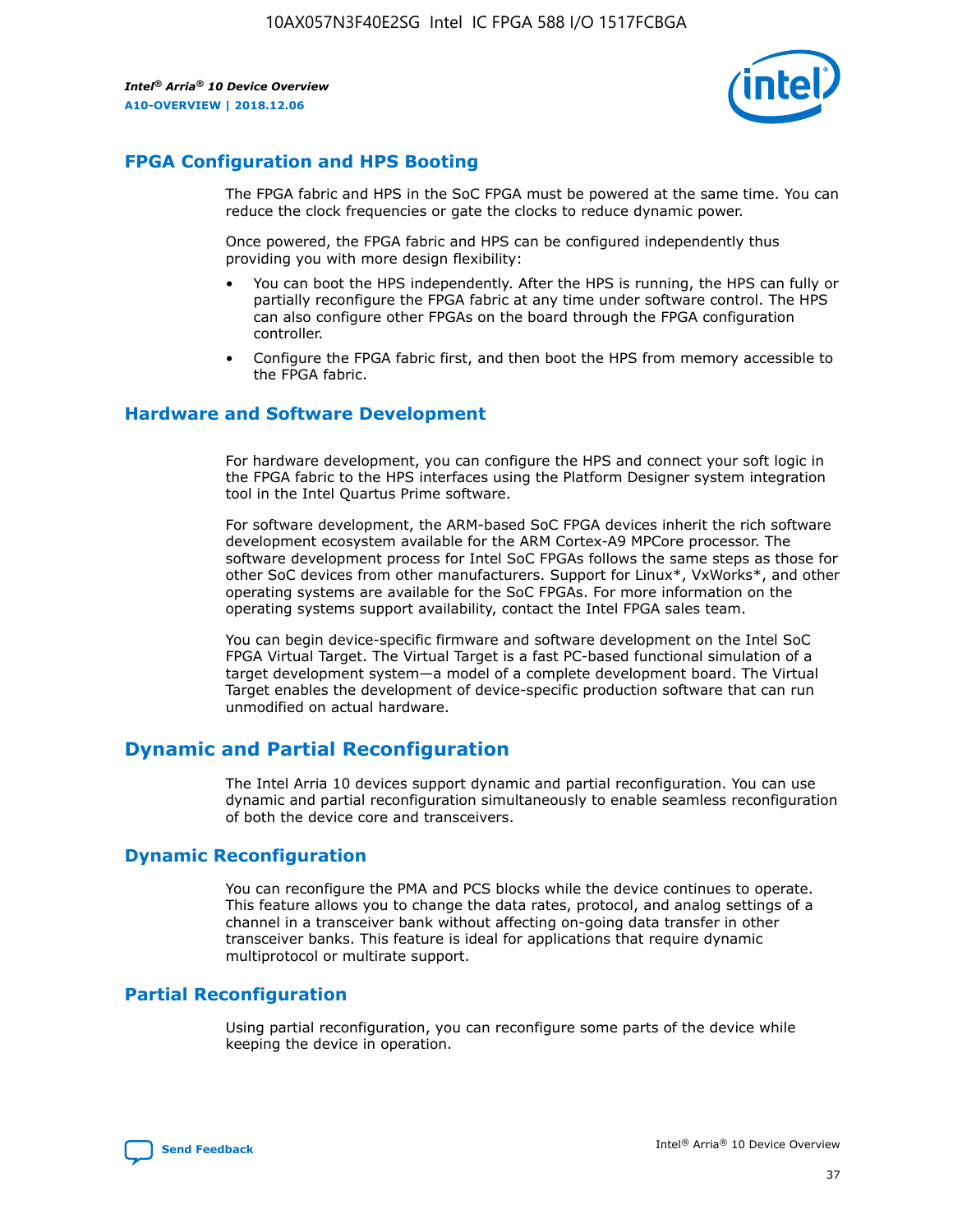## FPGA Configuration and HPS Booting

The FPGA fabric and HPS in the SoC FPGA must be powered at the same time. You can reduce the clock frequencies or gate the clocks to reduce dynamic power.

Once powered, the FPGA fabric and HPS can be configured independently thus providing you with more design flexibility:

- You can boot the HPS independently. After the HPS is running, the HPS can fully or partially reconfigure the FPGA fabric at any time under software control. The HPS can also configure other FPGAs on the board through the FPGA configuration controller.
- Configure the FPGA fabric first, and then boot the HPS from memory accessible to the FPGA fabric.

## Hardware and Software Development

For hardware development, you can configure the HPS and connect your soft logic in the FPGA fabric to the HPS interfaces using the Platform Designer system integration tool in the Intel Quartus Prime software.

For software development, the ARM-based SoC FPGA devices inherit the rich software development ecosystem available for the ARM Cortex-A9 MPCore processor. The software development process for Intel SoC FPGAs follows the same steps as those for other SoC devices from other manufacturers. Support for Linux*, VxWorks*, and other operating systems are available for the SoC FPGAs. For more information on the operating systems support availability, contact the Intel FPGA sales team.

You can begin device-specific firmware and software development on the Intel SoC FPGA Virtual Target. The Virtual Target is a fast PC-based functional simulation of a target development system—a model of a complete development board. The Virtual Target enables the development of device-specific production software that can run unmodified on actual hardware.

# Dynamic and Partial Reconfiguration

The Intel Arria 10 devices support dynamic and partial reconfiguration. You can use dynamic and partial reconfiguration simultaneously to enable seamless reconfiguration of both the device core and transceivers.

## Dynamic Reconfiguration

You can reconfigure the PMA and PCS blocks while the device continues to operate. This feature allows you to change the data rates, protocol, and analog settings of a channel in a transceiver bank without affecting on-going data transfer in other transceiver banks. This feature is ideal for applications that require dynamic multiprotocol or multirate support.

## Partial Reconfiguration

Using partial reconfiguration, you can reconfigure some parts of the device while keeping the device in operation.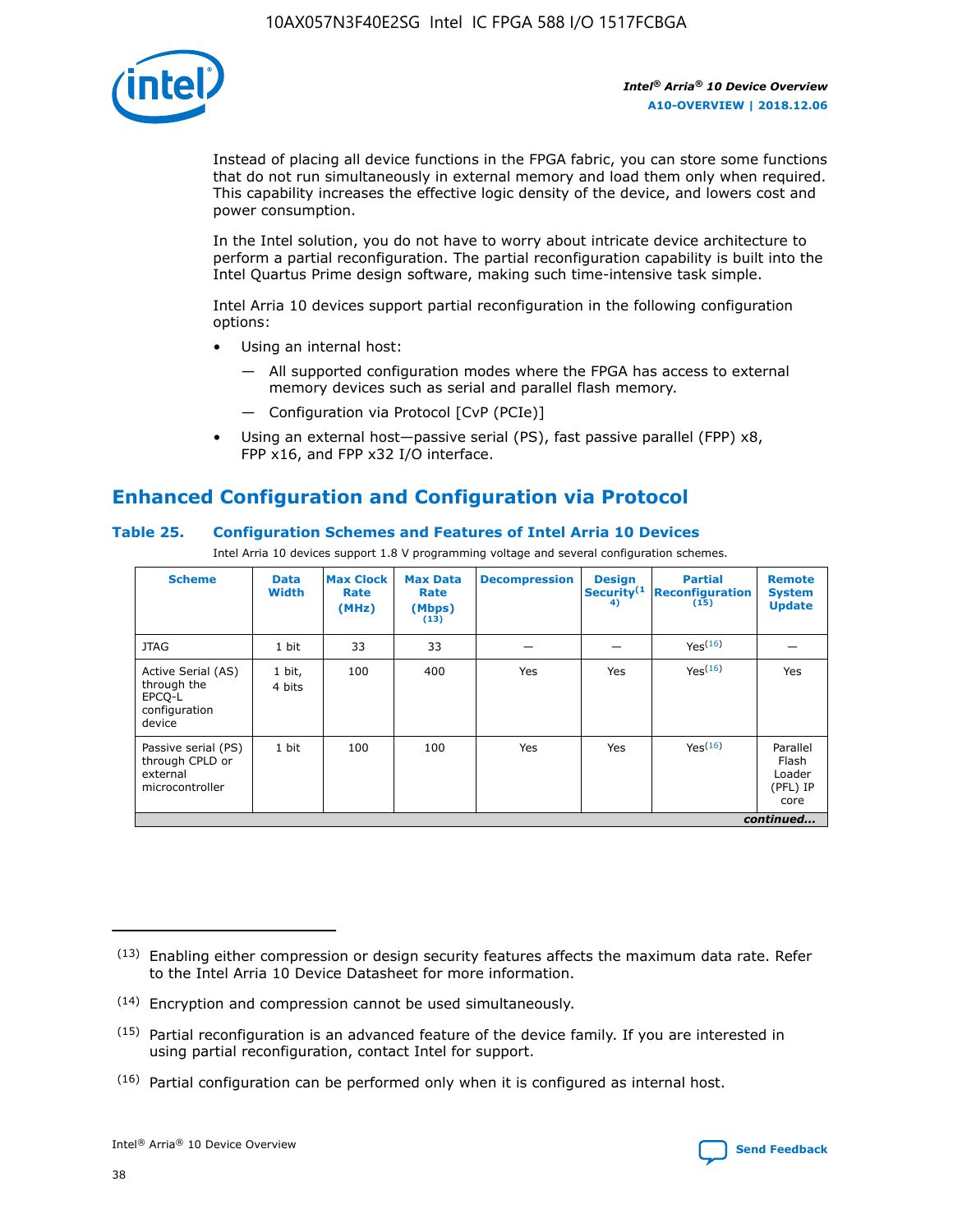Instead of placing all device functions in the FPGA fabric, you can store some functions that do not run simultaneously in external memory and load them only when required. This capability increases the effective logic density of the device, and lowers cost and power consumption.

In the Intel solution, you do not have to worry about intricate device architecture to perform a partial reconfiguration. The partial reconfiguration capability is built into the Intel Quartus Prime design software, making such time-intensive task simple.

Intel Arria 10 devices support partial reconfiguration in the following configuration options:

- Using an internal host:
  - All supported configuration modes where the FPGA has access to external memory devices such as serial and parallel flash memory.
  - Configuration via Protocol [CvP (PCIe)]
- Using an external host—passive serial (PS), fast passive parallel (FPP) x8, FPP x16, and FPP x32 I/O interface.

## Enhanced Configuration and Configuration via Protocol

### Table 25. Configuration Schemes and Features of Intel Arria 10 Devices

Intel Arria 10 devices support 1.8 V programming voltage and several configuration schemes.

| Scheme | Data Width | Max Clock Rate (MHz) | Max Data Rate (Mbps) [13] | Decompression | Design Security [14] | Partial Reconfiguration [15] | Remote System Update |
|---|---|---|---|---|---|---|---|
| JTAG | 1 bit | 33 | 33 | — | — | Yes [16] | — |
| Active Serial (AS) through the EPCQ-L configuration device | 1 bit, 4 bits | 100 | 400 | Yes | Yes | Yes [16] | Yes |
| Passive serial (PS) through CPLD or external microcontroller | 1 bit | 100 | 100 | Yes | Yes | Yes [16] | Parallel Flash Loader (PFL) IP core |

*continued...*

(13) Enabling either compression or design security features affects the maximum data rate. Refer to the Intel Arria 10 Device Datasheet for more information.

(14) Encryption and compression cannot be used simultaneously.

(15) Partial reconfiguration is an advanced feature of the device family. If you are interested in using partial reconfiguration, contact Intel for support.

(16) Partial configuration can be performed only when it is configured as internal host.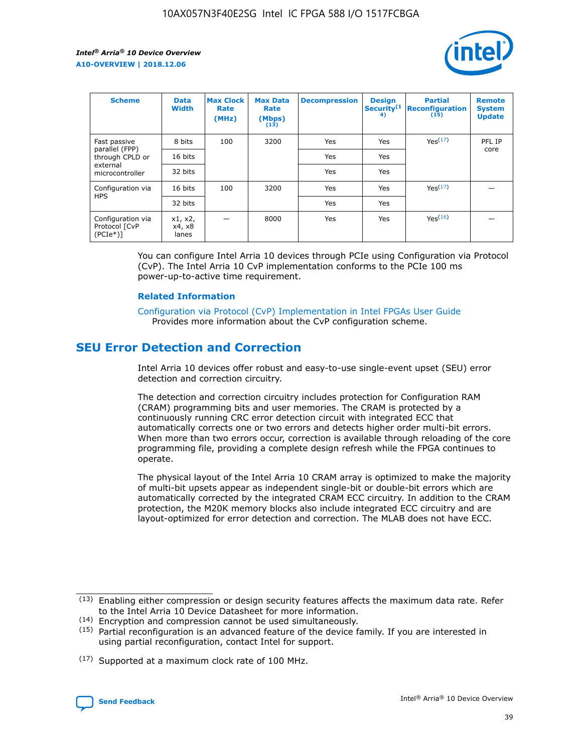| Scheme | Data Width | Max Clock Rate (MHz) | Max Data Rate (Mbps) (13) | Decompression | Design Security(14) | Partial Reconfiguration (15) | Remote System Update |
|---|---|---|---|---|---|---|---|
| Fast passive parallel (FPP) through CPLD or external microcontroller | 8 bits | 100 | 3200 | Yes | Yes | Yes(17) | PFL IP core |
| | 16 bits | | | Yes | Yes | | |
| | 32 bits | | | Yes | Yes | | |
| Configuration via HPS | 16 bits | 100 | 3200 | Yes | Yes | Yes(17) | — |
| | 32 bits | | | Yes | Yes | | |
| Configuration via Protocol [CvP (PCIe*)] | x1, x2, x4, x8 lanes | — | 8000 | Yes | Yes | Yes(16) | — |

You can configure Intel Arria 10 devices through PCIe using Configuration via Protocol (CvP). The Intel Arria 10 CvP implementation conforms to the PCIe 100 ms power-up-to-active time requirement.

### Related Information

Configuration via Protocol (CvP) Implementation in Intel FPGAs User Guide
Provides more information about the CvP configuration scheme.

## SEU Error Detection and Correction

Intel Arria 10 devices offer robust and easy-to-use single-event upset (SEU) error detection and correction circuitry.

The detection and correction circuitry includes protection for Configuration RAM (CRAM) programming bits and user memories. The CRAM is protected by a continuously running CRC error detection circuit with integrated ECC that automatically corrects one or two errors and detects higher order multi-bit errors. When more than two errors occur, correction is available through reloading of the core programming file, providing a complete design refresh while the FPGA continues to operate.

The physical layout of the Intel Arria 10 CRAM array is optimized to make the majority of multi-bit upsets appear as independent single-bit or double-bit errors which are automatically corrected by the integrated CRAM ECC circuitry. In addition to the CRAM protection, the M20K memory blocks also include integrated ECC circuitry and are layout-optimized for error detection and correction. The MLAB does not have ECC.

(13) Enabling either compression or design security features affects the maximum data rate. Refer to the Intel Arria 10 Device Datasheet for more information.

(14) Encryption and compression cannot be used simultaneously.

(15) Partial reconfiguration is an advanced feature of the device family. If you are interested in using partial reconfiguration, contact Intel for support.

(17) Supported at a maximum clock rate of 100 MHz.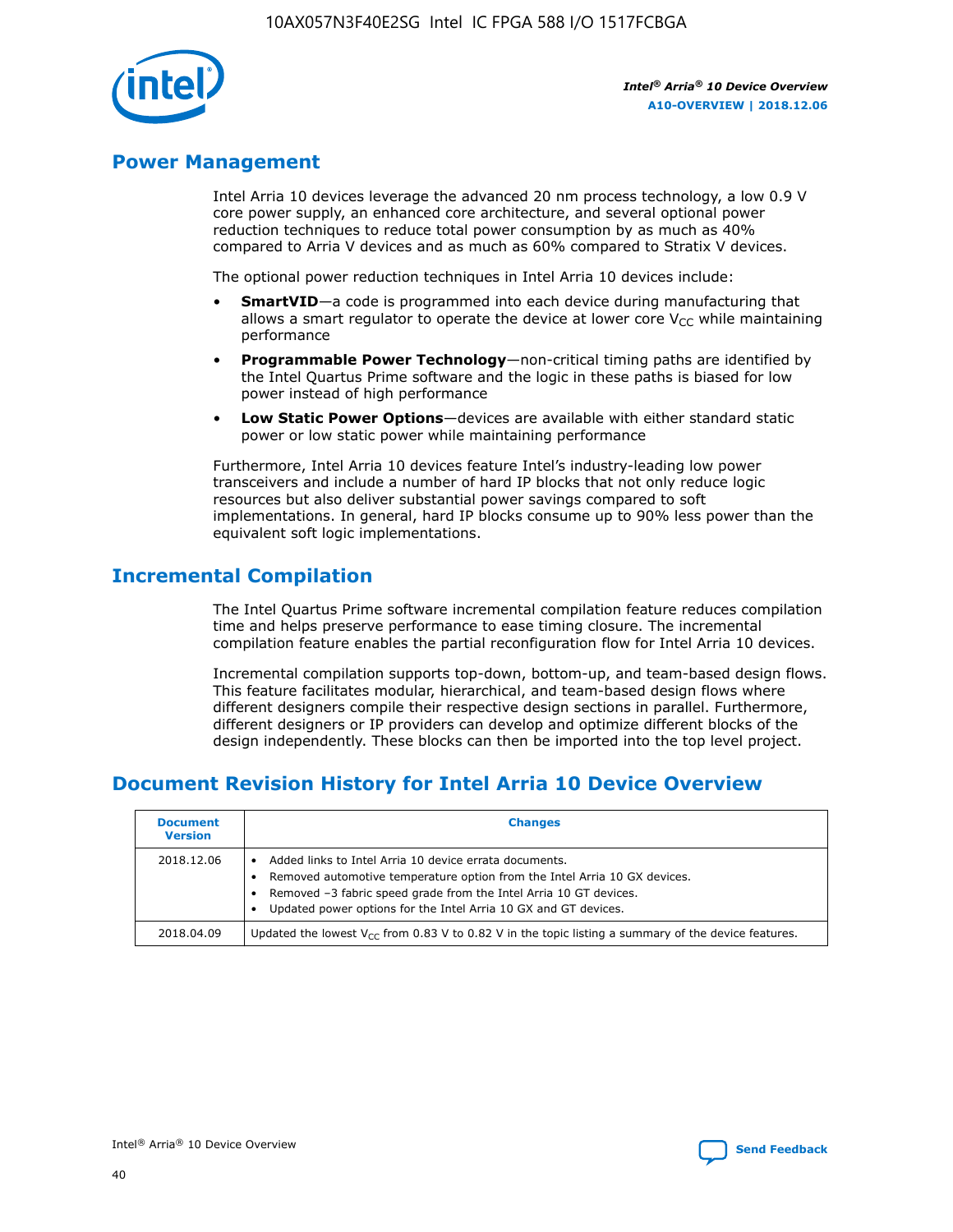## Power Management

Intel Arria 10 devices leverage the advanced 20 nm process technology, a low 0.9 V core power supply, an enhanced core architecture, and several optional power reduction techniques to reduce total power consumption by as much as 40% compared to Arria V devices and as much as 60% compared to Stratix V devices.

The optional power reduction techniques in Intel Arria 10 devices include:

- **SmartVID**—a code is programmed into each device during manufacturing that allows a smart regulator to operate the device at lower core $V_{CC}$ while maintaining performance
- **Programmable Power Technology**—non-critical timing paths are identified by the Intel Quartus Prime software and the logic in these paths is biased for low power instead of high performance
- **Low Static Power Options**—devices are available with either standard static power or low static power while maintaining performance

Furthermore, Intel Arria 10 devices feature Intel's industry-leading low power transceivers and include a number of hard IP blocks that not only reduce logic resources but also deliver substantial power savings compared to soft implementations. In general, hard IP blocks consume up to 90% less power than the equivalent soft logic implementations.

## Incremental Compilation

The Intel Quartus Prime software incremental compilation feature reduces compilation time and helps preserve performance to ease timing closure. The incremental compilation feature enables the partial reconfiguration flow for Intel Arria 10 devices.

Incremental compilation supports top-down, bottom-up, and team-based design flows. This feature facilitates modular, hierarchical, and team-based design flows where different designers compile their respective design sections in parallel. Furthermore, different designers or IP providers can develop and optimize different blocks of the design independently. These blocks can then be imported into the top level project.

## Document Revision History for Intel Arria 10 Device Overview

| Document Version | Changes |
| --- | --- |
| 2018.12.06 | • Added links to Intel Arria 10 device errata documents.<br>• Removed automotive temperature option from the Intel Arria 10 GX devices.<br>• Removed –3 fabric speed grade from the Intel Arria 10 GT devices.<br>• Updated power options for the Intel Arria 10 GX and GT devices. |
| 2018.04.09 | Updated the lowest $V_{CC}$ from 0.83 V to 0.82 V in the topic listing a summary of the device features. |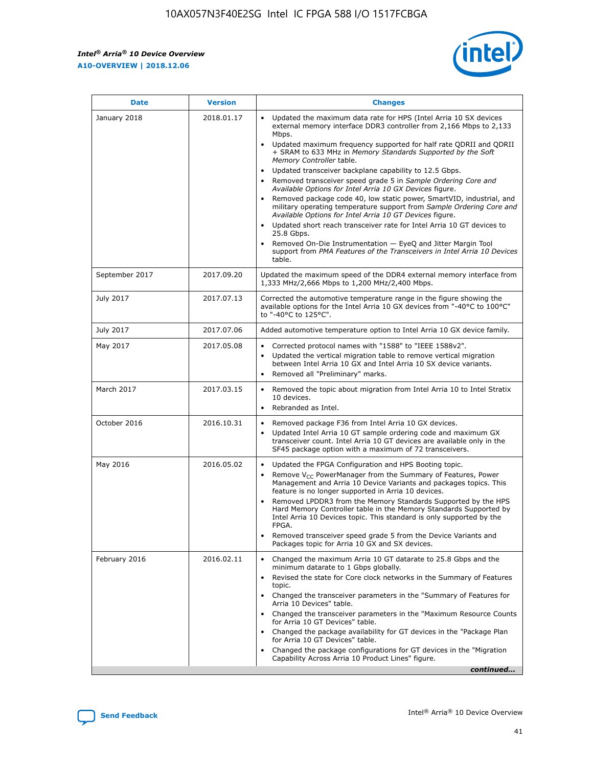| Date | Version | Changes |
| --- | --- | --- |
| January 2018 | 2018.01.17 | • Updated the maximum data rate for HPS (Intel Arria 10 SX devices external memory interface DDR3 controller from 2,166 Mbps to 2,133 Mbps.<br>• Updated maximum frequency supported for half rate QDRII and QDRII + SRAM to 633 MHz in *Memory Standards Supported by the Soft Memory Controller* table.<br>• Updated transceiver backplane capability to 12.5 Gbps.<br>• Removed transceiver speed grade 5 in *Sample Ordering Core and Available Options for Intel Arria 10 GX Devices* figure.<br>• Removed package code 40, low static power, SmartVID, industrial, and military operating temperature support from *Sample Ordering Core and Available Options for Intel Arria 10 GT Devices* figure.<br>• Updated short reach transceiver rate for Intel Arria 10 GT devices to 25.8 Gbps.<br>• Removed On-Die Instrumentation — EyeQ and Jitter Margin Tool support from *PMA Features of the Transceivers in Intel Arria 10 Devices* table. |
| September 2017 | 2017.09.20 | Updated the maximum speed of the DDR4 external memory interface from 1,333 MHz/2,666 Mbps to 1,200 MHz/2,400 Mbps. |
| July 2017 | 2017.07.13 | Corrected the automotive temperature range in the figure showing the available options for the Intel Arria 10 GX devices from "-40°C to 100°C" to "-40°C to 125°C". |
| July 2017 | 2017.07.06 | Added automotive temperature option to Intel Arria 10 GX device family. |
| May 2017 | 2017.05.08 | • Corrected protocol names with "1588" to "IEEE 1588v2".<br>• Updated the vertical migration table to remove vertical migration between Intel Arria 10 GX and Intel Arria 10 SX device variants.<br>• Removed all "Preliminary" marks. |
| March 2017 | 2017.03.15 | • Removed the topic about migration from Intel Arria 10 to Intel Stratix 10 devices.<br>• Rebranded as Intel. |
| October 2016 | 2016.10.31 | • Removed package F36 from Intel Arria 10 GX devices.<br>• Updated Intel Arria 10 GT sample ordering code and maximum GX transceiver count. Intel Arria 10 GT devices are available only in the SF45 package option with a maximum of 72 transceivers. |
| May 2016 | 2016.05.02 | • Updated the FPGA Configuration and HPS Booting topic.<br>• Remove $V_{CC}$ PowerManager from the Summary of Features, Power Management and Arria 10 Device Variants and packages topics. This feature is no longer supported in Arria 10 devices.<br>• Removed LPDDR3 from the Memory Standards Supported by the HPS Hard Memory Controller table in the Memory Standards Supported by Intel Arria 10 Devices topic. This standard is only supported by the FPGA.<br>• Removed transceiver speed grade 5 from the Device Variants and Packages topic for Arria 10 GX and SX devices. |
| February 2016 | 2016.02.11 | • Changed the maximum Arria 10 GT datarate to 25.8 Gbps and the minimum datarate to 1 Gbps globally.<br>• Revised the state for Core clock networks in the Summary of Features topic.<br>• Changed the transceiver parameters in the "Summary of Features for Arria 10 Devices" table.<br>• Changed the transceiver parameters in the "Maximum Resource Counts for Arria 10 GT Devices" table.<br>• Changed the package availability for GT devices in the "Package Plan for Arria 10 GT Devices" table.<br>• Changed the package configurations for GT devices in the "Migration Capability Across Arria 10 Product Lines" figure. |

*continued...*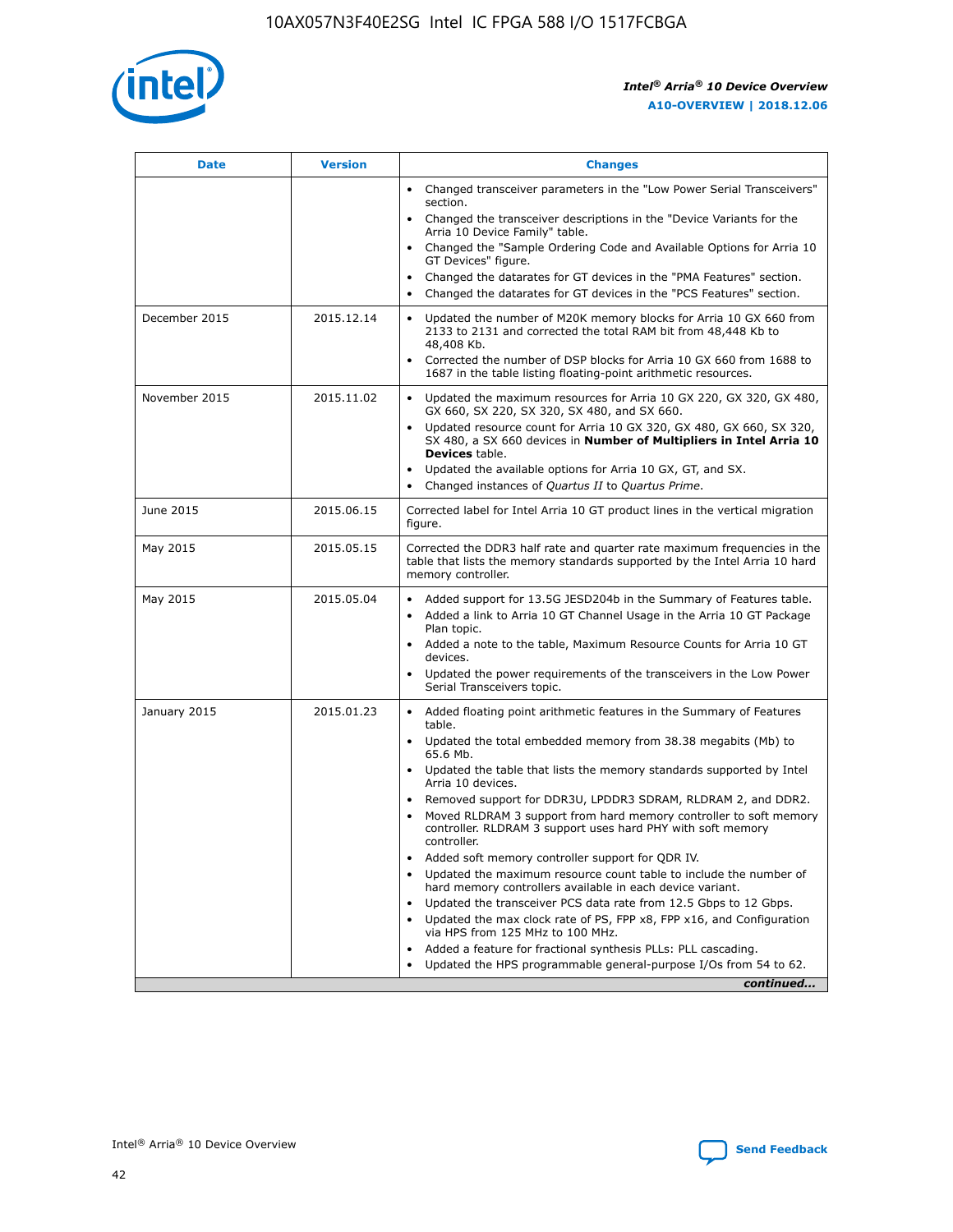| Date | Version | Changes |
| --- | --- | --- |
| | | • Changed transceiver parameters in the "Low Power Serial Transceivers" section.<br>• Changed the transceiver descriptions in the "Device Variants for the Arria 10 Device Family" table.<br>• Changed the "Sample Ordering Code and Available Options for Arria 10 GT Devices" figure.<br>• Changed the datarates for GT devices in the "PMA Features" section.<br>• Changed the datarates for GT devices in the "PCS Features" section. |
| December 2015 | 2015.12.14 | • Updated the number of M20K memory blocks for Arria 10 GX 660 from 2133 to 2131 and corrected the total RAM bit from 48,448 Kb to 48,408 Kb.<br>• Corrected the number of DSP blocks for Arria 10 GX 660 from 1688 to 1687 in the table listing floating-point arithmetic resources. |
| November 2015 | 2015.11.02 | • Updated the maximum resources for Arria 10 GX 220, GX 320, GX 480, GX 660, SX 220, SX 320, SX 480, and SX 660.<br>• Updated resource count for Arria 10 GX 320, GX 480, GX 660, SX 320, SX 480, a SX 660 devices in **Number of Multipliers in Intel Arria 10 Devices** table.<br>• Updated the available options for Arria 10 GX, GT, and SX.<br>• Changed instances of *Quartus II* to *Quartus Prime*. |
| June 2015 | 2015.06.15 | Corrected label for Intel Arria 10 GT product lines in the vertical migration figure. |
| May 2015 | 2015.05.15 | Corrected the DDR3 half rate and quarter rate maximum frequencies in the table that lists the memory standards supported by the Intel Arria 10 hard memory controller. |
| May 2015 | 2015.05.04 | • Added support for 13.5G JESD204b in the Summary of Features table.<br>• Added a link to Arria 10 GT Channel Usage in the Arria 10 GT Package Plan topic.<br>• Added a note to the table, Maximum Resource Counts for Arria 10 GT devices.<br>• Updated the power requirements of the transceivers in the Low Power Serial Transceivers topic. |
| January 2015 | 2015.01.23 | • Added floating point arithmetic features in the Summary of Features table.<br>• Updated the total embedded memory from 38.38 megabits (Mb) to 65.6 Mb.<br>• Updated the table that lists the memory standards supported by Intel Arria 10 devices.<br>• Removed support for DDR3U, LPDDR3 SDRAM, RLDRAM 2, and DDR2.<br>• Moved RLDRAM 3 support from hard memory controller to soft memory controller. RLDRAM 3 support uses hard PHY with soft memory controller.<br>• Added soft memory controller support for QDR IV.<br>• Updated the maximum resource count table to include the number of hard memory controllers available in each device variant.<br>• Updated the transceiver PCS data rate from 12.5 Gbps to 12 Gbps.<br>• Updated the max clock rate of PS, FPP x8, FPP x16, and Configuration via HPS from 125 MHz to 100 MHz.<br>• Added a feature for fractional synthesis PLLs: PLL cascading.<br>• Updated the HPS programmable general-purpose I/Os from 54 to 62. |

*continued...*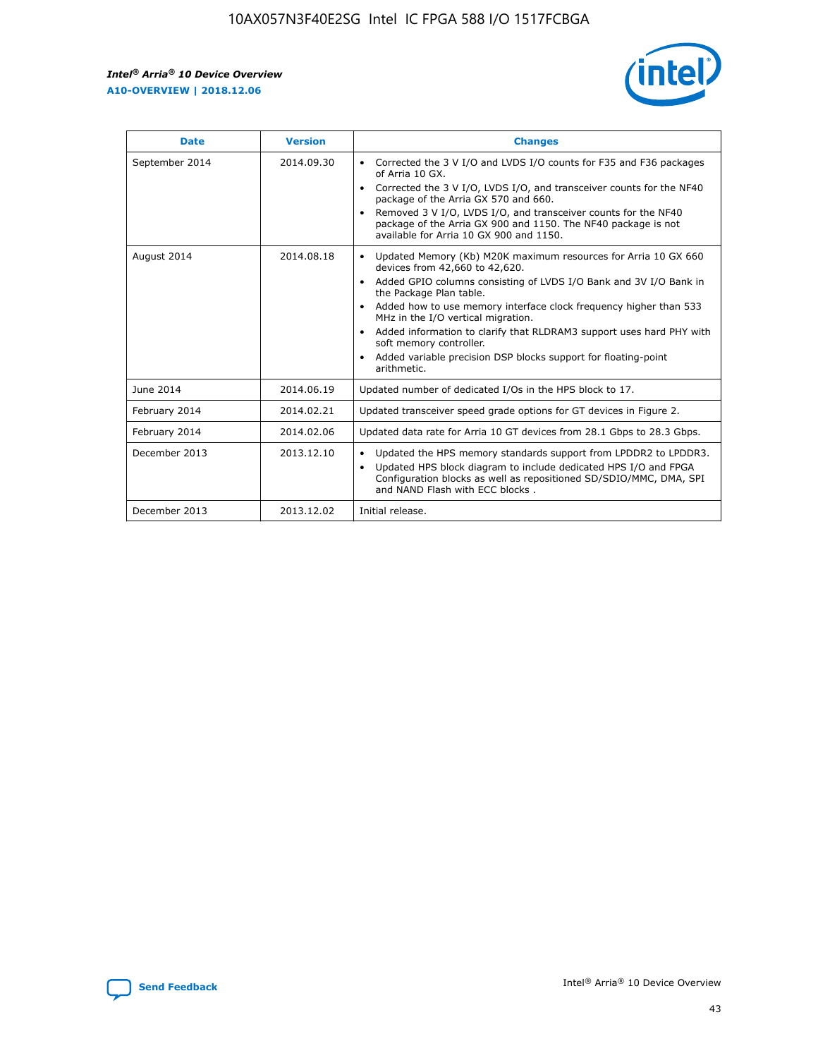| Date | Version | Changes |
| --- | --- | --- |
| September 2014 | 2014.09.30 | • Corrected the 3 V I/O and LVDS I/O counts for F35 and F36 packages of Arria 10 GX.<br>• Corrected the 3 V I/O, LVDS I/O, and transceiver counts for the NF40 package of the Arria GX 570 and 660.<br>• Removed 3 V I/O, LVDS I/O, and transceiver counts for the NF40 package of the Arria GX 900 and 1150. The NF40 package is not available for Arria 10 GX 900 and 1150. |
| August 2014 | 2014.08.18 | • Updated Memory (Kb) M20K maximum resources for Arria 10 GX 660 devices from 42,660 to 42,620.<br>• Added GPIO columns consisting of LVDS I/O Bank and 3V I/O Bank in the Package Plan table.<br>• Added how to use memory interface clock frequency higher than 533 MHz in the I/O vertical migration.<br>• Added information to clarify that RLDRAM3 support uses hard PHY with soft memory controller.<br>• Added variable precision DSP blocks support for floating-point arithmetic. |
| June 2014 | 2014.06.19 | Updated number of dedicated I/Os in the HPS block to 17. |
| February 2014 | 2014.02.21 | Updated transceiver speed grade options for GT devices in Figure 2. |
| February 2014 | 2014.02.06 | Updated data rate for Arria 10 GT devices from 28.1 Gbps to 28.3 Gbps. |
| December 2013 | 2013.12.10 | • Updated the HPS memory standards support from LPDDR2 to LPDDR3.<br>• Updated HPS block diagram to include dedicated HPS I/O and FPGA Configuration blocks as well as repositioned SD/SDIO/MMC, DMA, SPI and NAND Flash with ECC blocks . |
| December 2013 | 2013.12.02 | Initial release. |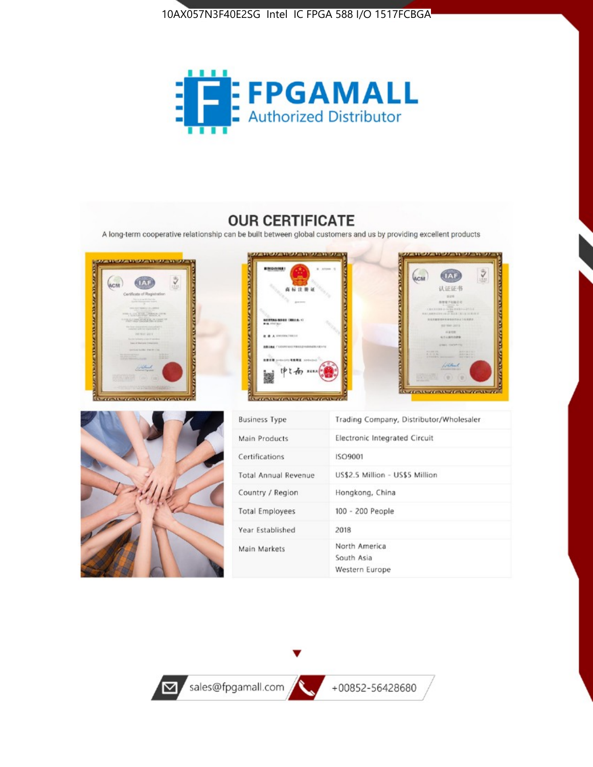FPGAMALL

Authorized Distributor

## OUR CERTIFICATE

A long-term cooperative relationship can be built between global customers and us by providing excellent products

| | |
|---|---|
| Business Type | Trading Company, Distributor/Wholesaler |
| Main Products | Electronic Integrated Circuit |
| Certifications | ISO9001 |
| Total Annual Revenue | US$2.5 Million - US$5 Million |
| Country / Region | Hongkong, China |
| Total Employees | 100 - 200 People |
| Year Established | 2018 |
| Main Markets | North America<br>South Asia<br>Western Europe |

sales@fpgamall.com

+00852-56428680